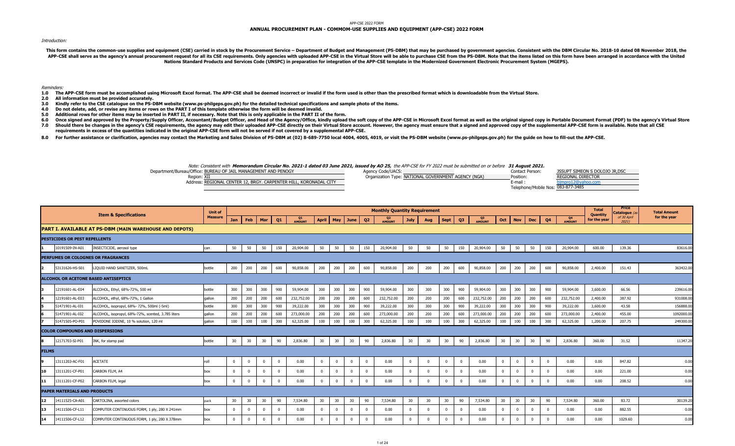APP-CSE 2022 FORM

# ANNUAL PROCUREMENT PLAN - COMMOM-USE SUPPLIES AND EQUIPMENT (APP-CSE) 2022 FORM

*Introduction:*

**This form contains the common-use supplies and equipment (CSE) carried in stock by the Procurement Service – Department of Budget and Management (PS-DBM) that may be purchased by government agencies. Consistent with the DBM Circular No. 2018-10 dated 08 November 2018, the APP-CSE shall serve as the agency's annual procurement request for all its CSE requirements. Only agencies with uploaded APP-CSE in the Virtual Store will be able to purchase CSE from the PS-DBM. Note that the items listed on this form have been arranged in accordance with the United Nations Standard Products and Services Code (UNSPSC) in preparation for integration of the APP-CSE template in the Modernized Government Electronic Procurement System (MGEPS).**

*Reminders:*

**1.0 The APP-CSE form must be accomplished using Microsoft Excel format. The APP-CSE shall be deemed incorrect or invalid if the form used is other than the prescribed format which is downloadable from the Virtual Store.**

**2.0 All information must be provided accurately.**

**3.0 Kindly refer to the CSE catalogue on the PS-DBM website (www.ps-philgeps.gov.ph) for the detailed technical specifications and sample photo of the items.**

**4.0 Do not delete, add, or revise any items or rows on the PART I of this template otherwise the form will be deemed invalid.**

**5.0 Additional rows for other items may be inserted in PART II, if necessary. Note that this is only applicable in the PART II of the form.**

**6.0 Once signed and approved by the Property/Supply Officer, Accountant/Budget Officer, and Head of the Agency/Office, kindly upload the soft copy of the APP-CSE in Microsoft Excel format as well as the original signed copy in Portable Document Format (PDF) to the agency's Virtual Store**

**7.0 Should there be changes in the agency's CSE requirements, the agency may edit their uploaded APP-CSE directly on their Virtual Store account. However, the agency must ensure that a signed and approved copy of the supplemental APP-CSE form is available. Note that all CSE requirements in excess of the quantities indicated in the original APP-CSE form will not be served if not covered by a supplemental APP-CSE.**

**8.0 For further assistance or clarification, agencies may contact the Marketing and Sales Division of PS-DBM at (02) 8-689-7750 local 4004, 4005, 4019, or visit the PS-DBM website (www.ps-philgeps.gov.ph) for the guide on how to fill-out the APP-CSE.**

*Note: Consistent with **Memorandum Circular No. 2021-1 dated 03 June 2021, issued by AO 25,** the APP-CSE for FY 2022 must be submitted on or before **31 August 2021.***

Department/Bureau/Office: BUREAU OF JAIL MANAGEMENT AND PENOGY
Region: XII
Address: REGIONAL CENTER 12, BRGY. CARPENTER HILL, KORONADAL CITY

Agency Code/UACS:
Organization Type: NATIONAL GOVERNMENT AGENCY (NGA)

Contact Person: JSSUPT SIMEON S DOLOJO JR,DSC
Position: REGIONAL DIRECTOR
E-mail : bjmpro12@yahoo.com
Telephone/Mobile Nos: 083-877-3485

| | Item & Specifications | | Unit of Measure | Monthly Quantity Requirement | | | | | | | | | | | | | | | | | | | | Total Quantity for the year | Price Catalogue (as of 30 April 2021) | Total Amount for the year |
|---|---|---|---|---|---|---|---|---|---|---|---|---|---|---|---|---|---|---|---|---|---|---|---|---|---|---|
| | | | | Jan | Feb | Mar | Q1 | Q1 AMOUNT | April | May | June | Q2 | Q2 AMOUNT | July | Aug | Sept | Q3 | Q3 AMOUNT | Oct | Nov | Dec | Q4 | Q4 AMOUNT | | | |
| **PART I. AVAILABLE AT PS-DBM (MAIN WAREHOUSE AND DEPOTS)** | | | | | | | | | | | | | | | | | | | | | | | | | | |
| **PESTICIDES OR PEST REPELLENTS** | | | | | | | | | | | | | | | | | | | | | | | | | | |
| 1 | 10191509-IN-A01 | INSECTICIDE, aerosol type | can | 50 | 50 | 50 | 150 | 20,904.00 | 50 | 50 | 50 | 150 | 20,904.00 | 50 | 50 | 50 | 150 | 20,904.00 | 50 | 50 | 50 | 150 | 20,904.00 | 600.00 | 139.36 | 83616.00 |
| **PERFUMES OR COLOGNES OR FRAGRANCES** | | | | | | | | | | | | | | | | | | | | | | | | | | |
| 2 | 53131626-HS-S01 | LIQUID HAND SANITIZER, 500mL | bottle | 200 | 200 | 200 | 600 | 90,858.00 | 200 | 200 | 200 | 600 | 90,858.00 | 200 | 200 | 200 | 600 | 90,858.00 | 200 | 200 | 200 | 600 | 90,858.00 | 2,400.00 | 151.43 | 363432.00 |
| **ALCOHOL OR ACETONE BASED ANTISEPTICS** | | | | | | | | | | | | | | | | | | | | | | | | | | |
| 3 | 12191601-AL-E04 | ALCOHOL, Ethyl, 68%-72%, 500 ml | bottle | 300 | 300 | 300 | 900 | 59,904.00 | 300 | 300 | 300 | 900 | 59,904.00 | 300 | 300 | 300 | 900 | 59,904.00 | 300 | 300 | 300 | 900 | 59,904.00 | 3,600.00 | 66.56 | 239616.00 |
| 4 | 12191601-AL-E03 | ALCOHOL, ethyl, 68%-72%, 1 Gallon | gallon | 200 | 200 | 200 | 600 | 232,752.00 | 200 | 200 | 200 | 600 | 232,752.00 | 200 | 200 | 200 | 600 | 232,752.00 | 200 | 200 | 200 | 600 | 232,752.00 | 2,400.00 | 387.92 | 931008.00 |
| 5 | 51471901-AL-I01 | ALCOHOL, isopropyl, 68%- 72%, 500ml (-5ml) | bottle | 300 | 300 | 300 | 900 | 39,222.00 | 300 | 300 | 300 | 900 | 39,222.00 | 300 | 300 | 300 | 900 | 39,222.00 | 300 | 300 | 300 | 900 | 39,222.00 | 3,600.00 | 43.58 | 156888.00 |
| 6 | 51471901-AL-I02 | ALCOHOL, isopropyl, 68%-72%, scented, 3.785 liters | gallon | 200 | 200 | 200 | 600 | 273,000.00 | 200 | 200 | 200 | 600 | 273,000.00 | 200 | 200 | 200 | 600 | 273,000.00 | 200 | 200 | 200 | 600 | 273,000.00 | 2,400.00 | 455.00 | 1092000.00 |
| 7 | 51471505-PO-P01 | POVIDONE IODINE, 10 % solution, 120 ml | gallon | 100 | 100 | 100 | 300 | 62,325.00 | 100 | 100 | 100 | 300 | 62,325.00 | 100 | 100 | 100 | 300 | 62,325.00 | 100 | 100 | 100 | 300 | 62,325.00 | 1,200.00 | 207.75 | 249300.00 |
| **COLOR COMPOUNDS AND DISPERSIONS** | | | | | | | | | | | | | | | | | | | | | | | | | | |
| 8 | 12171703-SI-P01 | INK, for stamp pad | bottle | 30 | 30 | 30 | 90 | 2,836.80 | 30 | 30 | 30 | 90 | 2,836.80 | 30 | 30 | 30 | 90 | 2,836.80 | 30 | 30 | 30 | 90 | 2,836.80 | 360.00 | 31.52 | 11347.20 |
| **FILMS** | | | | | | | | | | | | | | | | | | | | | | | | | | |
| 9 | 13111203-AC-F01 | ACETATE | roll | 0 | 0 | 0 | 0 | 0.00 | 0 | 0 | 0 | 0 | 0.00 | 0 | 0 | 0 | 0 | 0.00 | 0 | 0 | 0 | 0 | 0.00 | 0.00 | 847.82 | 0.00 |
| 10 | 13111201-CF-P01 | CARBON FILM, A4 | box | 0 | 0 | 0 | 0 | 0.00 | 0 | 0 | 0 | 0 | 0.00 | 0 | 0 | 0 | 0 | 0.00 | 0 | 0 | 0 | 0 | 0.00 | 0.00 | 221.00 | 0.00 |
| 11 | 13111201-CF-P02 | CARBON FILM, legal | box | 0 | 0 | 0 | 0 | 0.00 | 0 | 0 | 0 | 0 | 0.00 | 0 | 0 | 0 | 0 | 0.00 | 0 | 0 | 0 | 0 | 0.00 | 0.00 | 208.52 | 0.00 |
| **PAPER MATERIALS AND PRODUCTS** | | | | | | | | | | | | | | | | | | | | | | | | | | |
| 12 | 14111525-CA-A01 | CARTOLINA, assorted colors | pack | 30 | 30 | 30 | 90 | 7,534.80 | 30 | 30 | 30 | 90 | 7,534.80 | 30 | 30 | 30 | 90 | 7,534.80 | 30 | 30 | 30 | 90 | 7,534.80 | 360.00 | 83.72 | 30139.20 |
| 13 | 14111506-CF-L11 | COMPUTER CONTINUOUS FORM, 1 ply, 280 X 241mm | box | 0 | 0 | 0 | 0 | 0.00 | 0 | 0 | 0 | 0 | 0.00 | 0 | 0 | 0 | 0 | 0.00 | 0 | 0 | 0 | 0 | 0.00 | 0.00 | 882.55 | 0.00 |
| 14 | 14111506-CF-L12 | COMPUTER CONTINUOUS FORM, 1 ply, 280 X 378mm | box | 0 | 0 | 0 | 0 | 0.00 | 0 | 0 | 0 | 0 | 0.00 | 0 | 0 | 0 | 0 | 0.00 | 0 | 0 | 0 | 0 | 0.00 | 0.00 | 1029.60 | 0.00 |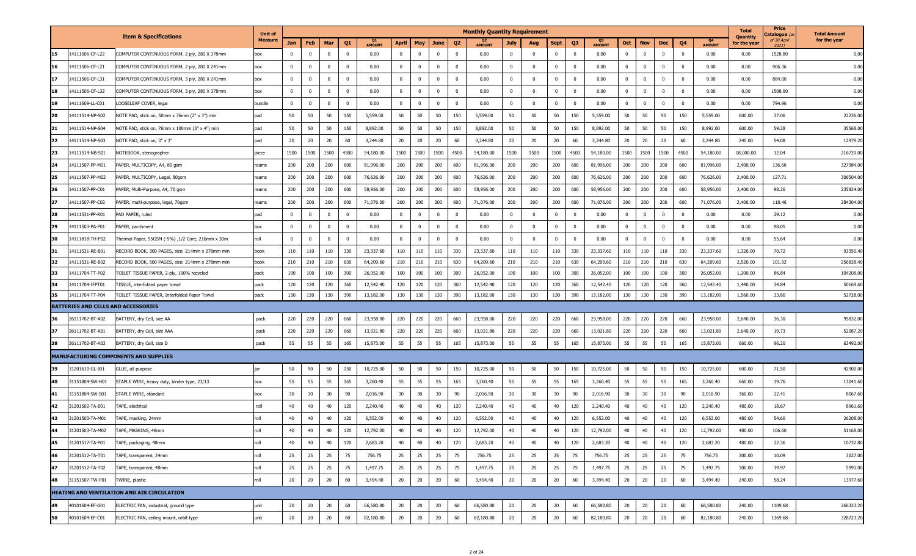| | | Item & Specifications | Unit of Measure | Monthly Quantity Requirement | | | | | | | | | | | | | | | | | | | | | Total Quantity for the year | Price Catalogue (as of 30 April 2021) | Total Amount for the year |
|---|---|---|---|---|---|---|---|---|---|---|---|---|---|---|---|---|---|---|---|---|---|---|---|---|---|---|---|
| | | | | Jan | Feb | Mar | Q1 | Q1 AMOUNT | April | May | June | Q2 | Q2 AMOUNT | July | Aug | Sept | Q3 | Q3 AMOUNT | Oct | Nov | Dec | Q4 | Q4 AMOUNT | | | |
| 15 | 14111506-CF-L22 | COMPUTER CONTINUOUS FORM, 2 ply, 280 X 378mm | box | 0 | 0 | 0 | 0 | 0.00 | 0 | 0 | 0 | 0 | 0.00 | 0 | 0 | 0 | 0 | 0.00 | 0 | 0 | 0 | 0 | 0.00 | 0.00 | 1528.80 | 0.00 |
| 16 | 14111506-CF-L21 | COMPUTER CONTINUOUS FORM, 2 ply, 280 X 241mm | box | 0 | 0 | 0 | 0 | 0.00 | 0 | 0 | 0 | 0 | 0.00 | 0 | 0 | 0 | 0 | 0.00 | 0 | 0 | 0 | 0 | 0.00 | 0.00 | 906.36 | 0.00 |
| 17 | 14111506-CF-L31 | COMPUTER CONTINUOUS FORM, 3 ply, 280 X 241mm | box | 0 | 0 | 0 | 0 | 0.00 | 0 | 0 | 0 | 0 | 0.00 | 0 | 0 | 0 | 0 | 0.00 | 0 | 0 | 0 | 0 | 0.00 | 0.00 | 884.00 | 0.00 |
| 18 | 14111506-CF-L32 | COMPUTER CONTINUOUS FORM, 3 ply, 280 X 378mm | box | 0 | 0 | 0 | 0 | 0.00 | 0 | 0 | 0 | 0 | 0.00 | 0 | 0 | 0 | 0 | 0.00 | 0 | 0 | 0 | 0 | 0.00 | 0.00 | 1508.00 | 0.00 |
| 19 | 14111609-LL-C01 | LOOSELEAF COVER, legal | bundle | 0 | 0 | 0 | 0 | 0.00 | 0 | 0 | 0 | 0 | 0.00 | 0 | 0 | 0 | 0 | 0.00 | 0 | 0 | 0 | 0 | 0.00 | 0.00 | 794.96 | 0.00 |
| 20 | 14111514-NP-S02 | NOTE PAD, stick on, 50mm x 76mm (2" x 3") min | pad | 50 | 50 | 50 | 150 | 5,559.00 | 50 | 50 | 50 | 150 | 5,559.00 | 50 | 50 | 50 | 150 | 5,559.00 | 50 | 50 | 50 | 150 | 5,559.00 | 600.00 | 37.06 | 22236.00 |
| 21 | 14111514-NP-S04 | NOTE PAD, stick on, 76mm x 100mm (3" x 4") min | pad | 50 | 50 | 50 | 150 | 8,892.00 | 50 | 50 | 50 | 150 | 8,892.00 | 50 | 50 | 50 | 150 | 8,892.00 | 50 | 50 | 50 | 150 | 8,892.00 | 600.00 | 59.28 | 35568.00 |
| 22 | 14111514-NP-S03 | NOTE PAD, stick on, 3" x 3" | pad | 20 | 20 | 20 | 60 | 3,244.80 | 20 | 20 | 20 | 60 | 3,244.80 | 20 | 20 | 20 | 60 | 3,244.80 | 20 | 20 | 20 | 60 | 3,244.80 | 240.00 | 54.08 | 12979.20 |
| 23 | 14111514-NB-S01 | NOTEBOOK, stenographer | piece | 1500 | 1500 | 1500 | 4500 | 54,180.00 | 1500 | 1500 | 1500 | 4500 | 54,180.00 | 1500 | 1500 | 1500 | 4500 | 54,180.00 | 1500 | 1500 | 1500 | 4500 | 54,180.00 | 18,000.00 | 12.04 | 216720.00 |
| 24 | 14111507-PP-M01 | PAPER, MULTICOPY, A4, 80 gsm | reams | 200 | 200 | 200 | 600 | 81,996.00 | 200 | 200 | 200 | 600 | 81,996.00 | 200 | 200 | 200 | 600 | 81,996.00 | 200 | 200 | 200 | 600 | 81,996.00 | 2,400.00 | 136.66 | 327984.00 |
| 25 | 14111507-PP-M02 | PAPER, MULTICOPY, Legal, 80gsm | reams | 200 | 200 | 200 | 600 | 76,626.00 | 200 | 200 | 200 | 600 | 76,626.00 | 200 | 200 | 200 | 600 | 76,626.00 | 200 | 200 | 200 | 600 | 76,626.00 | 2,400.00 | 127.71 | 306504.00 |
| 26 | 14111507-PP-C01 | PAPER, Multi-Purpose, A4, 70 gsm | reams | 200 | 200 | 200 | 600 | 58,956.00 | 200 | 200 | 200 | 600 | 58,956.00 | 200 | 200 | 200 | 600 | 58,956.00 | 200 | 200 | 200 | 600 | 58,956.00 | 2,400.00 | 98.26 | 235824.00 |
| 27 | 14111507-PP-C02 | PAPER, multi-purpose, legal, 70gsm | reams | 200 | 200 | 200 | 600 | 71,076.00 | 200 | 200 | 200 | 600 | 71,076.00 | 200 | 200 | 200 | 600 | 71,076.00 | 200 | 200 | 200 | 600 | 71,076.00 | 2,400.00 | 118.46 | 284304.00 |
| 28 | 14111531-PP-R01 | PAD PAPER, ruled | pad | 0 | 0 | 0 | 0 | 0.00 | 0 | 0 | 0 | 0 | 0.00 | 0 | 0 | 0 | 0 | 0.00 | 0 | 0 | 0 | 0 | 0.00 | 0.00 | 29.12 | 0.00 |
| 29 | 14111503-PA-P01 | PAPER, parchment | box | 0 | 0 | 0 | 0 | 0.00 | 0 | 0 | 0 | 0 | 0.00 | 0 | 0 | 0 | 0 | 0.00 | 0 | 0 | 0 | 0 | 0.00 | 0.00 | 98.05 | 0.00 |
| 30 | 14111818-TH-P02 | Thermal Paper, 55GSM (-5%) ,1/2 Core, 216mm x 30m | roll | 0 | 0 | 0 | 0 | 0.00 | 0 | 0 | 0 | 0 | 0.00 | 0 | 0 | 0 | 0 | 0.00 | 0 | 0 | 0 | 0 | 0.00 | 0.00 | 55.64 | 0.00 |
| 31 | 14111531-RE-B01 | RECORD BOOK, 300 PAGES, size: 214mm x 278mm min | book | 110 | 110 | 110 | 330 | 23,337.60 | 110 | 110 | 110 | 330 | 23,337.60 | 110 | 110 | 110 | 330 | 23,337.60 | 110 | 110 | 110 | 330 | 23,337.60 | 1,320.00 | 70.72 | 93350.40 |
| 32 | 14111531-RE-B02 | RECORD BOOK, 500 PAGES, size: 214mm x 278mm min | book | 210 | 210 | 210 | 630 | 64,209.60 | 210 | 210 | 210 | 630 | 64,209.60 | 210 | 210 | 210 | 630 | 64,209.60 | 210 | 210 | 210 | 630 | 64,209.60 | 2,520.00 | 101.92 | 256838.40 |
| 33 | 14111704-TT-P02 | TOILET TISSUE PAPER, 2-ply, 100% recycled | pack | 100 | 100 | 100 | 300 | 26,052.00 | 100 | 100 | 100 | 300 | 26,052.00 | 100 | 100 | 100 | 300 | 26,052.00 | 100 | 100 | 100 | 300 | 26,052.00 | 1,200.00 | 86.84 | 104208.00 |
| 34 | 14111704-IFPT01 | TISSUE, interfolded paper towel | pack | 120 | 120 | 120 | 360 | 12,542.40 | 120 | 120 | 120 | 360 | 12,542.40 | 120 | 120 | 120 | 360 | 12,542.40 | 120 | 120 | 120 | 360 | 12,542.40 | 1,440.00 | 34.84 | 50169.60 |
| 35 | 14111704-TT-P04 | TOILET TISSUE PAPER, Interfolded Paper Towel | pack | 130 | 130 | 130 | 390 | 13,182.00 | 130 | 130 | 130 | 390 | 13,182.00 | 130 | 130 | 130 | 390 | 13,182.00 | 130 | 130 | 130 | 390 | 13,182.00 | 1,560.00 | 33.80 | 52728.00 |
| **BATTERIES AND CELLS AND ACCESSORIES** | | | | | | | | | | | | | | | | | | | | | | | | | | |
| 36 | 26111702-BT-A02 | BATTERY, dry Cell, size AA | pack | 220 | 220 | 220 | 660 | 23,958.00 | 220 | 220 | 220 | 660 | 23,958.00 | 220 | 220 | 220 | 660 | 23,958.00 | 220 | 220 | 220 | 660 | 23,958.00 | 2,640.00 | 36.30 | 95832.00 |
| 37 | 26111702-BT-A01 | BATTERY, dry Cell, size AAA | pack | 220 | 220 | 220 | 660 | 13,021.80 | 220 | 220 | 220 | 660 | 13,021.80 | 220 | 220 | 220 | 660 | 13,021.80 | 220 | 220 | 220 | 660 | 13,021.80 | 2,640.00 | 19.73 | 52087.20 |
| 38 | 26111702-BT-A03 | BATTERY, dry Cell, size D | pack | 55 | 55 | 55 | 165 | 15,873.00 | 55 | 55 | 55 | 165 | 15,873.00 | 55 | 55 | 55 | 165 | 15,873.00 | 55 | 55 | 55 | 165 | 15,873.00 | 660.00 | 96.20 | 63492.00 |
| **MANUFACTURING COMPONENTS AND SUPPLIES** | | | | | | | | | | | | | | | | | | | | | | | | | | |
| 39 | 31201610-GL-J01 | GLUE, all purpose | jar | 50 | 50 | 50 | 150 | 10,725.00 | 50 | 50 | 50 | 150 | 10,725.00 | 50 | 50 | 50 | 150 | 10,725.00 | 50 | 50 | 50 | 150 | 10,725.00 | 600.00 | 71.50 | 42900.00 |
| 40 | 31151804-SW-H01 | STAPLE WIRE, heavy duty, binder type, 23/13 | box | 55 | 55 | 55 | 165 | 3,260.40 | 55 | 55 | 55 | 165 | 3,260.40 | 55 | 55 | 55 | 165 | 3,260.40 | 55 | 55 | 55 | 165 | 3,260.40 | 660.00 | 19.76 | 13041.60 |
| 41 | 31151804-SW-S01 | STAPLE WIRE, standard | box | 30 | 30 | 30 | 90 | 2,016.90 | 30 | 30 | 30 | 90 | 2,016.90 | 30 | 30 | 30 | 90 | 2,016.90 | 30 | 30 | 30 | 90 | 2,016.90 | 360.00 | 22.41 | 8067.60 |
| 42 | 31201502-TA-E01 | TAPE, electrical | roll | 40 | 40 | 40 | 120 | 2,240.40 | 40 | 40 | 40 | 120 | 2,240.40 | 40 | 40 | 40 | 120 | 2,240.40 | 40 | 40 | 40 | 120 | 2,240.40 | 480.00 | 18.67 | 8961.60 |
| 43 | 31201503-TA-M01 | TAPE, masking, 24mm | roll | 40 | 40 | 40 | 120 | 6,552.00 | 40 | 40 | 40 | 120 | 6,552.00 | 40 | 40 | 40 | 120 | 6,552.00 | 40 | 40 | 40 | 120 | 6,552.00 | 480.00 | 54.60 | 26208.00 |
| 44 | 31201503-TA-M02 | TAPE, MASKING, 48mm | roll | 40 | 40 | 40 | 120 | 12,792.00 | 40 | 40 | 40 | 120 | 12,792.00 | 40 | 40 | 40 | 120 | 12,792.00 | 40 | 40 | 40 | 120 | 12,792.00 | 480.00 | 106.60 | 51168.00 |
| 45 | 31201517-TA-P01 | TAPE, packaging, 48mm | roll | 40 | 40 | 40 | 120 | 2,683.20 | 40 | 40 | 40 | 120 | 2,683.20 | 40 | 40 | 40 | 120 | 2,683.20 | 40 | 40 | 40 | 120 | 2,683.20 | 480.00 | 22.36 | 10732.80 |
| 46 | 31201512-TA-T01 | TAPE, transparent, 24mm | roll | 25 | 25 | 25 | 75 | 756.75 | 25 | 25 | 25 | 75 | 756.75 | 25 | 25 | 25 | 75 | 756.75 | 25 | 25 | 25 | 75 | 756.75 | 300.00 | 10.09 | 3027.00 |
| 47 | 31201512-TA-T02 | TAPE, transparent, 48mm | roll | 25 | 25 | 25 | 75 | 1,497.75 | 25 | 25 | 25 | 75 | 1,497.75 | 25 | 25 | 25 | 75 | 1,497.75 | 25 | 25 | 25 | 75 | 1,497.75 | 300.00 | 19.97 | 5991.00 |
| 48 | 31151507-TW-P01 | TWINE, plastic | roll | 20 | 20 | 20 | 60 | 3,494.40 | 20 | 20 | 20 | 60 | 3,494.40 | 20 | 20 | 20 | 60 | 3,494.40 | 20 | 20 | 20 | 60 | 3,494.40 | 240.00 | 58.24 | 13977.60 |
| **HEATING AND VENTILATION AND AIR CIRCULATION** | | | | | | | | | | | | | | | | | | | | | | | | | | |
| 49 | 40101604-EF-G01 | ELECTRIC FAN, industrial, ground type | unit | 20 | 20 | 20 | 60 | 66,580.80 | 20 | 20 | 20 | 60 | 66,580.80 | 20 | 20 | 20 | 60 | 66,580.80 | 20 | 20 | 20 | 60 | 66,580.80 | 240.00 | 1109.68 | 266323.20 |
| 50 | 40101604-EF-C01 | ELECTRIC FAN, ceiling mount, orbit type | unit | 20 | 20 | 20 | 60 | 82,180.80 | 20 | 20 | 20 | 60 | 82,180.80 | 20 | 20 | 20 | 60 | 82,180.80 | 20 | 20 | 20 | 60 | 82,180.80 | 240.00 | 1369.68 | 328723.20 |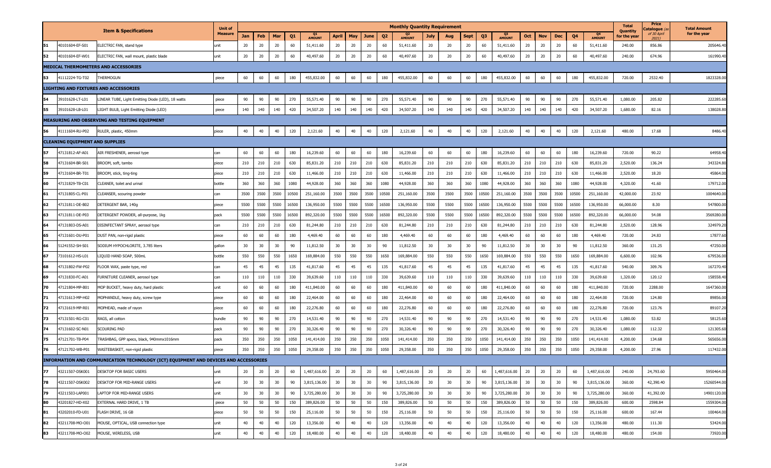| | | Item & Specifications | Unit of Measure | Monthly Quantity Requirement | | | | | | | | | | | | | | | | | | | | Total Quantity for the year | Price Catalogue (as of 30 April 2021) | Total Amount for the year |
|---|---|---|---|---|---|---|---|---|---|---|---|---|---|---|---|---|---|---|---|---|---|---|---|---|---|---|
| | | | | Jan | Feb | Mar | Q1 | Q1 AMOUNT | April | May | June | Q2 | Q2 AMOUNT | July | Aug | Sept | Q3 | Q3 AMOUNT | Oct | Nov | Dec | Q4 | Q4 AMOUNT | | | |
| 51 | 40101604-EF-S01 | ELECTRIC FAN, stand type | unit | 20 | 20 | 20 | 60 | 51,411.60 | 20 | 20 | 20 | 60 | 51,411.60 | 20 | 20 | 20 | 60 | 51,411.60 | 20 | 20 | 20 | 60 | 51,411.60 | 240.00 | 856.86 | 205646.40 |
| 52 | 40101604-EF-W01 | ELECTRIC FAN, wall mount, plastic blade | unit | 20 | 20 | 20 | 60 | 40,497.60 | 20 | 20 | 20 | 60 | 40,497.60 | 20 | 20 | 20 | 60 | 40,497.60 | 20 | 20 | 20 | 60 | 40,497.60 | 240.00 | 674.96 | 161990.40 |
| **MEDICAL THERMOMETERS AND ACCESSORIES** | | | | | | | | | | | | | | | | | | | | | | | | | | |
| 53 | 41112224-TG-T02 | THERMOGUN | piece | 60 | 60 | 60 | 180 | 455,832.00 | 60 | 60 | 60 | 180 | 455,832.00 | 60 | 60 | 60 | 180 | 455,832.00 | 60 | 60 | 60 | 180 | 455,832.00 | 720.00 | 2532.40 | 1823328.00 |
| **LIGHTING AND FIXTURES AND ACCESSORIES** | | | | | | | | | | | | | | | | | | | | | | | | | | |
| 54 | 39101628-LT-L01 | LINEAR TUBE, Light Emitting Diode (LED), 18 watts | piece | 90 | 90 | 90 | 270 | 55,571.40 | 90 | 90 | 90 | 270 | 55,571.40 | 90 | 90 | 90 | 270 | 55,571.40 | 90 | 90 | 90 | 270 | 55,571.40 | 1,080.00 | 205.82 | 222285.60 |
| 55 | 39101628-LB-L01 | LIGHT BULB, Light Emitting Diode (LED) | piece | 140 | 140 | 140 | 420 | 34,507.20 | 140 | 140 | 140 | 420 | 34,507.20 | 140 | 140 | 140 | 420 | 34,507.20 | 140 | 140 | 140 | 420 | 34,507.20 | 1,680.00 | 82.16 | 138028.80 |
| **MEASURING AND OBSERVING AND TESTING EQUIPMENT** | | | | | | | | | | | | | | | | | | | | | | | | | | |
| 56 | 41111604-RU-P02 | RULER, plastic, 450mm | piece | 40 | 40 | 40 | 120 | 2,121.60 | 40 | 40 | 40 | 120 | 2,121.60 | 40 | 40 | 40 | 120 | 2,121.60 | 40 | 40 | 40 | 120 | 2,121.60 | 480.00 | 17.68 | 8486.40 |
| **CLEANING EQUIPMENT AND SUPPLIES** | | | | | | | | | | | | | | | | | | | | | | | | | | |
| 57 | 47131812-AF-A01 | AIR FRESHENER, aerosol type | can | 60 | 60 | 60 | 180 | 16,239.60 | 60 | 60 | 60 | 180 | 16,239.60 | 60 | 60 | 60 | 180 | 16,239.60 | 60 | 60 | 60 | 180 | 16,239.60 | 720.00 | 90.22 | 64958.40 |
| 58 | 47131604-BR-S01 | BROOM, soft, tambo | piece | 210 | 210 | 210 | 630 | 85,831.20 | 210 | 210 | 210 | 630 | 85,831.20 | 210 | 210 | 210 | 630 | 85,831.20 | 210 | 210 | 210 | 630 | 85,831.20 | 2,520.00 | 136.24 | 343324.80 |
| 59 | 47131604-BR-T01 | BROOM, stick, ting-ting | piece | 210 | 210 | 210 | 630 | 11,466.00 | 210 | 210 | 210 | 630 | 11,466.00 | 210 | 210 | 210 | 630 | 11,466.00 | 210 | 210 | 210 | 630 | 11,466.00 | 2,520.00 | 18.20 | 45864.00 |
| 60 | 47131829-TB-C01 | CLEANER, toilet and urinal | bottle | 360 | 360 | 360 | 1080 | 44,928.00 | 360 | 360 | 360 | 1080 | 44,928.00 | 360 | 360 | 360 | 1080 | 44,928.00 | 360 | 360 | 360 | 1080 | 44,928.00 | 4,320.00 | 41.60 | 179712.00 |
| 61 | 47131805-CL-P01 | CLEANSER, scouring powder | can | 3500 | 3500 | 3500 | 10500 | 251,160.00 | 3500 | 3500 | 3500 | 10500 | 251,160.00 | 3500 | 3500 | 3500 | 10500 | 251,160.00 | 3500 | 3500 | 3500 | 10500 | 251,160.00 | 42,000.00 | 23.92 | 1004640.00 |
| 62 | 47131811-DE-B02 | DETERGENT BAR, 140g | piece | 5500 | 5500 | 5500 | 16500 | 136,950.00 | 5500 | 5500 | 5500 | 16500 | 136,950.00 | 5500 | 5500 | 5500 | 16500 | 136,950.00 | 5500 | 5500 | 5500 | 16500 | 136,950.00 | 66,000.00 | 8.30 | 547800.00 |
| 63 | 47131811-DE-P03 | DETERGENT POWDER, all-purpose, 1kg | pack | 5500 | 5500 | 5500 | 16500 | 892,320.00 | 5500 | 5500 | 5500 | 16500 | 892,320.00 | 5500 | 5500 | 5500 | 16500 | 892,320.00 | 5500 | 5500 | 5500 | 16500 | 892,320.00 | 66,000.00 | 54.08 | 3569280.00 |
| 64 | 47131803-DS-A01 | DISINFECTANT SPRAY, aerosol type | can | 210 | 210 | 210 | 630 | 81,244.80 | 210 | 210 | 210 | 630 | 81,244.80 | 210 | 210 | 210 | 630 | 81,244.80 | 210 | 210 | 210 | 630 | 81,244.80 | 2,520.00 | 128.96 | 324979.20 |
| 65 | 47131601-DU-P01 | DUST PAN, non-rigid plastic | piece | 60 | 60 | 60 | 180 | 4,469.40 | 60 | 60 | 60 | 180 | 4,469.40 | 60 | 60 | 60 | 180 | 4,469.40 | 60 | 60 | 60 | 180 | 4,469.40 | 720.00 | 24.83 | 17877.60 |
| 66 | 51241552-SH-S01 | SODIUM HYPOCHLORITE, 3.785 liters | gallon | 30 | 30 | 30 | 90 | 11,812.50 | 30 | 30 | 30 | 90 | 11,812.50 | 30 | 30 | 30 | 90 | 11,812.50 | 30 | 30 | 30 | 90 | 11,812.50 | 360.00 | 131.25 | 47250.00 |
| 67 | 73101612-HS-L01 | LIQUID HAND SOAP, 500mL | bottle | 550 | 550 | 550 | 1650 | 169,884.00 | 550 | 550 | 550 | 1650 | 169,884.00 | 550 | 550 | 550 | 1650 | 169,884.00 | 550 | 550 | 550 | 1650 | 169,884.00 | 6,600.00 | 102.96 | 679536.00 |
| 68 | 47131802-FW-P02 | FLOOR WAX, paste type, red | can | 45 | 45 | 45 | 135 | 41,817.60 | 45 | 45 | 45 | 135 | 41,817.60 | 45 | 45 | 45 | 135 | 41,817.60 | 45 | 45 | 45 | 135 | 41,817.60 | 540.00 | 309.76 | 167270.40 |
| 69 | 47131830-FC-A01 | FURNITURE CLEANER, aerosol type | can | 110 | 110 | 110 | 330 | 39,639.60 | 110 | 110 | 110 | 330 | 39,639.60 | 110 | 110 | 110 | 330 | 39,639.60 | 110 | 110 | 110 | 330 | 39,639.60 | 1,320.00 | 120.12 | 158558.40 |
| 70 | 47121804-MP-B01 | MOP BUCKET, heavy duty, hard plastic | unit | 60 | 60 | 60 | 180 | 411,840.00 | 60 | 60 | 60 | 180 | 411,840.00 | 60 | 60 | 60 | 180 | 411,840.00 | 60 | 60 | 60 | 180 | 411,840.00 | 720.00 | 2288.00 | 1647360.00 |
| 71 | 47131613-MP-H02 | MOPHANDLE, heavy duty, screw type | piece | 60 | 60 | 60 | 180 | 22,464.00 | 60 | 60 | 60 | 180 | 22,464.00 | 60 | 60 | 60 | 180 | 22,464.00 | 60 | 60 | 60 | 180 | 22,464.00 | 720.00 | 124.80 | 89856.00 |
| 72 | 47131619-MP-R01 | MOPHEAD, made of rayon | piece | 60 | 60 | 60 | 180 | 22,276.80 | 60 | 60 | 60 | 180 | 22,276.80 | 60 | 60 | 60 | 180 | 22,276.80 | 60 | 60 | 60 | 180 | 22,276.80 | 720.00 | 123.76 | 89107.20 |
| 73 | 47131501-RG-C01 | RAGS, all cotton | bundle | 90 | 90 | 90 | 270 | 14,531.40 | 90 | 90 | 90 | 270 | 14,531.40 | 90 | 90 | 90 | 270 | 14,531.40 | 90 | 90 | 90 | 270 | 14,531.40 | 1,080.00 | 53.82 | 58125.60 |
| 74 | 47131602-SC-N01 | SCOURING PAD | pack | 90 | 90 | 90 | 270 | 30,326.40 | 90 | 90 | 90 | 270 | 30,326.40 | 90 | 90 | 90 | 270 | 30,326.40 | 90 | 90 | 90 | 270 | 30,326.40 | 1,080.00 | 112.32 | 121305.60 |
| 75 | 47121701-TB-P04 | TRASHBAG, GPP specs, black, 940mmx1016mm | pack | 350 | 350 | 350 | 1050 | 141,414.00 | 350 | 350 | 350 | 1050 | 141,414.00 | 350 | 350 | 350 | 1050 | 141,414.00 | 350 | 350 | 350 | 1050 | 141,414.00 | 4,200.00 | 134.68 | 565656.00 |
| 76 | 47121702-WB-P01 | WASTEBASKET, non-rigid plastic | piece | 350 | 350 | 350 | 1050 | 29,358.00 | 350 | 350 | 350 | 1050 | 29,358.00 | 350 | 350 | 350 | 1050 | 29,358.00 | 350 | 350 | 350 | 1050 | 29,358.00 | 4,200.00 | 27.96 | 117432.00 |
| **INFORMATION AND COMMUNICATION TECHNOLOGY (ICT) EQUIPMENT AND DEVICES AND ACCESSORIES** | | | | | | | | | | | | | | | | | | | | | | | | | | |
| 77 | 43211507-DSK001 | DESKTOP FOR BASIC USERS | unit | 20 | 20 | 20 | 60 | 1,487,616.00 | 20 | 20 | 20 | 60 | 1,487,616.00 | 20 | 20 | 20 | 60 | 1,487,616.00 | 20 | 20 | 20 | 60 | 1,487,616.00 | 240.00 | 24,793.60 | 5950464.00 |
| 78 | 43211507-DSK002 | DESKTOP FOR MID-RANGE USERS | unit | 30 | 30 | 30 | 90 | 3,815,136.00 | 30 | 30 | 30 | 90 | 3,815,136.00 | 30 | 30 | 30 | 90 | 3,815,136.00 | 30 | 30 | 30 | 90 | 3,815,136.00 | 360.00 | 42,390.40 | 15260544.00 |
| 79 | 43211503-LAP001 | LAPTOP FOR MID-RANGE USERS | unit | 30 | 30 | 30 | 90 | 3,725,280.00 | 30 | 30 | 30 | 90 | 3,725,280.00 | 30 | 30 | 30 | 90 | 3,725,280.00 | 30 | 30 | 30 | 90 | 3,725,280.00 | 360.00 | 41,392.00 | 14901120.00 |
| 80 | 43201827-HD-X02 | EXTERNAL HARD DRIVE, 1 TB | piece | 50 | 50 | 50 | 150 | 389,826.00 | 50 | 50 | 50 | 150 | 389,826.00 | 50 | 50 | 50 | 150 | 389,826.00 | 50 | 50 | 50 | 150 | 389,826.00 | 600.00 | 2598.84 | 1559304.00 |
| 81 | 43202010-FD-U01 | FLASH DRIVE, 16 GB | piece | 50 | 50 | 50 | 150 | 25,116.00 | 50 | 50 | 50 | 150 | 25,116.00 | 50 | 50 | 50 | 150 | 25,116.00 | 50 | 50 | 50 | 150 | 25,116.00 | 600.00 | 167.44 | 100464.00 |
| 82 | 43211708-MO-O01 | MOUSE, OPTICAL, USB connection type | unit | 40 | 40 | 40 | 120 | 13,356.00 | 40 | 40 | 40 | 120 | 13,356.00 | 40 | 40 | 40 | 120 | 13,356.00 | 40 | 40 | 40 | 120 | 13,356.00 | 480.00 | 111.30 | 53424.00 |
| 83 | 43211708-MO-O02 | MOUSE, WIRELESS, USB | unit | 40 | 40 | 40 | 120 | 18,480.00 | 40 | 40 | 40 | 120 | 18,480.00 | 40 | 40 | 40 | 120 | 18,480.00 | 40 | 40 | 40 | 120 | 18,480.00 | 480.00 | 154.00 | 73920.00 |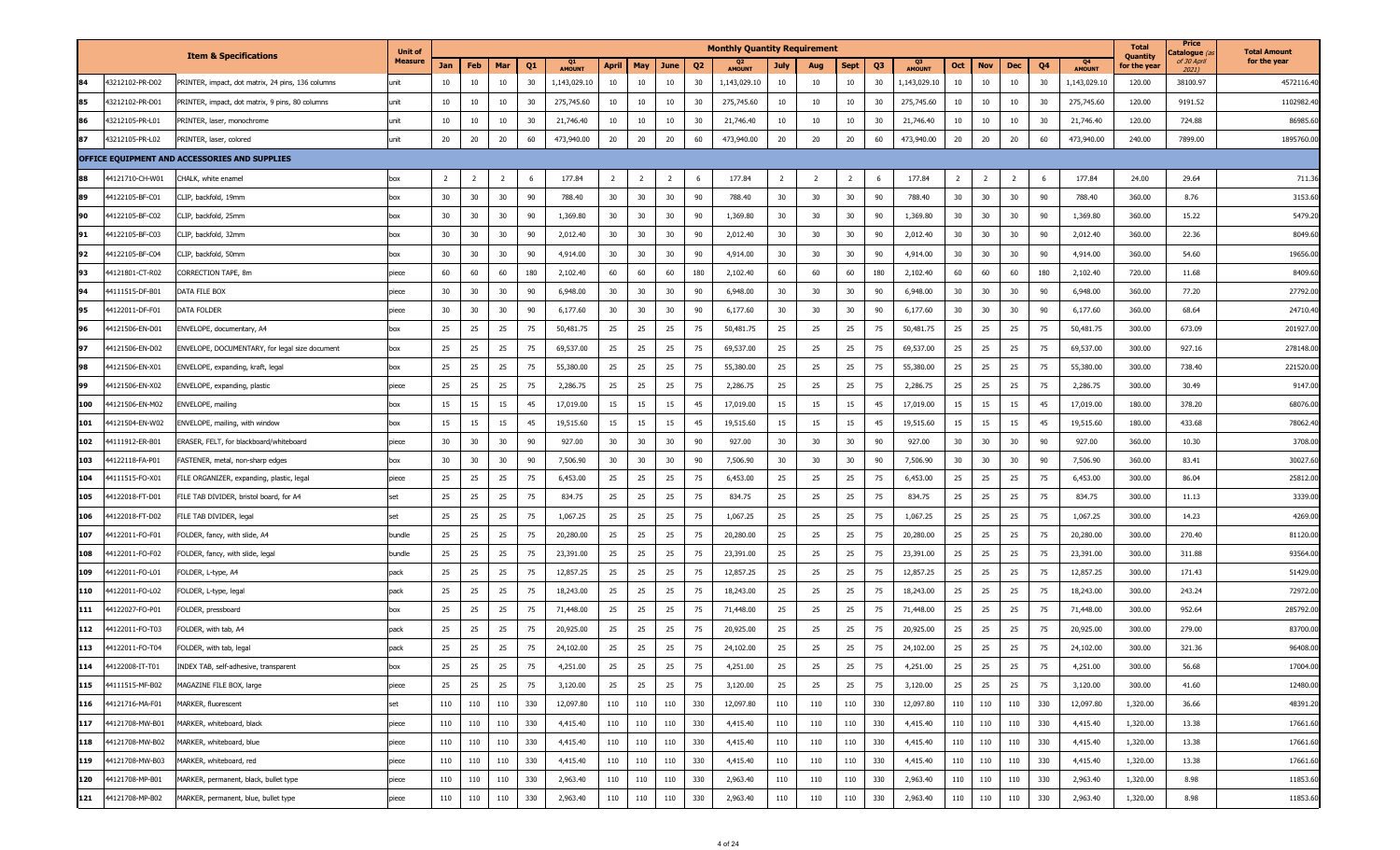| | | Item & Specifications | Unit of Measure | Monthly Quantity Requirement | | | | | | | | | | | | | | | | | | | | | | Total Quantity for the year | Price Catalogue (as of 30 April 2021) | Total Amount for the year |
|---|---|---|---|---|---|---|---|---|---|---|---|---|---|---|---|---|---|---|---|---|---|---|---|---|---|---|---|---|
| | | | | Jan | Feb | Mar | Q1 | Q1 AMOUNT | April | May | June | Q2 | Q2 AMOUNT | July | Aug | Sept | Q3 | Q3 AMOUNT | Oct | Nov | Dec | Q4 | Q4 AMOUNT | | | |
| 84 | 43212102-PR-D02 | PRINTER, impact, dot matrix, 24 pins, 136 columns | unit | 10 | 10 | 10 | 30 | 1,143,029.10 | 10 | 10 | 10 | 30 | 1,143,029.10 | 10 | 10 | 10 | 30 | 1,143,029.10 | 10 | 10 | 10 | 30 | 1,143,029.10 | 120.00 | 38100.97 | 4572116.40 |
| 85 | 43212102-PR-D01 | PRINTER, impact, dot matrix, 9 pins, 80 columns | unit | 10 | 10 | 10 | 30 | 275,745.60 | 10 | 10 | 10 | 30 | 275,745.60 | 10 | 10 | 10 | 30 | 275,745.60 | 10 | 10 | 10 | 30 | 275,745.60 | 120.00 | 9191.52 | 1102982.40 |
| 86 | 43212105-PR-L01 | PRINTER, laser, monochrome | unit | 10 | 10 | 10 | 30 | 21,746.40 | 10 | 10 | 10 | 30 | 21,746.40 | 10 | 10 | 10 | 30 | 21,746.40 | 10 | 10 | 10 | 30 | 21,746.40 | 120.00 | 724.88 | 86985.60 |
| 87 | 43212105-PR-L02 | PRINTER, laser, colored | unit | 20 | 20 | 20 | 60 | 473,940.00 | 20 | 20 | 20 | 60 | 473,940.00 | 20 | 20 | 20 | 60 | 473,940.00 | 20 | 20 | 20 | 60 | 473,940.00 | 240.00 | 7899.00 | 1895760.00 |
| | | **OFFICE EQUIPMENT AND ACCESSORIES AND SUPPLIES** | | | | | | | | | | | | | | | | | | | | | | | | |
| 88 | 44121710-CH-W01 | CHALK, white enamel | box | 2 | 2 | 2 | 6 | 177.84 | 2 | 2 | 2 | 6 | 177.84 | 2 | 2 | 2 | 6 | 177.84 | 2 | 2 | 2 | 6 | 177.84 | 24.00 | 29.64 | 711.36 |
| 89 | 44122105-BF-C01 | CLIP, backfold, 19mm | box | 30 | 30 | 30 | 90 | 788.40 | 30 | 30 | 30 | 90 | 788.40 | 30 | 30 | 30 | 90 | 788.40 | 30 | 30 | 30 | 90 | 788.40 | 360.00 | 8.76 | 3153.60 |
| 90 | 44122105-BF-C02 | CLIP, backfold, 25mm | box | 30 | 30 | 30 | 90 | 1,369.80 | 30 | 30 | 30 | 90 | 1,369.80 | 30 | 30 | 30 | 90 | 1,369.80 | 30 | 30 | 30 | 90 | 1,369.80 | 360.00 | 15.22 | 5479.20 |
| 91 | 44122105-BF-C03 | CLIP, backfold, 32mm | box | 30 | 30 | 30 | 90 | 2,012.40 | 30 | 30 | 30 | 90 | 2,012.40 | 30 | 30 | 30 | 90 | 2,012.40 | 30 | 30 | 30 | 90 | 2,012.40 | 360.00 | 22.36 | 8049.60 |
| 92 | 44122105-BF-C04 | CLIP, backfold, 50mm | box | 30 | 30 | 30 | 90 | 4,914.00 | 30 | 30 | 30 | 90 | 4,914.00 | 30 | 30 | 30 | 90 | 4,914.00 | 30 | 30 | 30 | 90 | 4,914.00 | 360.00 | 54.60 | 19656.00 |
| 93 | 44121801-CT-R02 | CORRECTION TAPE, 8m | piece | 60 | 60 | 60 | 180 | 2,102.40 | 60 | 60 | 60 | 180 | 2,102.40 | 60 | 60 | 60 | 180 | 2,102.40 | 60 | 60 | 60 | 180 | 2,102.40 | 720.00 | 11.68 | 8409.60 |
| 94 | 44111515-DF-B01 | DATA FILE BOX | piece | 30 | 30 | 30 | 90 | 6,948.00 | 30 | 30 | 30 | 90 | 6,948.00 | 30 | 30 | 30 | 90 | 6,948.00 | 30 | 30 | 30 | 90 | 6,948.00 | 360.00 | 77.20 | 27792.00 |
| 95 | 44122011-DF-F01 | DATA FOLDER | piece | 30 | 30 | 30 | 90 | 6,177.60 | 30 | 30 | 30 | 90 | 6,177.60 | 30 | 30 | 30 | 90 | 6,177.60 | 30 | 30 | 30 | 90 | 6,177.60 | 360.00 | 68.64 | 24710.40 |
| 96 | 44121506-EN-D01 | ENVELOPE, documentary, A4 | box | 25 | 25 | 25 | 75 | 50,481.75 | 25 | 25 | 25 | 75 | 50,481.75 | 25 | 25 | 25 | 75 | 50,481.75 | 25 | 25 | 25 | 75 | 50,481.75 | 300.00 | 673.09 | 201927.00 |
| 97 | 44121506-EN-D02 | ENVELOPE, DOCUMENTARY, for legal size document | box | 25 | 25 | 25 | 75 | 69,537.00 | 25 | 25 | 25 | 75 | 69,537.00 | 25 | 25 | 25 | 75 | 69,537.00 | 25 | 25 | 25 | 75 | 69,537.00 | 300.00 | 927.16 | 278148.00 |
| 98 | 44121506-EN-X01 | ENVELOPE, expanding, kraft, legal | box | 25 | 25 | 25 | 75 | 55,380.00 | 25 | 25 | 25 | 75 | 55,380.00 | 25 | 25 | 25 | 75 | 55,380.00 | 25 | 25 | 25 | 75 | 55,380.00 | 300.00 | 738.40 | 221520.00 |
| 99 | 44121506-EN-X02 | ENVELOPE, expanding, plastic | piece | 25 | 25 | 25 | 75 | 2,286.75 | 25 | 25 | 25 | 75 | 2,286.75 | 25 | 25 | 25 | 75 | 2,286.75 | 25 | 25 | 25 | 75 | 2,286.75 | 300.00 | 30.49 | 9147.00 |
| 100 | 44121506-EN-M02 | ENVELOPE, mailing | box | 15 | 15 | 15 | 45 | 17,019.00 | 15 | 15 | 15 | 45 | 17,019.00 | 15 | 15 | 15 | 45 | 17,019.00 | 15 | 15 | 15 | 45 | 17,019.00 | 180.00 | 378.20 | 68076.00 |
| 101 | 44121504-EN-W02 | ENVELOPE, mailing, with window | box | 15 | 15 | 15 | 45 | 19,515.60 | 15 | 15 | 15 | 45 | 19,515.60 | 15 | 15 | 15 | 45 | 19,515.60 | 15 | 15 | 15 | 45 | 19,515.60 | 180.00 | 433.68 | 78062.40 |
| 102 | 44111912-ER-B01 | ERASER, FELT, for blackboard/whiteboard | piece | 30 | 30 | 30 | 90 | 927.00 | 30 | 30 | 30 | 90 | 927.00 | 30 | 30 | 30 | 90 | 927.00 | 30 | 30 | 30 | 90 | 927.00 | 360.00 | 10.30 | 3708.00 |
| 103 | 44122118-FA-P01 | FASTENER, metal, non-sharp edges | box | 30 | 30 | 30 | 90 | 7,506.90 | 30 | 30 | 30 | 90 | 7,506.90 | 30 | 30 | 30 | 90 | 7,506.90 | 30 | 30 | 30 | 90 | 7,506.90 | 360.00 | 83.41 | 30027.60 |
| 104 | 44111515-FO-X01 | FILE ORGANIZER, expanding, plastic, legal | piece | 25 | 25 | 25 | 75 | 6,453.00 | 25 | 25 | 25 | 75 | 6,453.00 | 25 | 25 | 25 | 75 | 6,453.00 | 25 | 25 | 25 | 75 | 6,453.00 | 300.00 | 86.04 | 25812.00 |
| 105 | 44122018-FT-D01 | FILE TAB DIVIDER, bristol board, for A4 | set | 25 | 25 | 25 | 75 | 834.75 | 25 | 25 | 25 | 75 | 834.75 | 25 | 25 | 25 | 75 | 834.75 | 25 | 25 | 25 | 75 | 834.75 | 300.00 | 11.13 | 3339.00 |
| 106 | 44122018-FT-D02 | FILE TAB DIVIDER, legal | set | 25 | 25 | 25 | 75 | 1,067.25 | 25 | 25 | 25 | 75 | 1,067.25 | 25 | 25 | 25 | 75 | 1,067.25 | 25 | 25 | 25 | 75 | 1,067.25 | 300.00 | 14.23 | 4269.00 |
| 107 | 44122011-FO-F01 | FOLDER, fancy, with slide, A4 | bundle | 25 | 25 | 25 | 75 | 20,280.00 | 25 | 25 | 25 | 75 | 20,280.00 | 25 | 25 | 25 | 75 | 20,280.00 | 25 | 25 | 25 | 75 | 20,280.00 | 300.00 | 270.40 | 81120.00 |
| 108 | 44122011-FO-F02 | FOLDER, fancy, with slide, legal | bundle | 25 | 25 | 25 | 75 | 23,391.00 | 25 | 25 | 25 | 75 | 23,391.00 | 25 | 25 | 25 | 75 | 23,391.00 | 25 | 25 | 25 | 75 | 23,391.00 | 300.00 | 311.88 | 93564.00 |
| 109 | 44122011-FO-L01 | FOLDER, L-type, A4 | pack | 25 | 25 | 25 | 75 | 12,857.25 | 25 | 25 | 25 | 75 | 12,857.25 | 25 | 25 | 25 | 75 | 12,857.25 | 25 | 25 | 25 | 75 | 12,857.25 | 300.00 | 171.43 | 51429.00 |
| 110 | 44122011-FO-L02 | FOLDER, L-type, legal | pack | 25 | 25 | 25 | 75 | 18,243.00 | 25 | 25 | 25 | 75 | 18,243.00 | 25 | 25 | 25 | 75 | 18,243.00 | 25 | 25 | 25 | 75 | 18,243.00 | 300.00 | 243.24 | 72972.00 |
| 111 | 44122027-FO-P01 | FOLDER, pressboard | box | 25 | 25 | 25 | 75 | 71,448.00 | 25 | 25 | 25 | 75 | 71,448.00 | 25 | 25 | 25 | 75 | 71,448.00 | 25 | 25 | 25 | 75 | 71,448.00 | 300.00 | 952.64 | 285792.00 |
| 112 | 44122011-FO-T03 | FOLDER, with tab, A4 | pack | 25 | 25 | 25 | 75 | 20,925.00 | 25 | 25 | 25 | 75 | 20,925.00 | 25 | 25 | 25 | 75 | 20,925.00 | 25 | 25 | 25 | 75 | 20,925.00 | 300.00 | 279.00 | 83700.00 |
| 113 | 44122011-FO-T04 | FOLDER, with tab, legal | pack | 25 | 25 | 25 | 75 | 24,102.00 | 25 | 25 | 25 | 75 | 24,102.00 | 25 | 25 | 25 | 75 | 24,102.00 | 25 | 25 | 25 | 75 | 24,102.00 | 300.00 | 321.36 | 96408.00 |
| 114 | 44122008-IT-T01 | INDEX TAB, self-adhesive, transparent | box | 25 | 25 | 25 | 75 | 4,251.00 | 25 | 25 | 25 | 75 | 4,251.00 | 25 | 25 | 25 | 75 | 4,251.00 | 25 | 25 | 25 | 75 | 4,251.00 | 300.00 | 56.68 | 17004.00 |
| 115 | 44111515-MF-B02 | MAGAZINE FILE BOX, large | piece | 25 | 25 | 25 | 75 | 3,120.00 | 25 | 25 | 25 | 75 | 3,120.00 | 25 | 25 | 25 | 75 | 3,120.00 | 25 | 25 | 25 | 75 | 3,120.00 | 300.00 | 41.60 | 12480.00 |
| 116 | 44121716-MA-F01 | MARKER, fluorescent | set | 110 | 110 | 110 | 330 | 12,097.80 | 110 | 110 | 110 | 330 | 12,097.80 | 110 | 110 | 110 | 330 | 12,097.80 | 110 | 110 | 110 | 330 | 12,097.80 | 1,320.00 | 36.66 | 48391.20 |
| 117 | 44121708-MW-B01 | MARKER, whiteboard, black | piece | 110 | 110 | 110 | 330 | 4,415.40 | 110 | 110 | 110 | 330 | 4,415.40 | 110 | 110 | 110 | 330 | 4,415.40 | 110 | 110 | 110 | 330 | 4,415.40 | 1,320.00 | 13.38 | 17661.60 |
| 118 | 44121708-MW-B02 | MARKER, whiteboard, blue | piece | 110 | 110 | 110 | 330 | 4,415.40 | 110 | 110 | 110 | 330 | 4,415.40 | 110 | 110 | 110 | 330 | 4,415.40 | 110 | 110 | 110 | 330 | 4,415.40 | 1,320.00 | 13.38 | 17661.60 |
| 119 | 44121708-MW-B03 | MARKER, whiteboard, red | piece | 110 | 110 | 110 | 330 | 4,415.40 | 110 | 110 | 110 | 330 | 4,415.40 | 110 | 110 | 110 | 330 | 4,415.40 | 110 | 110 | 110 | 330 | 4,415.40 | 1,320.00 | 13.38 | 17661.60 |
| 120 | 44121708-MP-B01 | MARKER, permanent, black, bullet type | piece | 110 | 110 | 110 | 330 | 2,963.40 | 110 | 110 | 110 | 330 | 2,963.40 | 110 | 110 | 110 | 330 | 2,963.40 | 110 | 110 | 110 | 330 | 2,963.40 | 1,320.00 | 8.98 | 11853.60 |
| 121 | 44121708-MP-B02 | MARKER, permanent, blue, bullet type | piece | 110 | 110 | 110 | 330 | 2,963.40 | 110 | 110 | 110 | 330 | 2,963.40 | 110 | 110 | 110 | 330 | 2,963.40 | 110 | 110 | 110 | 330 | 2,963.40 | 1,320.00 | 8.98 | 11853.60 |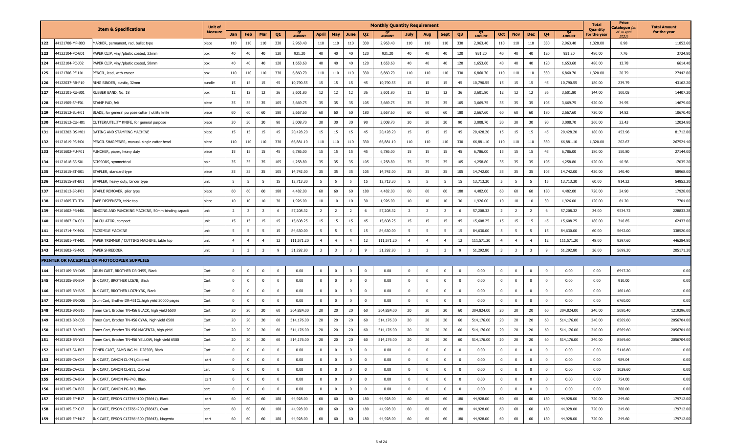| | | Item & Specifications | Unit of Measure | Monthly Quantity Requirement | | | | | | | | | | | | | | | | | | | | Total Quantity for the year | Price Catalogue (as of 30 April 2021) | Total Amount for the year |
|---|---|---|---|---|---|---|---|---|---|---|---|---|---|---|---|---|---|---|---|---|---|---|---|---|---|---|
| | | | | Jan | Feb | Mar | Q1 | Q1 AMOUNT | April | May | June | Q2 | Q2 AMOUNT | July | Aug | Sept | Q3 | Q3 AMOUNT | Oct | Nov | Dec | Q4 | Q4 AMOUNT | | | |
| 122 | 44121708-MP-B03 | MARKER, permanent, red, bullet type | piece | 110 | 110 | 110 | 330 | 2,963.40 | 110 | 110 | 110 | 330 | 2,963.40 | 110 | 110 | 110 | 330 | 2,963.40 | 110 | 110 | 110 | 330 | 2,963.40 | 1,320.00 | 8.98 | 11853.60 |
| 123 | 44122104-PC-G01 | PAPER CLIP, vinyl/plastic coated, 33mm | box | 40 | 40 | 40 | 120 | 931.20 | 40 | 40 | 40 | 120 | 931.20 | 40 | 40 | 40 | 120 | 931.20 | 40 | 40 | 40 | 120 | 931.20 | 480.00 | 7.76 | 3724.80 |
| 124 | 44122104-PC-J02 | PAPER CLIP, vinyl/plastic coated, 50mm | box | 40 | 40 | 40 | 120 | 1,653.60 | 40 | 40 | 40 | 120 | 1,653.60 | 40 | 40 | 40 | 120 | 1,653.60 | 40 | 40 | 40 | 120 | 1,653.60 | 480.00 | 13.78 | 6614.40 |
| 125 | 44121706-PE-L01 | PENCIL, lead, with eraser | box | 110 | 110 | 110 | 330 | 6,860.70 | 110 | 110 | 110 | 330 | 6,860.70 | 110 | 110 | 110 | 330 | 6,860.70 | 110 | 110 | 110 | 330 | 6,860.70 | 1,320.00 | 20.79 | 27442.80 |
| 126 | 44122037-RB-P10 | RING BINDER, plastic, 32mm | bundle | 15 | 15 | 15 | 45 | 10,790.55 | 15 | 15 | 15 | 45 | 10,790.55 | 15 | 15 | 15 | 45 | 10,790.55 | 15 | 15 | 15 | 45 | 10,790.55 | 180.00 | 239.79 | 43162.20 |
| 127 | 44122101-RU-B01 | RUBBER BAND, No. 18 | box | 12 | 12 | 12 | 36 | 3,601.80 | 12 | 12 | 12 | 36 | 3,601.80 | 12 | 12 | 12 | 36 | 3,601.80 | 12 | 12 | 12 | 36 | 3,601.80 | 144.00 | 100.05 | 14407.20 |
| 128 | 44121905-SP-F01 | STAMP PAD, felt | piece | 35 | 35 | 35 | 105 | 3,669.75 | 35 | 35 | 35 | 105 | 3,669.75 | 35 | 35 | 35 | 105 | 3,669.75 | 35 | 35 | 35 | 105 | 3,669.75 | 420.00 | 34.95 | 14679.00 |
| 129 | 44121612-BL-H01 | BLADE, for general purpose cutter / utility knife | piece | 60 | 60 | 60 | 180 | 2,667.60 | 60 | 60 | 60 | 180 | 2,667.60 | 60 | 60 | 60 | 180 | 2,667.60 | 60 | 60 | 60 | 180 | 2,667.60 | 720.00 | 14.82 | 10670.40 |
| 130 | 44121612-CU-H01 | CUTTER/UTILITY KNIFE, for general purpose | piece | 30 | 30 | 30 | 90 | 3,008.70 | 30 | 30 | 30 | 90 | 3,008.70 | 30 | 30 | 30 | 90 | 3,008.70 | 30 | 30 | 30 | 90 | 3,008.70 | 360.00 | 33.43 | 12034.80 |
| 131 | 44103202-DS-M01 | DATING AND STAMPING MACHINE | piece | 15 | 15 | 15 | 45 | 20,428.20 | 15 | 15 | 15 | 45 | 20,428.20 | 15 | 15 | 15 | 45 | 20,428.20 | 15 | 15 | 15 | 45 | 20,428.20 | 180.00 | 453.96 | 81712.80 |
| 132 | 44121619-PS-M01 | PENCIL SHARPENER, manual, single cutter head | piece | 110 | 110 | 110 | 330 | 66,881.10 | 110 | 110 | 110 | 330 | 66,881.10 | 110 | 110 | 110 | 330 | 66,881.10 | 110 | 110 | 110 | 330 | 66,881.10 | 1,320.00 | 202.67 | 267524.40 |
| 133 | 44101602-PU-P01 | PUNCHER, paper, heavy duty | piece | 15 | 15 | 15 | 45 | 6,786.00 | 15 | 15 | 15 | 45 | 6,786.00 | 15 | 15 | 15 | 45 | 6,786.00 | 15 | 15 | 15 | 45 | 6,786.00 | 180.00 | 150.80 | 27144.00 |
| 134 | 44121618-SS-S01 | SCISSORS, symmetrical | pair | 35 | 35 | 35 | 105 | 4,258.80 | 35 | 35 | 35 | 105 | 4,258.80 | 35 | 35 | 35 | 105 | 4,258.80 | 35 | 35 | 35 | 105 | 4,258.80 | 420.00 | 40.56 | 17035.20 |
| 135 | 44121615-ST-S01 | STAPLER, standard type | piece | 35 | 35 | 35 | 105 | 14,742.00 | 35 | 35 | 35 | 105 | 14,742.00 | 35 | 35 | 35 | 105 | 14,742.00 | 35 | 35 | 35 | 105 | 14,742.00 | 420.00 | 140.40 | 58968.00 |
| 136 | 44121615-ST-B01 | STAPLER, heavy duty, binder type | unit | 5 | 5 | 5 | 15 | 13,713.30 | 5 | 5 | 5 | 15 | 13,713.30 | 5 | 5 | 5 | 15 | 13,713.30 | 5 | 5 | 5 | 15 | 13,713.30 | 60.00 | 914.22 | 54853.20 |
| 137 | 44121613-SR-P01 | STAPLE REMOVER, plier type | piece | 60 | 60 | 60 | 180 | 4,482.00 | 60 | 60 | 60 | 180 | 4,482.00 | 60 | 60 | 60 | 180 | 4,482.00 | 60 | 60 | 60 | 180 | 4,482.00 | 720.00 | 24.90 | 17928.00 |
| 138 | 44121605-TD-T01 | TAPE DISPENSER, table top | piece | 10 | 10 | 10 | 30 | 1,926.00 | 10 | 10 | 10 | 30 | 1,926.00 | 10 | 10 | 10 | 30 | 1,926.00 | 10 | 10 | 10 | 30 | 1,926.00 | 120.00 | 64.20 | 7704.00 |
| 139 | 44101602-PB-M01 | BINDING AND PUNCHING MACHINE, 50mm binding capacit | unit | 2 | 2 | 2 | 6 | 57,208.32 | 2 | 2 | 2 | 6 | 57,208.32 | 2 | 2 | 2 | 6 | 57,208.32 | 2 | 2 | 2 | 6 | 57,208.32 | 24.00 | 9534.72 | 228833.28 |
| 140 | 44101807-CA-C01 | CALCULATOR, compact | unit | 15 | 15 | 15 | 45 | 15,608.25 | 15 | 15 | 15 | 45 | 15,608.25 | 15 | 15 | 15 | 45 | 15,608.25 | 15 | 15 | 15 | 45 | 15,608.25 | 180.00 | 346.85 | 62433.00 |
| 141 | 44101714-FX-M01 | FACSIMILE MACHINE | unit | 5 | 5 | 5 | 15 | 84,630.00 | 5 | 5 | 5 | 15 | 84,630.00 | 5 | 5 | 5 | 15 | 84,630.00 | 5 | 5 | 5 | 15 | 84,630.00 | 60.00 | 5642.00 | 338520.00 |
| 142 | 44101601-PT-M01 | PAPER TRIMMER / CUTTING MACHINE, table top | unit | 4 | 4 | 4 | 12 | 111,571.20 | 4 | 4 | 4 | 12 | 111,571.20 | 4 | 4 | 4 | 12 | 111,571.20 | 4 | 4 | 4 | 12 | 111,571.20 | 48.00 | 9297.60 | 446284.80 |
| 143 | 44101603-PS-M01 | PAPER SHREDDER | unit | 3 | 3 | 3 | 9 | 51,292.80 | 3 | 3 | 3 | 9 | 51,292.80 | 3 | 3 | 3 | 9 | 51,292.80 | 3 | 3 | 3 | 9 | 51,292.80 | 36.00 | 5699.20 | 205171.20 |
| | | **PRINTER OR FACSIMILE OR PHOTOCOPIER SUPPLIES** | | | | | | | | | | | | | | | | | | | | | | | | |
| 144 | 44103109-BR-D05 | DRUM CART, BROTHER DR-3455, Black | Cart | 0 | 0 | 0 | 0 | 0.00 | 0 | 0 | 0 | 0 | 0.00 | 0 | 0 | 0 | 0 | 0.00 | 0 | 0 | 0 | 0 | 0.00 | 0.00 | 6947.20 | 0.00 |
| 145 | 44103105-BR-B04 | INK CART, BROTHER LC67B, Black | Cart | 0 | 0 | 0 | 0 | 0.00 | 0 | 0 | 0 | 0 | 0.00 | 0 | 0 | 0 | 0 | 0.00 | 0 | 0 | 0 | 0 | 0.00 | 0.00 | 910.00 | 0.00 |
| 146 | 44103105-BR-B05 | INK CART, BROTHER LC67HYBK, Black | Cart | 0 | 0 | 0 | 0 | 0.00 | 0 | 0 | 0 | 0 | 0.00 | 0 | 0 | 0 | 0 | 0.00 | 0 | 0 | 0 | 0 | 0.00 | 0.00 | 1601.60 | 0.00 |
| 147 | 44103109-BR-D06 | Drum Cart, Brother DR-451CL,high yield 30000 pages | Cart | 0 | 0 | 0 | 0 | 0.00 | 0 | 0 | 0 | 0 | 0.00 | 0 | 0 | 0 | 0 | 0.00 | 0 | 0 | 0 | 0 | 0.00 | 0.00 | 6760.00 | 0.00 |
| 148 | 44103103-BR-B16 | Toner Cart, Brother TN-456 BLACK, high yield 6500 | Cart | 20 | 20 | 20 | 60 | 304,824.00 | 20 | 20 | 20 | 60 | 304,824.00 | 20 | 20 | 20 | 60 | 304,824.00 | 20 | 20 | 20 | 60 | 304,824.00 | 240.00 | 5080.40 | 1219296.00 |
| 149 | 44103103-BR-C03 | Toner Cart, Brother TN-456 CYAN, high yield 6500 | Cart | 20 | 20 | 20 | 60 | 514,176.00 | 20 | 20 | 20 | 60 | 514,176.00 | 20 | 20 | 20 | 60 | 514,176.00 | 20 | 20 | 20 | 60 | 514,176.00 | 240.00 | 8569.60 | 2056704.00 |
| 150 | 44103103-BR-M03 | Toner Cart, Brother TN-456 MAGENTA, high yield | Cart | 20 | 20 | 20 | 60 | 514,176.00 | 20 | 20 | 20 | 60 | 514,176.00 | 20 | 20 | 20 | 60 | 514,176.00 | 20 | 20 | 20 | 60 | 514,176.00 | 240.00 | 8569.60 | 2056704.00 |
| 151 | 44103103-BR-Y03 | Toner Cart, Brother TN-456 YELLOW, high yield 6500 | Cart | 20 | 20 | 20 | 60 | 514,176.00 | 20 | 20 | 20 | 60 | 514,176.00 | 20 | 20 | 20 | 60 | 514,176.00 | 20 | 20 | 20 | 60 | 514,176.00 | 240.00 | 8569.60 | 2056704.00 |
| 152 | 44103103-SA-B03 | TONER CART, SAMSUNG ML-D2850B, Black | Cart | 0 | 0 | 0 | 0 | 0.00 | 0 | 0 | 0 | 0 | 0.00 | 0 | 0 | 0 | 0 | 0.00 | 0 | 0 | 0 | 0 | 0.00 | 0.00 | 5116.80 | 0.00 |
| 153 | 44103105-CA-C04 | INK CART, CANON CL-741,Colored | cart | 0 | 0 | 0 | 0 | 0.00 | 0 | 0 | 0 | 0 | 0.00 | 0 | 0 | 0 | 0 | 0.00 | 0 | 0 | 0 | 0 | 0.00 | 0.00 | 989.04 | 0.00 |
| 154 | 44103105-CA-C02 | INK CART, CANON CL-811, Colored | cart | 0 | 0 | 0 | 0 | 0.00 | 0 | 0 | 0 | 0 | 0.00 | 0 | 0 | 0 | 0 | 0.00 | 0 | 0 | 0 | 0 | 0.00 | 0.00 | 1029.60 | 0.00 |
| 155 | 44103105-CA-B04 | INK CART, CANON PG-740, Black | cart | 0 | 0 | 0 | 0 | 0.00 | 0 | 0 | 0 | 0 | 0.00 | 0 | 0 | 0 | 0 | 0.00 | 0 | 0 | 0 | 0 | 0.00 | 0.00 | 754.00 | 0.00 |
| 156 | 44103105-CA-B02 | INK CART, CANON PG-810, Black | cart | 0 | 0 | 0 | 0 | 0.00 | 0 | 0 | 0 | 0 | 0.00 | 0 | 0 | 0 | 0 | 0.00 | 0 | 0 | 0 | 0 | 0.00 | 0.00 | 780.00 | 0.00 |
| 157 | 44103105-EP-B17 | INK CART, EPSON C13T664100 (T6641), Black | cart | 60 | 60 | 60 | 180 | 44,928.00 | 60 | 60 | 60 | 180 | 44,928.00 | 60 | 60 | 60 | 180 | 44,928.00 | 60 | 60 | 60 | 180 | 44,928.00 | 720.00 | 249.60 | 179712.00 |
| 158 | 44103105-EP-C17 | INK CART, EPSON C13T664200 (T6642), Cyan | cart | 60 | 60 | 60 | 180 | 44,928.00 | 60 | 60 | 60 | 180 | 44,928.00 | 60 | 60 | 60 | 180 | 44,928.00 | 60 | 60 | 60 | 180 | 44,928.00 | 720.00 | 249.60 | 179712.00 |
| 159 | 44103105-EP-M17 | INK CART, EPSON C13T664300 (T6643), Magenta | cart | 60 | 60 | 60 | 180 | 44,928.00 | 60 | 60 | 60 | 180 | 44,928.00 | 60 | 60 | 60 | 180 | 44,928.00 | 60 | 60 | 60 | 180 | 44,928.00 | 720.00 | 249.60 | 179712.00 |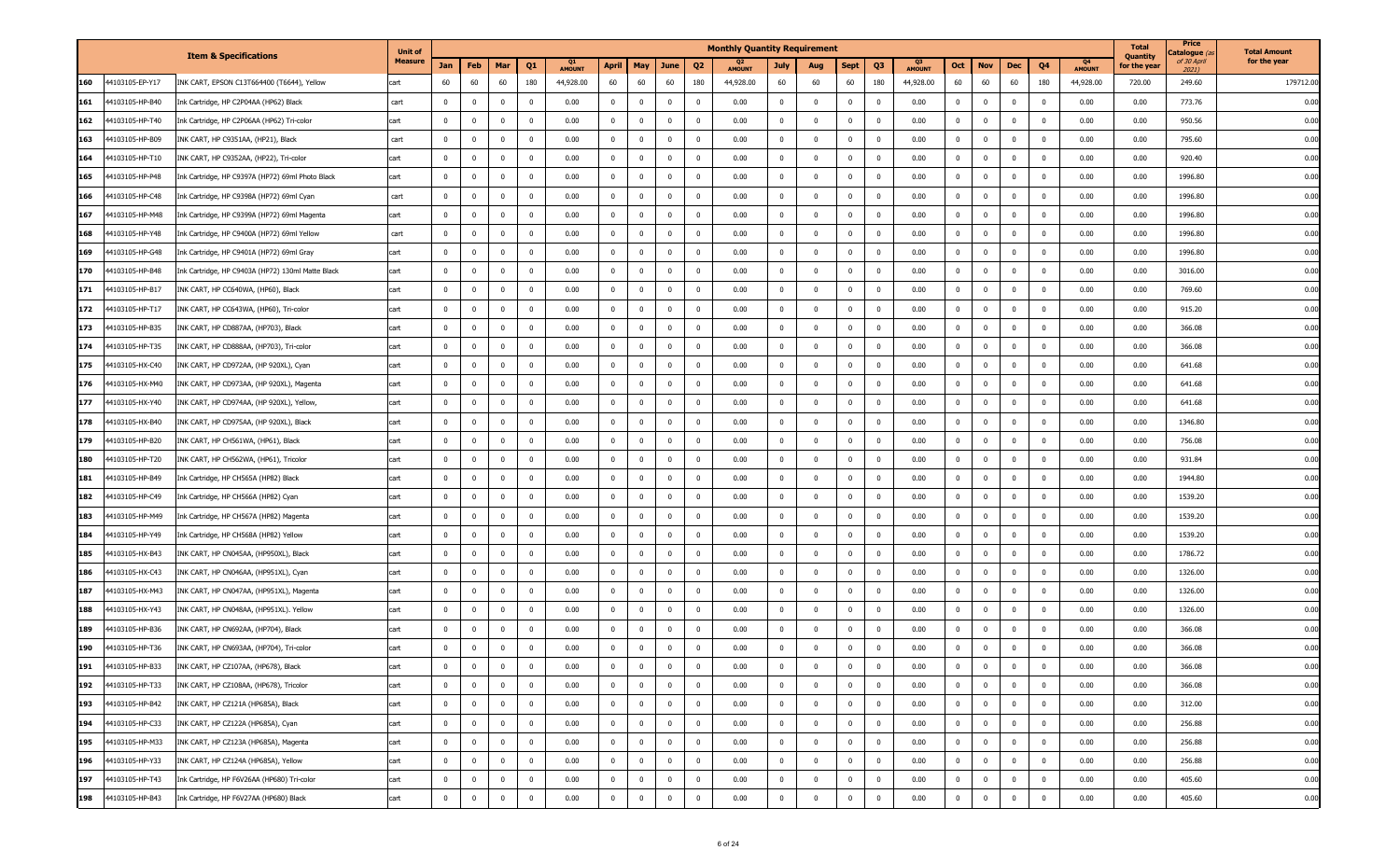| | Item & Specifications | | Unit of Measure | Monthly Quantity Requirement | | | | | | | | | | | | | | | | | | | | Total Quantity for the year | Price Catalogue (as of 30 April 2021) | Total Amount for the year |
|---|---|---|---|---|---|---|---|---|---|---|---|---|---|---|---|---|---|---|---|---|---|---|---|---|---|---|
| | | | | Jan | Feb | Mar | Q1 | Q1 AMOUNT | April | May | June | Q2 | Q2 AMOUNT | July | Aug | Sept | Q3 | Q3 AMOUNT | Oct | Nov | Dec | Q4 | Q4 AMOUNT | | | |
| 160 | 44103105-EP-Y17 | INK CART, EPSON C13T664400 (T6644), Yellow | cart | 60 | 60 | 60 | 180 | 44,928.00 | 60 | 60 | 60 | 180 | 44,928.00 | 60 | 60 | 60 | 180 | 44,928.00 | 60 | 60 | 60 | 180 | 44,928.00 | 720.00 | 249.60 | 179712.00 |
| 161 | 44103105-HP-B40 | Ink Cartridge, HP C2P04AA (HP62) Black | cart | 0 | 0 | 0 | 0 | 0.00 | 0 | 0 | 0 | 0 | 0.00 | 0 | 0 | 0 | 0 | 0.00 | 0 | 0 | 0 | 0 | 0.00 | 0.00 | 773.76 | 0.00 |
| 162 | 44103105-HP-T40 | Ink Cartridge, HP C2P06AA (HP62) Tri-color | cart | 0 | 0 | 0 | 0 | 0.00 | 0 | 0 | 0 | 0 | 0.00 | 0 | 0 | 0 | 0 | 0.00 | 0 | 0 | 0 | 0 | 0.00 | 0.00 | 950.56 | 0.00 |
| 163 | 44103105-HP-B09 | INK CART, HP C9351AA, (HP21), Black | cart | 0 | 0 | 0 | 0 | 0.00 | 0 | 0 | 0 | 0 | 0.00 | 0 | 0 | 0 | 0 | 0.00 | 0 | 0 | 0 | 0 | 0.00 | 0.00 | 795.60 | 0.00 |
| 164 | 44103105-HP-T10 | INK CART, HP C9352AA, (HP22), Tri-color | cart | 0 | 0 | 0 | 0 | 0.00 | 0 | 0 | 0 | 0 | 0.00 | 0 | 0 | 0 | 0 | 0.00 | 0 | 0 | 0 | 0 | 0.00 | 0.00 | 920.40 | 0.00 |
| 165 | 44103105-HP-P48 | Ink Cartridge, HP C9397A (HP72) 69ml Photo Black | cart | 0 | 0 | 0 | 0 | 0.00 | 0 | 0 | 0 | 0 | 0.00 | 0 | 0 | 0 | 0 | 0.00 | 0 | 0 | 0 | 0 | 0.00 | 0.00 | 1996.80 | 0.00 |
| 166 | 44103105-HP-C48 | Ink Cartridge, HP C9398A (HP72) 69ml Cyan | cart | 0 | 0 | 0 | 0 | 0.00 | 0 | 0 | 0 | 0 | 0.00 | 0 | 0 | 0 | 0 | 0.00 | 0 | 0 | 0 | 0 | 0.00 | 0.00 | 1996.80 | 0.00 |
| 167 | 44103105-HP-M48 | Ink Cartridge, HP C9399A (HP72) 69ml Magenta | cart | 0 | 0 | 0 | 0 | 0.00 | 0 | 0 | 0 | 0 | 0.00 | 0 | 0 | 0 | 0 | 0.00 | 0 | 0 | 0 | 0 | 0.00 | 0.00 | 1996.80 | 0.00 |
| 168 | 44103105-HP-Y48 | Ink Cartridge, HP C9400A (HP72) 69ml Yellow | cart | 0 | 0 | 0 | 0 | 0.00 | 0 | 0 | 0 | 0 | 0.00 | 0 | 0 | 0 | 0 | 0.00 | 0 | 0 | 0 | 0 | 0.00 | 0.00 | 1996.80 | 0.00 |
| 169 | 44103105-HP-G48 | Ink Cartridge, HP C9401A (HP72) 69ml Gray | cart | 0 | 0 | 0 | 0 | 0.00 | 0 | 0 | 0 | 0 | 0.00 | 0 | 0 | 0 | 0 | 0.00 | 0 | 0 | 0 | 0 | 0.00 | 0.00 | 1996.80 | 0.00 |
| 170 | 44103105-HP-B48 | Ink Cartridge, HP C9403A (HP72) 130ml Matte Black | cart | 0 | 0 | 0 | 0 | 0.00 | 0 | 0 | 0 | 0 | 0.00 | 0 | 0 | 0 | 0 | 0.00 | 0 | 0 | 0 | 0 | 0.00 | 0.00 | 3016.00 | 0.00 |
| 171 | 44103105-HP-B17 | INK CART, HP CC640WA, (HP60), Black | cart | 0 | 0 | 0 | 0 | 0.00 | 0 | 0 | 0 | 0 | 0.00 | 0 | 0 | 0 | 0 | 0.00 | 0 | 0 | 0 | 0 | 0.00 | 0.00 | 769.60 | 0.00 |
| 172 | 44103105-HP-T17 | INK CART, HP CC643WA, (HP60), Tri-color | cart | 0 | 0 | 0 | 0 | 0.00 | 0 | 0 | 0 | 0 | 0.00 | 0 | 0 | 0 | 0 | 0.00 | 0 | 0 | 0 | 0 | 0.00 | 0.00 | 915.20 | 0.00 |
| 173 | 44103105-HP-B35 | INK CART, HP CD887AA, (HP703), Black | cart | 0 | 0 | 0 | 0 | 0.00 | 0 | 0 | 0 | 0 | 0.00 | 0 | 0 | 0 | 0 | 0.00 | 0 | 0 | 0 | 0 | 0.00 | 0.00 | 366.08 | 0.00 |
| 174 | 44103105-HP-T35 | INK CART, HP CD888AA, (HP703), Tri-color | cart | 0 | 0 | 0 | 0 | 0.00 | 0 | 0 | 0 | 0 | 0.00 | 0 | 0 | 0 | 0 | 0.00 | 0 | 0 | 0 | 0 | 0.00 | 0.00 | 366.08 | 0.00 |
| 175 | 44103105-HX-C40 | INK CART, HP CD972AA, (HP 920XL), Cyan | cart | 0 | 0 | 0 | 0 | 0.00 | 0 | 0 | 0 | 0 | 0.00 | 0 | 0 | 0 | 0 | 0.00 | 0 | 0 | 0 | 0 | 0.00 | 0.00 | 641.68 | 0.00 |
| 176 | 44103105-HX-M40 | INK CART, HP CD973AA, (HP 920XL), Magenta | cart | 0 | 0 | 0 | 0 | 0.00 | 0 | 0 | 0 | 0 | 0.00 | 0 | 0 | 0 | 0 | 0.00 | 0 | 0 | 0 | 0 | 0.00 | 0.00 | 641.68 | 0.00 |
| 177 | 44103105-HX-Y40 | INK CART, HP CD974AA, (HP 920XL), Yellow, | cart | 0 | 0 | 0 | 0 | 0.00 | 0 | 0 | 0 | 0 | 0.00 | 0 | 0 | 0 | 0 | 0.00 | 0 | 0 | 0 | 0 | 0.00 | 0.00 | 641.68 | 0.00 |
| 178 | 44103105-HX-B40 | INK CART, HP CD975AA, (HP 920XL), Black | cart | 0 | 0 | 0 | 0 | 0.00 | 0 | 0 | 0 | 0 | 0.00 | 0 | 0 | 0 | 0 | 0.00 | 0 | 0 | 0 | 0 | 0.00 | 0.00 | 1346.80 | 0.00 |
| 179 | 44103105-HP-B20 | INK CART, HP CH561WA, (HP61), Black | cart | 0 | 0 | 0 | 0 | 0.00 | 0 | 0 | 0 | 0 | 0.00 | 0 | 0 | 0 | 0 | 0.00 | 0 | 0 | 0 | 0 | 0.00 | 0.00 | 756.08 | 0.00 |
| 180 | 44103105-HP-T20 | INK CART, HP CH562WA, (HP61), Tricolor | cart | 0 | 0 | 0 | 0 | 0.00 | 0 | 0 | 0 | 0 | 0.00 | 0 | 0 | 0 | 0 | 0.00 | 0 | 0 | 0 | 0 | 0.00 | 0.00 | 931.84 | 0.00 |
| 181 | 44103105-HP-B49 | Ink Cartridge, HP CH565A (HP82) Black | cart | 0 | 0 | 0 | 0 | 0.00 | 0 | 0 | 0 | 0 | 0.00 | 0 | 0 | 0 | 0 | 0.00 | 0 | 0 | 0 | 0 | 0.00 | 0.00 | 1944.80 | 0.00 |
| 182 | 44103105-HP-C49 | Ink Cartridge, HP CH566A (HP82) Cyan | cart | 0 | 0 | 0 | 0 | 0.00 | 0 | 0 | 0 | 0 | 0.00 | 0 | 0 | 0 | 0 | 0.00 | 0 | 0 | 0 | 0 | 0.00 | 0.00 | 1539.20 | 0.00 |
| 183 | 44103105-HP-M49 | Ink Cartridge, HP CH567A (HP82) Magenta | cart | 0 | 0 | 0 | 0 | 0.00 | 0 | 0 | 0 | 0 | 0.00 | 0 | 0 | 0 | 0 | 0.00 | 0 | 0 | 0 | 0 | 0.00 | 0.00 | 1539.20 | 0.00 |
| 184 | 44103105-HP-Y49 | Ink Cartridge, HP CH568A (HP82) Yellow | cart | 0 | 0 | 0 | 0 | 0.00 | 0 | 0 | 0 | 0 | 0.00 | 0 | 0 | 0 | 0 | 0.00 | 0 | 0 | 0 | 0 | 0.00 | 0.00 | 1539.20 | 0.00 |
| 185 | 44103105-HX-B43 | INK CART, HP CN045AA, (HP950XL), Black | cart | 0 | 0 | 0 | 0 | 0.00 | 0 | 0 | 0 | 0 | 0.00 | 0 | 0 | 0 | 0 | 0.00 | 0 | 0 | 0 | 0 | 0.00 | 0.00 | 1786.72 | 0.00 |
| 186 | 44103105-HX-C43 | INK CART, HP CN046AA, (HP951XL), Cyan | cart | 0 | 0 | 0 | 0 | 0.00 | 0 | 0 | 0 | 0 | 0.00 | 0 | 0 | 0 | 0 | 0.00 | 0 | 0 | 0 | 0 | 0.00 | 0.00 | 1326.00 | 0.00 |
| 187 | 44103105-HX-M43 | INK CART, HP CN047AA, (HP951XL), Magenta | cart | 0 | 0 | 0 | 0 | 0.00 | 0 | 0 | 0 | 0 | 0.00 | 0 | 0 | 0 | 0 | 0.00 | 0 | 0 | 0 | 0 | 0.00 | 0.00 | 1326.00 | 0.00 |
| 188 | 44103105-HX-Y43 | INK CART, HP CN048AA, (HP951XL). Yellow | cart | 0 | 0 | 0 | 0 | 0.00 | 0 | 0 | 0 | 0 | 0.00 | 0 | 0 | 0 | 0 | 0.00 | 0 | 0 | 0 | 0 | 0.00 | 0.00 | 1326.00 | 0.00 |
| 189 | 44103105-HP-B36 | INK CART, HP CN692AA, (HP704), Black | cart | 0 | 0 | 0 | 0 | 0.00 | 0 | 0 | 0 | 0 | 0.00 | 0 | 0 | 0 | 0 | 0.00 | 0 | 0 | 0 | 0 | 0.00 | 0.00 | 366.08 | 0.00 |
| 190 | 44103105-HP-T36 | INK CART, HP CN693AA, (HP704), Tri-color | cart | 0 | 0 | 0 | 0 | 0.00 | 0 | 0 | 0 | 0 | 0.00 | 0 | 0 | 0 | 0 | 0.00 | 0 | 0 | 0 | 0 | 0.00 | 0.00 | 366.08 | 0.00 |
| 191 | 44103105-HP-B33 | INK CART, HP CZ107AA, (HP678), Black | cart | 0 | 0 | 0 | 0 | 0.00 | 0 | 0 | 0 | 0 | 0.00 | 0 | 0 | 0 | 0 | 0.00 | 0 | 0 | 0 | 0 | 0.00 | 0.00 | 366.08 | 0.00 |
| 192 | 44103105-HP-T33 | INK CART, HP CZ108AA, (HP678), Tricolor | cart | 0 | 0 | 0 | 0 | 0.00 | 0 | 0 | 0 | 0 | 0.00 | 0 | 0 | 0 | 0 | 0.00 | 0 | 0 | 0 | 0 | 0.00 | 0.00 | 366.08 | 0.00 |
| 193 | 44103105-HP-B42 | INK CART, HP CZ121A (HP685A), Black | cart | 0 | 0 | 0 | 0 | 0.00 | 0 | 0 | 0 | 0 | 0.00 | 0 | 0 | 0 | 0 | 0.00 | 0 | 0 | 0 | 0 | 0.00 | 0.00 | 312.00 | 0.00 |
| 194 | 44103105-HP-C33 | INK CART, HP CZ122A (HP685A), Cyan | cart | 0 | 0 | 0 | 0 | 0.00 | 0 | 0 | 0 | 0 | 0.00 | 0 | 0 | 0 | 0 | 0.00 | 0 | 0 | 0 | 0 | 0.00 | 0.00 | 256.88 | 0.00 |
| 195 | 44103105-HP-M33 | INK CART, HP CZ123A (HP685A), Magenta | cart | 0 | 0 | 0 | 0 | 0.00 | 0 | 0 | 0 | 0 | 0.00 | 0 | 0 | 0 | 0 | 0.00 | 0 | 0 | 0 | 0 | 0.00 | 0.00 | 256.88 | 0.00 |
| 196 | 44103105-HP-Y33 | INK CART, HP CZ124A (HP685A), Yellow | cart | 0 | 0 | 0 | 0 | 0.00 | 0 | 0 | 0 | 0 | 0.00 | 0 | 0 | 0 | 0 | 0.00 | 0 | 0 | 0 | 0 | 0.00 | 0.00 | 256.88 | 0.00 |
| 197 | 44103105-HP-T43 | Ink Cartridge, HP F6V26AA (HP680) Tri-color | cart | 0 | 0 | 0 | 0 | 0.00 | 0 | 0 | 0 | 0 | 0.00 | 0 | 0 | 0 | 0 | 0.00 | 0 | 0 | 0 | 0 | 0.00 | 0.00 | 405.60 | 0.00 |
| 198 | 44103105-HP-B43 | Ink Cartridge, HP F6V27AA (HP680) Black | cart | 0 | 0 | 0 | 0 | 0.00 | 0 | 0 | 0 | 0 | 0.00 | 0 | 0 | 0 | 0 | 0.00 | 0 | 0 | 0 | 0 | 0.00 | 0.00 | 405.60 | 0.00 |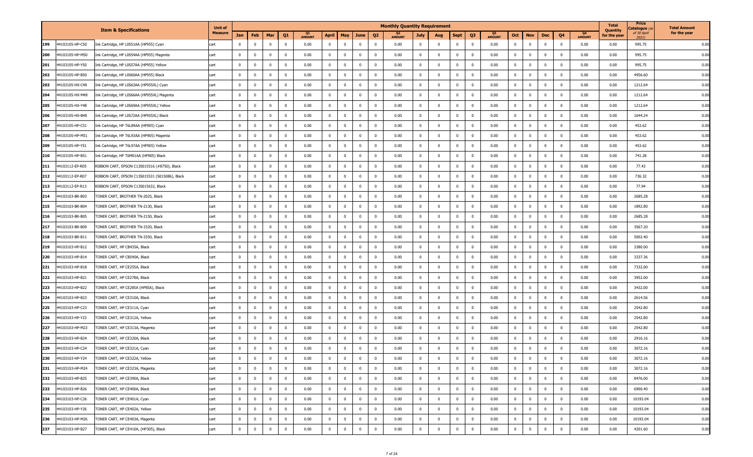| | | Item & Specifications | Unit of Measure | Monthly Quantity Requirement | | | | | | | | | | | | | | | | | | | | | | Total Quantity for the year | Price Catalogue (as of 30 April 2021) | Total Amount for the year |
|---|---|---|---|---|---|---|---|---|---|---|---|---|---|---|---|---|---|---|---|---|---|---|---|---|---|---|---|---|
| | | | | Jan | Feb | Mar | Q1 | Q1 AMOUNT | April | May | June | Q2 | Q2 AMOUNT | July | Aug | Sept | Q3 | Q3 AMOUNT | Oct | Nov | Dec | Q4 | Q4 AMOUNT | | | |
| 199 | 44103105-HP-C50 | Ink Cartridge, HP L0S51AA (HP955) Cyan | cart | 0 | 0 | 0 | 0 | 0.00 | 0 | 0 | 0 | 0 | 0.00 | 0 | 0 | 0 | 0 | 0.00 | 0 | 0 | 0 | 0 | 0.00 | 0.00 | 995.75 | 0.00 |
| 200 | 44103105-HP-M50 | Ink Cartridge, HP L0S54AA (HP955) Magenta | cart | 0 | 0 | 0 | 0 | 0.00 | 0 | 0 | 0 | 0 | 0.00 | 0 | 0 | 0 | 0 | 0.00 | 0 | 0 | 0 | 0 | 0.00 | 0.00 | 995.75 | 0.00 |
| 201 | 44103105-HP-Y50 | Ink Cartridge, HP L0S57AA (HP955) Yellow | cart | 0 | 0 | 0 | 0 | 0.00 | 0 | 0 | 0 | 0 | 0.00 | 0 | 0 | 0 | 0 | 0.00 | 0 | 0 | 0 | 0 | 0.00 | 0.00 | 995.75 | 0.00 |
| 202 | 44103105-HP-B50 | Ink Cartridge, HP L0S60AA (HP955) Black | cart | 0 | 0 | 0 | 0 | 0.00 | 0 | 0 | 0 | 0 | 0.00 | 0 | 0 | 0 | 0 | 0.00 | 0 | 0 | 0 | 0 | 0.00 | 0.00 | 4956.60 | 0.00 |
| 203 | 44103105-HX-C48 | Ink Cartridge, HP L0S63AA (HP955XL) Cyan | cart | 0 | 0 | 0 | 0 | 0.00 | 0 | 0 | 0 | 0 | 0.00 | 0 | 0 | 0 | 0 | 0.00 | 0 | 0 | 0 | 0 | 0.00 | 0.00 | 1212.64 | 0.00 |
| 204 | 44103105-HX-M48 | Ink Cartridge, HP L0S66AA (HP955XL) Magenta | cart | 0 | 0 | 0 | 0 | 0.00 | 0 | 0 | 0 | 0 | 0.00 | 0 | 0 | 0 | 0 | 0.00 | 0 | 0 | 0 | 0 | 0.00 | 0.00 | 1212.64 | 0.00 |
| 205 | 44103105-HX-Y48 | Ink Cartridge, HP L0S69AA (HP955XL) Yellow | cart | 0 | 0 | 0 | 0 | 0.00 | 0 | 0 | 0 | 0 | 0.00 | 0 | 0 | 0 | 0 | 0.00 | 0 | 0 | 0 | 0 | 0.00 | 0.00 | 1212.64 | 0.00 |
| 206 | 44103105-HX-B48 | Ink Cartridge, HP L0S72AA (HP955XL) Black | cart | 0 | 0 | 0 | 0 | 0.00 | 0 | 0 | 0 | 0 | 0.00 | 0 | 0 | 0 | 0 | 0.00 | 0 | 0 | 0 | 0 | 0.00 | 0.00 | 1644.24 | 0.00 |
| 207 | 44103105-HP-C51 | Ink Cartridge, HP T6L89AA (HP905) Cyan | cart | 0 | 0 | 0 | 0 | 0.00 | 0 | 0 | 0 | 0 | 0.00 | 0 | 0 | 0 | 0 | 0.00 | 0 | 0 | 0 | 0 | 0.00 | 0.00 | 453.62 | 0.00 |
| 208 | 44103105-HP-M51 | Ink Cartridge, HP T6L93AA (HP905) Magenta | cart | 0 | 0 | 0 | 0 | 0.00 | 0 | 0 | 0 | 0 | 0.00 | 0 | 0 | 0 | 0 | 0.00 | 0 | 0 | 0 | 0 | 0.00 | 0.00 | 453.62 | 0.00 |
| 209 | 44103105-HP-Y51 | Ink Cartridge, HP T6L97AA (HP905) Yellow | cart | 0 | 0 | 0 | 0 | 0.00 | 0 | 0 | 0 | 0 | 0.00 | 0 | 0 | 0 | 0 | 0.00 | 0 | 0 | 0 | 0 | 0.00 | 0.00 | 453.62 | 0.00 |
| 210 | 44103105-HP-B51 | Ink Cartridge, HP T6M01AA (HP905) Black | cart | 0 | 0 | 0 | 0 | 0.00 | 0 | 0 | 0 | 0 | 0.00 | 0 | 0 | 0 | 0 | 0.00 | 0 | 0 | 0 | 0 | 0.00 | 0.00 | 741.28 | 0.00 |
| 211 | 44103112-EP-R05 | RIBBON CART, EPSON C13S015516 (#8750), Black | cart | 0 | 0 | 0 | 0 | 0.00 | 0 | 0 | 0 | 0 | 0.00 | 0 | 0 | 0 | 0 | 0.00 | 0 | 0 | 0 | 0 | 0.00 | 0.00 | 77.43 | 0.00 |
| 212 | 44103112-EP-R07 | RIBBON CART, EPSON C13S015531 (S015086), Black | cart | 0 | 0 | 0 | 0 | 0.00 | 0 | 0 | 0 | 0 | 0.00 | 0 | 0 | 0 | 0 | 0.00 | 0 | 0 | 0 | 0 | 0.00 | 0.00 | 736.32 | 0.00 |
| 213 | 44103112-EP-R13 | RIBBON CART, EPSON C13S015632, Black | cart | 0 | 0 | 0 | 0 | 0.00 | 0 | 0 | 0 | 0 | 0.00 | 0 | 0 | 0 | 0 | 0.00 | 0 | 0 | 0 | 0 | 0.00 | 0.00 | 77.94 | 0.00 |
| 214 | 44103103-BR-B03 | TONER CART, BROTHER TN-2025, Black | cart | 0 | 0 | 0 | 0 | 0.00 | 0 | 0 | 0 | 0 | 0.00 | 0 | 0 | 0 | 0 | 0.00 | 0 | 0 | 0 | 0 | 0.00 | 0.00 | 2685.28 | 0.00 |
| 215 | 44103103-BR-B04 | TONER CART, BROTHER TN-2130, Black | cart | 0 | 0 | 0 | 0 | 0.00 | 0 | 0 | 0 | 0 | 0.00 | 0 | 0 | 0 | 0 | 0.00 | 0 | 0 | 0 | 0 | 0.00 | 0.00 | 1892.80 | 0.00 |
| 216 | 44103103-BR-B05 | TONER CART, BROTHER TN-2150, Black | cart | 0 | 0 | 0 | 0 | 0.00 | 0 | 0 | 0 | 0 | 0.00 | 0 | 0 | 0 | 0 | 0.00 | 0 | 0 | 0 | 0 | 0.00 | 0.00 | 2685.28 | 0.00 |
| 217 | 44103103-BR-B09 | TONER CART, BROTHER TN-3320, Black | cart | 0 | 0 | 0 | 0 | 0.00 | 0 | 0 | 0 | 0 | 0.00 | 0 | 0 | 0 | 0 | 0.00 | 0 | 0 | 0 | 0 | 0.00 | 0.00 | 3567.20 | 0.00 |
| 218 | 44103103-BR-B11 | TONER CART, BROTHER TN-3350, Black | cart | 0 | 0 | 0 | 0 | 0.00 | 0 | 0 | 0 | 0 | 0.00 | 0 | 0 | 0 | 0 | 0.00 | 0 | 0 | 0 | 0 | 0.00 | 0.00 | 5002.40 | 0.00 |
| 219 | 44103103-HP-B12 | TONER CART, HP CB435A, Black | cart | 0 | 0 | 0 | 0 | 0.00 | 0 | 0 | 0 | 0 | 0.00 | 0 | 0 | 0 | 0 | 0.00 | 0 | 0 | 0 | 0 | 0.00 | 0.00 | 3380.00 | 0.00 |
| 220 | 44103103-HP-B14 | TONER CART, HP CB540A, Black | cart | 0 | 0 | 0 | 0 | 0.00 | 0 | 0 | 0 | 0 | 0.00 | 0 | 0 | 0 | 0 | 0.00 | 0 | 0 | 0 | 0 | 0.00 | 0.00 | 3337.36 | 0.00 |
| 221 | 44103103-HP-B18 | TONER CART, HP CE255A, Black | cart | 0 | 0 | 0 | 0 | 0.00 | 0 | 0 | 0 | 0 | 0.00 | 0 | 0 | 0 | 0 | 0.00 | 0 | 0 | 0 | 0 | 0.00 | 0.00 | 7332.00 | 0.00 |
| 222 | 44103103-HP-B21 | TONER CART, HP CE278A, Black | cart | 0 | 0 | 0 | 0 | 0.00 | 0 | 0 | 0 | 0 | 0.00 | 0 | 0 | 0 | 0 | 0.00 | 0 | 0 | 0 | 0 | 0.00 | 0.00 | 3952.00 | 0.00 |
| 223 | 44103103-HP-B22 | TONER CART, HP CE285A (HP85A), Black | cart | 0 | 0 | 0 | 0 | 0.00 | 0 | 0 | 0 | 0 | 0.00 | 0 | 0 | 0 | 0 | 0.00 | 0 | 0 | 0 | 0 | 0.00 | 0.00 | 3432.00 | 0.00 |
| 224 | 44103103-HP-B23 | TONER CART, HP CE310A, Black | cart | 0 | 0 | 0 | 0 | 0.00 | 0 | 0 | 0 | 0 | 0.00 | 0 | 0 | 0 | 0 | 0.00 | 0 | 0 | 0 | 0 | 0.00 | 0.00 | 2614.56 | 0.00 |
| 225 | 44103103-HP-C23 | TONER CART, HP CE311A, Cyan | cart | 0 | 0 | 0 | 0 | 0.00 | 0 | 0 | 0 | 0 | 0.00 | 0 | 0 | 0 | 0 | 0.00 | 0 | 0 | 0 | 0 | 0.00 | 0.00 | 2542.80 | 0.00 |
| 226 | 44103103-HP-Y23 | TONER CART, HP CE312A, Yellow | cart | 0 | 0 | 0 | 0 | 0.00 | 0 | 0 | 0 | 0 | 0.00 | 0 | 0 | 0 | 0 | 0.00 | 0 | 0 | 0 | 0 | 0.00 | 0.00 | 2542.80 | 0.00 |
| 227 | 44103103-HP-M23 | TONER CART, HP CE313A, Magenta | cart | 0 | 0 | 0 | 0 | 0.00 | 0 | 0 | 0 | 0 | 0.00 | 0 | 0 | 0 | 0 | 0.00 | 0 | 0 | 0 | 0 | 0.00 | 0.00 | 2542.80 | 0.00 |
| 228 | 44103103-HP-B24 | TONER CART, HP CE320A, Black | cart | 0 | 0 | 0 | 0 | 0.00 | 0 | 0 | 0 | 0 | 0.00 | 0 | 0 | 0 | 0 | 0.00 | 0 | 0 | 0 | 0 | 0.00 | 0.00 | 2916.16 | 0.00 |
| 229 | 44103103-HP-C24 | TONER CART, HP CE321A, Cyan | cart | 0 | 0 | 0 | 0 | 0.00 | 0 | 0 | 0 | 0 | 0.00 | 0 | 0 | 0 | 0 | 0.00 | 0 | 0 | 0 | 0 | 0.00 | 0.00 | 3072.16 | 0.00 |
| 230 | 44103103-HP-Y24 | TONER CART, HP CE322A, Yellow | cart | 0 | 0 | 0 | 0 | 0.00 | 0 | 0 | 0 | 0 | 0.00 | 0 | 0 | 0 | 0 | 0.00 | 0 | 0 | 0 | 0 | 0.00 | 0.00 | 3072.16 | 0.00 |
| 231 | 44103103-HP-M24 | TONER CART, HP CE323A, Magenta | cart | 0 | 0 | 0 | 0 | 0.00 | 0 | 0 | 0 | 0 | 0.00 | 0 | 0 | 0 | 0 | 0.00 | 0 | 0 | 0 | 0 | 0.00 | 0.00 | 3072.16 | 0.00 |
| 232 | 44103103-HP-B25 | TONER CART, HP CE390A, Black | cart | 0 | 0 | 0 | 0 | 0.00 | 0 | 0 | 0 | 0 | 0.00 | 0 | 0 | 0 | 0 | 0.00 | 0 | 0 | 0 | 0 | 0.00 | 0.00 | 8476.00 | 0.00 |
| 233 | 44103103-HP-B26 | TONER CART, HP CE400A, Black | cart | 0 | 0 | 0 | 0 | 0.00 | 0 | 0 | 0 | 0 | 0.00 | 0 | 0 | 0 | 0 | 0.00 | 0 | 0 | 0 | 0 | 0.00 | 0.00 | 6900.40 | 0.00 |
| 234 | 44103103-HP-C26 | TONER CART, HP CE401A, Cyan | cart | 0 | 0 | 0 | 0 | 0.00 | 0 | 0 | 0 | 0 | 0.00 | 0 | 0 | 0 | 0 | 0.00 | 0 | 0 | 0 | 0 | 0.00 | 0.00 | 10193.04 | 0.00 |
| 235 | 44103103-HP-Y26 | TONER CART, HP CE402A, Yellow | cart | 0 | 0 | 0 | 0 | 0.00 | 0 | 0 | 0 | 0 | 0.00 | 0 | 0 | 0 | 0 | 0.00 | 0 | 0 | 0 | 0 | 0.00 | 0.00 | 10193.04 | 0.00 |
| 236 | 44103103-HP-M26 | TONER CART, HP CE403A, Magenta | cart | 0 | 0 | 0 | 0 | 0.00 | 0 | 0 | 0 | 0 | 0.00 | 0 | 0 | 0 | 0 | 0.00 | 0 | 0 | 0 | 0 | 0.00 | 0.00 | 10193.04 | 0.00 |
| 237 | 44103103-HP-B27 | TONER CART, HP CE410A, (HP305), Black | cart | 0 | 0 | 0 | 0 | 0.00 | 0 | 0 | 0 | 0 | 0.00 | 0 | 0 | 0 | 0 | 0.00 | 0 | 0 | 0 | 0 | 0.00 | 0.00 | 4201.60 | 0.00 |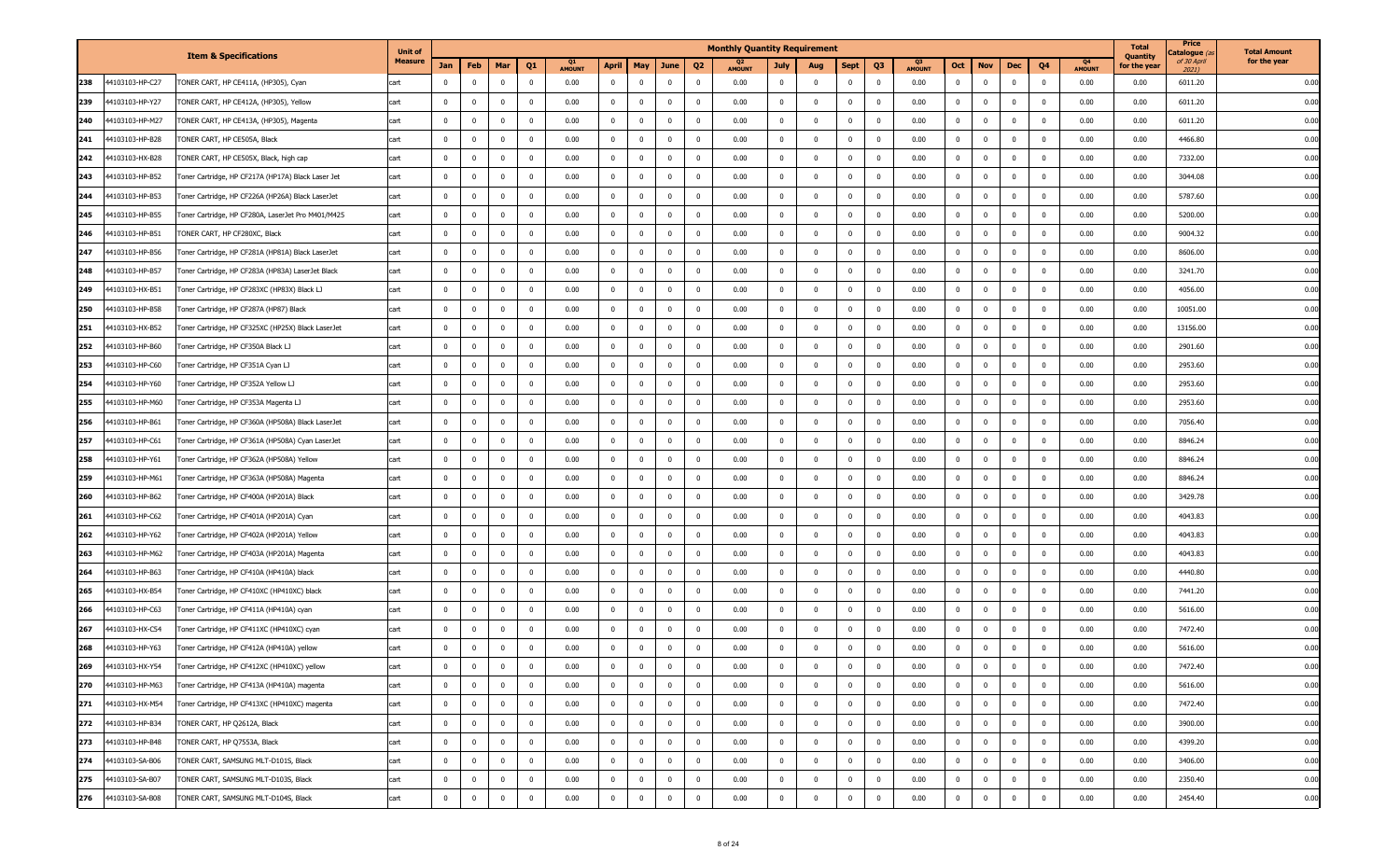| | Item & Specifications | | Unit of Measure | Monthly Quantity Requirement | | | | | | | | | | | | | | | | | | | | | | | | | Total Quantity for the year | Price Catalogue (as of 30 April 2021) | Total Amount for the year |
|---|---|---|---|---|---|---|---|---|---|---|---|---|---|---|---|---|---|---|---|---|---|---|---|---|---|---|---|---|---|---|---|
| | | | | Jan | Feb | Mar | Q1 | Q1 AMOUNT | April | May | June | Q2 | Q2 AMOUNT | July | Aug | Sept | Q3 | Q3 AMOUNT | Oct | Nov | Dec | Q4 | Q4 AMOUNT | | | | | | | | |
| 238 | 44103103-HP-C27 | TONER CART, HP CE411A, (HP305), Cyan | cart | 0 | 0 | 0 | 0 | 0.00 | 0 | 0 | 0 | 0 | 0.00 | 0 | 0 | 0 | 0 | 0.00 | 0 | 0 | 0 | 0 | 0.00 | 0.00 | 6011.20 | 0.00 | | | | | |
| 239 | 44103103-HP-Y27 | TONER CART, HP CE412A, (HP305), Yellow | cart | 0 | 0 | 0 | 0 | 0.00 | 0 | 0 | 0 | 0 | 0.00 | 0 | 0 | 0 | 0 | 0.00 | 0 | 0 | 0 | 0 | 0.00 | 0.00 | 6011.20 | 0.00 | | | | | |
| 240 | 44103103-HP-M27 | TONER CART, HP CE413A, (HP305), Magenta | cart | 0 | 0 | 0 | 0 | 0.00 | 0 | 0 | 0 | 0 | 0.00 | 0 | 0 | 0 | 0 | 0.00 | 0 | 0 | 0 | 0 | 0.00 | 0.00 | 6011.20 | 0.00 | | | | | |
| 241 | 44103103-HP-B28 | TONER CART, HP CE505A, Black | cart | 0 | 0 | 0 | 0 | 0.00 | 0 | 0 | 0 | 0 | 0.00 | 0 | 0 | 0 | 0 | 0.00 | 0 | 0 | 0 | 0 | 0.00 | 0.00 | 4466.80 | 0.00 | | | | | |
| 242 | 44103103-HX-B28 | TONER CART, HP CE505X, Black, high cap | cart | 0 | 0 | 0 | 0 | 0.00 | 0 | 0 | 0 | 0 | 0.00 | 0 | 0 | 0 | 0 | 0.00 | 0 | 0 | 0 | 0 | 0.00 | 0.00 | 7332.00 | 0.00 | | | | | |
| 243 | 44103103-HP-B52 | Toner Cartridge, HP CF217A (HP17A) Black Laser Jet | cart | 0 | 0 | 0 | 0 | 0.00 | 0 | 0 | 0 | 0 | 0.00 | 0 | 0 | 0 | 0 | 0.00 | 0 | 0 | 0 | 0 | 0.00 | 0.00 | 3044.08 | 0.00 | | | | | |
| 244 | 44103103-HP-B53 | Toner Cartridge, HP CF226A (HP26A) Black LaserJet | cart | 0 | 0 | 0 | 0 | 0.00 | 0 | 0 | 0 | 0 | 0.00 | 0 | 0 | 0 | 0 | 0.00 | 0 | 0 | 0 | 0 | 0.00 | 0.00 | 5787.60 | 0.00 | | | | | |
| 245 | 44103103-HP-B55 | Toner Cartridge, HP CF280A, LaserJet Pro M401/M425 | cart | 0 | 0 | 0 | 0 | 0.00 | 0 | 0 | 0 | 0 | 0.00 | 0 | 0 | 0 | 0 | 0.00 | 0 | 0 | 0 | 0 | 0.00 | 0.00 | 5200.00 | 0.00 | | | | | |
| 246 | 44103103-HP-B51 | TONER CART, HP CF280XC, Black | cart | 0 | 0 | 0 | 0 | 0.00 | 0 | 0 | 0 | 0 | 0.00 | 0 | 0 | 0 | 0 | 0.00 | 0 | 0 | 0 | 0 | 0.00 | 0.00 | 9004.32 | 0.00 | | | | | |
| 247 | 44103103-HP-B56 | Toner Cartridge, HP CF281A (HP81A) Black LaserJet | cart | 0 | 0 | 0 | 0 | 0.00 | 0 | 0 | 0 | 0 | 0.00 | 0 | 0 | 0 | 0 | 0.00 | 0 | 0 | 0 | 0 | 0.00 | 0.00 | 8606.00 | 0.00 | | | | | |
| 248 | 44103103-HP-B57 | Toner Cartridge, HP CF283A (HP83A) LaserJet Black | cart | 0 | 0 | 0 | 0 | 0.00 | 0 | 0 | 0 | 0 | 0.00 | 0 | 0 | 0 | 0 | 0.00 | 0 | 0 | 0 | 0 | 0.00 | 0.00 | 3241.70 | 0.00 | | | | | |
| 249 | 44103103-HX-B51 | Toner Cartridge, HP CF283XC (HP83X) Black LJ | cart | 0 | 0 | 0 | 0 | 0.00 | 0 | 0 | 0 | 0 | 0.00 | 0 | 0 | 0 | 0 | 0.00 | 0 | 0 | 0 | 0 | 0.00 | 0.00 | 4056.00 | 0.00 | | | | | |
| 250 | 44103103-HP-B58 | Toner Cartridge, HP CF287A (HP87) Black | cart | 0 | 0 | 0 | 0 | 0.00 | 0 | 0 | 0 | 0 | 0.00 | 0 | 0 | 0 | 0 | 0.00 | 0 | 0 | 0 | 0 | 0.00 | 0.00 | 10051.00 | 0.00 | | | | | |
| 251 | 44103103-HX-B52 | Toner Cartridge, HP CF325XC (HP25X) Black LaserJet | cart | 0 | 0 | 0 | 0 | 0.00 | 0 | 0 | 0 | 0 | 0.00 | 0 | 0 | 0 | 0 | 0.00 | 0 | 0 | 0 | 0 | 0.00 | 0.00 | 13156.00 | 0.00 | | | | | |
| 252 | 44103103-HP-B60 | Toner Cartridge, HP CF350A Black LJ | cart | 0 | 0 | 0 | 0 | 0.00 | 0 | 0 | 0 | 0 | 0.00 | 0 | 0 | 0 | 0 | 0.00 | 0 | 0 | 0 | 0 | 0.00 | 0.00 | 2901.60 | 0.00 | | | | | |
| 253 | 44103103-HP-C60 | Toner Cartridge, HP CF351A Cyan LJ | cart | 0 | 0 | 0 | 0 | 0.00 | 0 | 0 | 0 | 0 | 0.00 | 0 | 0 | 0 | 0 | 0.00 | 0 | 0 | 0 | 0 | 0.00 | 0.00 | 2953.60 | 0.00 | | | | | |
| 254 | 44103103-HP-Y60 | Toner Cartridge, HP CF352A Yellow LJ | cart | 0 | 0 | 0 | 0 | 0.00 | 0 | 0 | 0 | 0 | 0.00 | 0 | 0 | 0 | 0 | 0.00 | 0 | 0 | 0 | 0 | 0.00 | 0.00 | 2953.60 | 0.00 | | | | | |
| 255 | 44103103-HP-M60 | Toner Cartridge, HP CF353A Magenta LJ | cart | 0 | 0 | 0 | 0 | 0.00 | 0 | 0 | 0 | 0 | 0.00 | 0 | 0 | 0 | 0 | 0.00 | 0 | 0 | 0 | 0 | 0.00 | 0.00 | 2953.60 | 0.00 | | | | | |
| 256 | 44103103-HP-B61 | Toner Cartridge, HP CF360A (HP508A) Black LaserJet | cart | 0 | 0 | 0 | 0 | 0.00 | 0 | 0 | 0 | 0 | 0.00 | 0 | 0 | 0 | 0 | 0.00 | 0 | 0 | 0 | 0 | 0.00 | 0.00 | 7056.40 | 0.00 | | | | | |
| 257 | 44103103-HP-C61 | Toner Cartridge, HP CF361A (HP508A) Cyan LaserJet | cart | 0 | 0 | 0 | 0 | 0.00 | 0 | 0 | 0 | 0 | 0.00 | 0 | 0 | 0 | 0 | 0.00 | 0 | 0 | 0 | 0 | 0.00 | 0.00 | 8846.24 | 0.00 | | | | | |
| 258 | 44103103-HP-Y61 | Toner Cartridge, HP CF362A (HP508A) Yellow | cart | 0 | 0 | 0 | 0 | 0.00 | 0 | 0 | 0 | 0 | 0.00 | 0 | 0 | 0 | 0 | 0.00 | 0 | 0 | 0 | 0 | 0.00 | 0.00 | 8846.24 | 0.00 | | | | | |
| 259 | 44103103-HP-M61 | Toner Cartridge, HP CF363A (HP508A) Magenta | cart | 0 | 0 | 0 | 0 | 0.00 | 0 | 0 | 0 | 0 | 0.00 | 0 | 0 | 0 | 0 | 0.00 | 0 | 0 | 0 | 0 | 0.00 | 0.00 | 8846.24 | 0.00 | | | | | |
| 260 | 44103103-HP-B62 | Toner Cartridge, HP CF400A (HP201A) Black | cart | 0 | 0 | 0 | 0 | 0.00 | 0 | 0 | 0 | 0 | 0.00 | 0 | 0 | 0 | 0 | 0.00 | 0 | 0 | 0 | 0 | 0.00 | 0.00 | 3429.78 | 0.00 | | | | | |
| 261 | 44103103-HP-C62 | Toner Cartridge, HP CF401A (HP201A) Cyan | cart | 0 | 0 | 0 | 0 | 0.00 | 0 | 0 | 0 | 0 | 0.00 | 0 | 0 | 0 | 0 | 0.00 | 0 | 0 | 0 | 0 | 0.00 | 0.00 | 4043.83 | 0.00 | | | | | |
| 262 | 44103103-HP-Y62 | Toner Cartridge, HP CF402A (HP201A) Yellow | cart | 0 | 0 | 0 | 0 | 0.00 | 0 | 0 | 0 | 0 | 0.00 | 0 | 0 | 0 | 0 | 0.00 | 0 | 0 | 0 | 0 | 0.00 | 0.00 | 4043.83 | 0.00 | | | | | |
| 263 | 44103103-HP-M62 | Toner Cartridge, HP CF403A (HP201A) Magenta | cart | 0 | 0 | 0 | 0 | 0.00 | 0 | 0 | 0 | 0 | 0.00 | 0 | 0 | 0 | 0 | 0.00 | 0 | 0 | 0 | 0 | 0.00 | 0.00 | 4043.83 | 0.00 | | | | | |
| 264 | 44103103-HP-B63 | Toner Cartridge, HP CF410A (HP410A) black | cart | 0 | 0 | 0 | 0 | 0.00 | 0 | 0 | 0 | 0 | 0.00 | 0 | 0 | 0 | 0 | 0.00 | 0 | 0 | 0 | 0 | 0.00 | 0.00 | 4440.80 | 0.00 | | | | | |
| 265 | 44103103-HX-B54 | Toner Cartridge, HP CF410XC (HP410XC) black | cart | 0 | 0 | 0 | 0 | 0.00 | 0 | 0 | 0 | 0 | 0.00 | 0 | 0 | 0 | 0 | 0.00 | 0 | 0 | 0 | 0 | 0.00 | 0.00 | 7441.20 | 0.00 | | | | | |
| 266 | 44103103-HP-C63 | Toner Cartridge, HP CF411A (HP410A) cyan | cart | 0 | 0 | 0 | 0 | 0.00 | 0 | 0 | 0 | 0 | 0.00 | 0 | 0 | 0 | 0 | 0.00 | 0 | 0 | 0 | 0 | 0.00 | 0.00 | 5616.00 | 0.00 | | | | | |
| 267 | 44103103-HX-C54 | Toner Cartridge, HP CF411XC (HP410XC) cyan | cart | 0 | 0 | 0 | 0 | 0.00 | 0 | 0 | 0 | 0 | 0.00 | 0 | 0 | 0 | 0 | 0.00 | 0 | 0 | 0 | 0 | 0.00 | 0.00 | 7472.40 | 0.00 | | | | | |
| 268 | 44103103-HP-Y63 | Toner Cartridge, HP CF412A (HP410A) yellow | cart | 0 | 0 | 0 | 0 | 0.00 | 0 | 0 | 0 | 0 | 0.00 | 0 | 0 | 0 | 0 | 0.00 | 0 | 0 | 0 | 0 | 0.00 | 0.00 | 5616.00 | 0.00 | | | | | |
| 269 | 44103103-HX-Y54 | Toner Cartridge, HP CF412XC (HP410XC) yellow | cart | 0 | 0 | 0 | 0 | 0.00 | 0 | 0 | 0 | 0 | 0.00 | 0 | 0 | 0 | 0 | 0.00 | 0 | 0 | 0 | 0 | 0.00 | 0.00 | 7472.40 | 0.00 | | | | | |
| 270 | 44103103-HP-M63 | Toner Cartridge, HP CF413A (HP410A) magenta | cart | 0 | 0 | 0 | 0 | 0.00 | 0 | 0 | 0 | 0 | 0.00 | 0 | 0 | 0 | 0 | 0.00 | 0 | 0 | 0 | 0 | 0.00 | 0.00 | 5616.00 | 0.00 | | | | | |
| 271 | 44103103-HX-M54 | Toner Cartridge, HP CF413XC (HP410XC) magenta | cart | 0 | 0 | 0 | 0 | 0.00 | 0 | 0 | 0 | 0 | 0.00 | 0 | 0 | 0 | 0 | 0.00 | 0 | 0 | 0 | 0 | 0.00 | 0.00 | 7472.40 | 0.00 | | | | | |
| 272 | 44103103-HP-B34 | TONER CART, HP Q2612A, Black | cart | 0 | 0 | 0 | 0 | 0.00 | 0 | 0 | 0 | 0 | 0.00 | 0 | 0 | 0 | 0 | 0.00 | 0 | 0 | 0 | 0 | 0.00 | 0.00 | 3900.00 | 0.00 | | | | | |
| 273 | 44103103-HP-B48 | TONER CART, HP Q7553A, Black | cart | 0 | 0 | 0 | 0 | 0.00 | 0 | 0 | 0 | 0 | 0.00 | 0 | 0 | 0 | 0 | 0.00 | 0 | 0 | 0 | 0 | 0.00 | 0.00 | 4399.20 | 0.00 | | | | | |
| 274 | 44103103-SA-B06 | TONER CART, SAMSUNG MLT-D101S, Black | cart | 0 | 0 | 0 | 0 | 0.00 | 0 | 0 | 0 | 0 | 0.00 | 0 | 0 | 0 | 0 | 0.00 | 0 | 0 | 0 | 0 | 0.00 | 0.00 | 3406.00 | 0.00 | | | | | |
| 275 | 44103103-SA-B07 | TONER CART, SAMSUNG MLT-D103S, Black | cart | 0 | 0 | 0 | 0 | 0.00 | 0 | 0 | 0 | 0 | 0.00 | 0 | 0 | 0 | 0 | 0.00 | 0 | 0 | 0 | 0 | 0.00 | 0.00 | 2350.40 | 0.00 | | | | | |
| 276 | 44103103-SA-B08 | TONER CART, SAMSUNG MLT-D104S, Black | cart | 0 | 0 | 0 | 0 | 0.00 | 0 | 0 | 0 | 0 | 0.00 | 0 | 0 | 0 | 0 | 0.00 | 0 | 0 | 0 | 0 | 0.00 | 0.00 | 2454.40 | 0.00 | | | | | |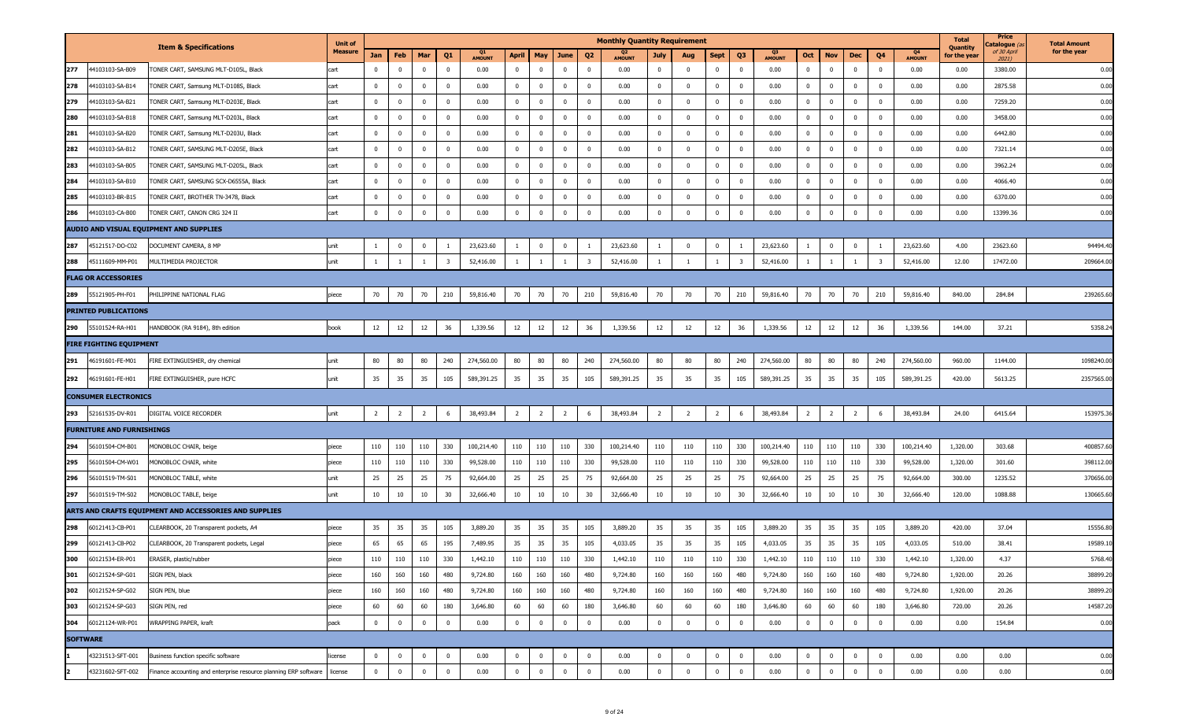| | Item & Specifications | | Unit of Measure | Monthly Quantity Requirement | | | | | | | | | | | | | | | | | | | | | | Total Quantity for the year | Price Catalogue (as of 30 April 2021) | Total Amount for the year |
|---|---|---|---|---|---|---|---|---|---|---|---|---|---|---|---|---|---|---|---|---|---|---|---|---|---|---|---|---|
| | | | | Jan | Feb | Mar | Q1 | Q1 AMOUNT | April | May | June | Q2 | Q2 AMOUNT | July | Aug | Sept | Q3 | Q3 AMOUNT | Oct | Nov | Dec | Q4 | Q4 AMOUNT | | | |
| 277 | 44103103-SA-B09 | TONER CART, SAMSUNG MLT-D105L, Black | cart | 0 | 0 | 0 | 0 | 0.00 | 0 | 0 | 0 | 0 | 0.00 | 0 | 0 | 0 | 0 | 0.00 | 0 | 0 | 0 | 0 | 0.00 | 0.00 | 3380.00 | 0.00 |
| 278 | 44103103-SA-B14 | TONER CART, Samsung MLT-D108S, Black | cart | 0 | 0 | 0 | 0 | 0.00 | 0 | 0 | 0 | 0 | 0.00 | 0 | 0 | 0 | 0 | 0.00 | 0 | 0 | 0 | 0 | 0.00 | 0.00 | 2875.58 | 0.00 |
| 279 | 44103103-SA-B21 | TONER CART, Samsung MLT-D203E, Black | cart | 0 | 0 | 0 | 0 | 0.00 | 0 | 0 | 0 | 0 | 0.00 | 0 | 0 | 0 | 0 | 0.00 | 0 | 0 | 0 | 0 | 0.00 | 0.00 | 7259.20 | 0.00 |
| 280 | 44103103-SA-B18 | TONER CART, Samsung MLT-D203L, Black | cart | 0 | 0 | 0 | 0 | 0.00 | 0 | 0 | 0 | 0 | 0.00 | 0 | 0 | 0 | 0 | 0.00 | 0 | 0 | 0 | 0 | 0.00 | 0.00 | 3458.00 | 0.00 |
| 281 | 44103103-SA-B20 | TONER CART, Samsung MLT-D203U, Black | cart | 0 | 0 | 0 | 0 | 0.00 | 0 | 0 | 0 | 0 | 0.00 | 0 | 0 | 0 | 0 | 0.00 | 0 | 0 | 0 | 0 | 0.00 | 0.00 | 6442.80 | 0.00 |
| 282 | 44103103-SA-B12 | TONER CART, SAMSUNG MLT-D205E, Black | cart | 0 | 0 | 0 | 0 | 0.00 | 0 | 0 | 0 | 0 | 0.00 | 0 | 0 | 0 | 0 | 0.00 | 0 | 0 | 0 | 0 | 0.00 | 0.00 | 7321.14 | 0.00 |
| 283 | 44103103-SA-B05 | TONER CART, SAMSUNG MLT-D205L, Black | cart | 0 | 0 | 0 | 0 | 0.00 | 0 | 0 | 0 | 0 | 0.00 | 0 | 0 | 0 | 0 | 0.00 | 0 | 0 | 0 | 0 | 0.00 | 0.00 | 3962.24 | 0.00 |
| 284 | 44103103-SA-B10 | TONER CART, SAMSUNG SCX-D6555A, Black | cart | 0 | 0 | 0 | 0 | 0.00 | 0 | 0 | 0 | 0 | 0.00 | 0 | 0 | 0 | 0 | 0.00 | 0 | 0 | 0 | 0 | 0.00 | 0.00 | 4066.40 | 0.00 |
| 285 | 44103103-BR-B15 | TONER CART, BROTHER TN-3478, Black | cart | 0 | 0 | 0 | 0 | 0.00 | 0 | 0 | 0 | 0 | 0.00 | 0 | 0 | 0 | 0 | 0.00 | 0 | 0 | 0 | 0 | 0.00 | 0.00 | 6370.00 | 0.00 |
| 286 | 44103103-CA-B00 | TONER CART, CANON CRG 324 II | cart | 0 | 0 | 0 | 0 | 0.00 | 0 | 0 | 0 | 0 | 0.00 | 0 | 0 | 0 | 0 | 0.00 | 0 | 0 | 0 | 0 | 0.00 | 0.00 | 13399.36 | 0.00 |
| AUDIO AND VISUAL EQUIPMENT AND SUPPLIES | | | | | | | | | | | | | | | | | | | | | | | | | | |
| 287 | 45121517-DO-C02 | DOCUMENT CAMERA, 8 MP | unit | 1 | 0 | 0 | 1 | 23,623.60 | 1 | 0 | 0 | 1 | 23,623.60 | 1 | 0 | 0 | 1 | 23,623.60 | 1 | 0 | 0 | 1 | 23,623.60 | 4.00 | 23623.60 | 94494.40 |
| 288 | 45111609-MM-P01 | MULTIMEDIA PROJECTOR | unit | 1 | 1 | 1 | 3 | 52,416.00 | 1 | 1 | 1 | 3 | 52,416.00 | 1 | 1 | 1 | 3 | 52,416.00 | 1 | 1 | 1 | 3 | 52,416.00 | 12.00 | 17472.00 | 209664.00 |
| FLAG OR ACCESSORIES | | | | | | | | | | | | | | | | | | | | | | | | | | |
| 289 | 55121905-PH-F01 | PHILIPPINE NATIONAL FLAG | piece | 70 | 70 | 70 | 210 | 59,816.40 | 70 | 70 | 70 | 210 | 59,816.40 | 70 | 70 | 70 | 210 | 59,816.40 | 70 | 70 | 70 | 210 | 59,816.40 | 840.00 | 284.84 | 239265.60 |
| PRINTED PUBLICATIONS | | | | | | | | | | | | | | | | | | | | | | | | | | |
| 290 | 55101524-RA-H01 | HANDBOOK (RA 9184), 8th edition | book | 12 | 12 | 12 | 36 | 1,339.56 | 12 | 12 | 12 | 36 | 1,339.56 | 12 | 12 | 12 | 36 | 1,339.56 | 12 | 12 | 12 | 36 | 1,339.56 | 144.00 | 37.21 | 5358.24 |
| FIRE FIGHTING EQUIPMENT | | | | | | | | | | | | | | | | | | | | | | | | | | |
| 291 | 46191601-FE-M01 | FIRE EXTINGUISHER, dry chemical | unit | 80 | 80 | 80 | 240 | 274,560.00 | 80 | 80 | 80 | 240 | 274,560.00 | 80 | 80 | 80 | 240 | 274,560.00 | 80 | 80 | 80 | 240 | 274,560.00 | 960.00 | 1144.00 | 1098240.00 |
| 292 | 46191601-FE-H01 | FIRE EXTINGUISHER, pure HCFC | unit | 35 | 35 | 35 | 105 | 589,391.25 | 35 | 35 | 35 | 105 | 589,391.25 | 35 | 35 | 35 | 105 | 589,391.25 | 35 | 35 | 35 | 105 | 589,391.25 | 420.00 | 5613.25 | 2357565.00 |
| CONSUMER ELECTRONICS | | | | | | | | | | | | | | | | | | | | | | | | | | |
| 293 | 52161535-DV-R01 | DIGITAL VOICE RECORDER | unit | 2 | 2 | 2 | 6 | 38,493.84 | 2 | 2 | 2 | 6 | 38,493.84 | 2 | 2 | 2 | 6 | 38,493.84 | 2 | 2 | 2 | 6 | 38,493.84 | 24.00 | 6415.64 | 153975.36 |
| FURNITURE AND FURNISHINGS | | | | | | | | | | | | | | | | | | | | | | | | | | |
| 294 | 56101504-CM-B01 | MONOBLOC CHAIR, beige | piece | 110 | 110 | 110 | 330 | 100,214.40 | 110 | 110 | 110 | 330 | 100,214.40 | 110 | 110 | 110 | 330 | 100,214.40 | 110 | 110 | 110 | 330 | 100,214.40 | 1,320.00 | 303.68 | 400857.60 |
| 295 | 56101504-CM-W01 | MONOBLOC CHAIR, white | piece | 110 | 110 | 110 | 330 | 99,528.00 | 110 | 110 | 110 | 330 | 99,528.00 | 110 | 110 | 110 | 330 | 99,528.00 | 110 | 110 | 110 | 330 | 99,528.00 | 1,320.00 | 301.60 | 398112.00 |
| 296 | 56101519-TM-S01 | MONOBLOC TABLE, white | unit | 25 | 25 | 25 | 75 | 92,664.00 | 25 | 25 | 25 | 75 | 92,664.00 | 25 | 25 | 25 | 75 | 92,664.00 | 25 | 25 | 25 | 75 | 92,664.00 | 300.00 | 1235.52 | 370656.00 |
| 297 | 56101519-TM-S02 | MONOBLOC TABLE, beige | unit | 10 | 10 | 10 | 30 | 32,666.40 | 10 | 10 | 10 | 30 | 32,666.40 | 10 | 10 | 10 | 30 | 32,666.40 | 10 | 10 | 10 | 30 | 32,666.40 | 120.00 | 1088.88 | 130665.60 |
| ARTS AND CRAFTS EQUIPMENT AND ACCESSORIES AND SUPPLIES | | | | | | | | | | | | | | | | | | | | | | | | | | |
| 298 | 60121413-CB-P01 | CLEARBOOK, 20 Transparent pockets, A4 | piece | 35 | 35 | 35 | 105 | 3,889.20 | 35 | 35 | 35 | 105 | 3,889.20 | 35 | 35 | 35 | 105 | 3,889.20 | 35 | 35 | 35 | 105 | 3,889.20 | 420.00 | 37.04 | 15556.80 |
| 299 | 60121413-CB-P02 | CLEARBOOK, 20 Transparent pockets, Legal | piece | 65 | 65 | 65 | 195 | 7,489.95 | 35 | 35 | 35 | 105 | 4,033.05 | 35 | 35 | 35 | 105 | 4,033.05 | 35 | 35 | 35 | 105 | 4,033.05 | 510.00 | 38.41 | 19589.10 |
| 300 | 60121534-ER-P01 | ERASER, plastic/rubber | piece | 110 | 110 | 110 | 330 | 1,442.10 | 110 | 110 | 110 | 330 | 1,442.10 | 110 | 110 | 110 | 330 | 1,442.10 | 110 | 110 | 110 | 330 | 1,442.10 | 1,320.00 | 4.37 | 5768.40 |
| 301 | 60121524-SP-G01 | SIGN PEN, black | piece | 160 | 160 | 160 | 480 | 9,724.80 | 160 | 160 | 160 | 480 | 9,724.80 | 160 | 160 | 160 | 480 | 9,724.80 | 160 | 160 | 160 | 480 | 9,724.80 | 1,920.00 | 20.26 | 38899.20 |
| 302 | 60121524-SP-G02 | SIGN PEN, blue | piece | 160 | 160 | 160 | 480 | 9,724.80 | 160 | 160 | 160 | 480 | 9,724.80 | 160 | 160 | 160 | 480 | 9,724.80 | 160 | 160 | 160 | 480 | 9,724.80 | 1,920.00 | 20.26 | 38899.20 |
| 303 | 60121524-SP-G03 | SIGN PEN, red | piece | 60 | 60 | 60 | 180 | 3,646.80 | 60 | 60 | 60 | 180 | 3,646.80 | 60 | 60 | 60 | 180 | 3,646.80 | 60 | 60 | 60 | 180 | 3,646.80 | 720.00 | 20.26 | 14587.20 |
| 304 | 60121124-WR-P01 | WRAPPING PAPER, kraft | pack | 0 | 0 | 0 | 0 | 0.00 | 0 | 0 | 0 | 0 | 0.00 | 0 | 0 | 0 | 0 | 0.00 | 0 | 0 | 0 | 0 | 0.00 | 0.00 | 154.84 | 0.00 |
| SOFTWARE | | | | | | | | | | | | | | | | | | | | | | | | | | |
| 1 | 43231513-SFT-001 | Business function specific software | license | 0 | 0 | 0 | 0 | 0.00 | 0 | 0 | 0 | 0 | 0.00 | 0 | 0 | 0 | 0 | 0.00 | 0 | 0 | 0 | 0 | 0.00 | 0.00 | 0.00 | 0.00 |
| 2 | 43231602-SFT-002 | Finance accounting and enterprise resource planning ERP software | license | 0 | 0 | 0 | 0 | 0.00 | 0 | 0 | 0 | 0 | 0.00 | 0 | 0 | 0 | 0 | 0.00 | 0 | 0 | 0 | 0 | 0.00 | 0.00 | 0.00 | 0.00 |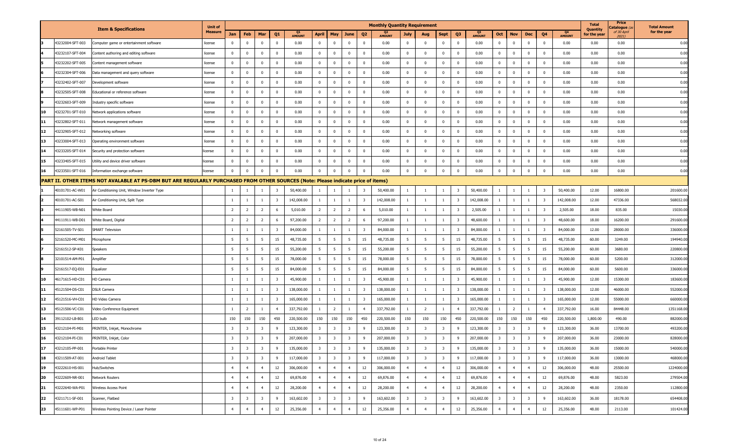| | | Item & Specifications | Unit of Measure | Monthly Quantity Requirement | | | | | | | | | | | | | | | | | | | | Total Quantity for the year | Price Catalogue (as of 30 April 2021) | Total Amount for the year |
|---|---|---|---|---|---|---|---|---|---|---|---|---|---|---|---|---|---|---|---|---|---|---|---|---|---|---|
| | | | | Jan | Feb | Mar | Q1 | Q1 AMOUNT | April | May | June | Q2 | Q2 AMOUNT | July | Aug | Sept | Q3 | Q3 AMOUNT | Oct | Nov | Dec | Q4 | Q4 AMOUNT | | | |
| 3 | 43232004-SFT-003 | Computer game or entertainment software | license | 0 | 0 | 0 | 0 | 0.00 | 0 | 0 | 0 | 0 | 0.00 | 0 | 0 | 0 | 0 | 0.00 | 0 | 0 | 0 | 0 | 0.00 | 0.00 | 0.00 | 0.00 |
| 4 | 43232107-SFT-004 | Content authoring and editing software | license | 0 | 0 | 0 | 0 | 0.00 | 0 | 0 | 0 | 0 | 0.00 | 0 | 0 | 0 | 0 | 0.00 | 0 | 0 | 0 | 0 | 0.00 | 0.00 | 0.00 | 0.00 |
| 5 | 43232202-SFT-005 | Content management software | license | 0 | 0 | 0 | 0 | 0.00 | 0 | 0 | 0 | 0 | 0.00 | 0 | 0 | 0 | 0 | 0.00 | 0 | 0 | 0 | 0 | 0.00 | 0.00 | 0.00 | 0.00 |
| 6 | 43232304-SFT-006 | Data management and query software | license | 0 | 0 | 0 | 0 | 0.00 | 0 | 0 | 0 | 0 | 0.00 | 0 | 0 | 0 | 0 | 0.00 | 0 | 0 | 0 | 0 | 0.00 | 0.00 | 0.00 | 0.00 |
| 7 | 43232402-SFT-007 | Development software | license | 0 | 0 | 0 | 0 | 0.00 | 0 | 0 | 0 | 0 | 0.00 | 0 | 0 | 0 | 0 | 0.00 | 0 | 0 | 0 | 0 | 0.00 | 0.00 | 0.00 | 0.00 |
| 8 | 43232505-SFT-008 | Educational or reference software | license | 0 | 0 | 0 | 0 | 0.00 | 0 | 0 | 0 | 0 | 0.00 | 0 | 0 | 0 | 0 | 0.00 | 0 | 0 | 0 | 0 | 0.00 | 0.00 | 0.00 | 0.00 |
| 9 | 43232603-SFT-009 | Industry specific software | license | 0 | 0 | 0 | 0 | 0.00 | 0 | 0 | 0 | 0 | 0.00 | 0 | 0 | 0 | 0 | 0.00 | 0 | 0 | 0 | 0 | 0.00 | 0.00 | 0.00 | 0.00 |
| 10 | 43232701-SFT-010 | Network applications software | license | 0 | 0 | 0 | 0 | 0.00 | 0 | 0 | 0 | 0 | 0.00 | 0 | 0 | 0 | 0 | 0.00 | 0 | 0 | 0 | 0 | 0.00 | 0.00 | 0.00 | 0.00 |
| 11 | 43232802-SFT-011 | Network management software | license | 0 | 0 | 0 | 0 | 0.00 | 0 | 0 | 0 | 0 | 0.00 | 0 | 0 | 0 | 0 | 0.00 | 0 | 0 | 0 | 0 | 0.00 | 0.00 | 0.00 | 0.00 |
| 12 | 43232905-SFT-012 | Networking software | license | 0 | 0 | 0 | 0 | 0.00 | 0 | 0 | 0 | 0 | 0.00 | 0 | 0 | 0 | 0 | 0.00 | 0 | 0 | 0 | 0 | 0.00 | 0.00 | 0.00 | 0.00 |
| 13 | 43233004-SFT-013 | Operating environment software | license | 0 | 0 | 0 | 0 | 0.00 | 0 | 0 | 0 | 0 | 0.00 | 0 | 0 | 0 | 0 | 0.00 | 0 | 0 | 0 | 0 | 0.00 | 0.00 | 0.00 | 0.00 |
| 14 | 43233205-SFT-014 | Security and protection software | license | 0 | 0 | 0 | 0 | 0.00 | 0 | 0 | 0 | 0 | 0.00 | 0 | 0 | 0 | 0 | 0.00 | 0 | 0 | 0 | 0 | 0.00 | 0.00 | 0.00 | 0.00 |
| 15 | 43233405-SFT-015 | Utility and device driver software | license | 0 | 0 | 0 | 0 | 0.00 | 0 | 0 | 0 | 0 | 0.00 | 0 | 0 | 0 | 0 | 0.00 | 0 | 0 | 0 | 0 | 0.00 | 0.00 | 0.00 | 0.00 |
| 16 | 43233501-SFT-016 | Information exchange software | license | 0 | 0 | 0 | 0 | 0.00 | 0 | 0 | 0 | 0 | 0.00 | 0 | 0 | 0 | 0 | 0.00 | 0 | 0 | 0 | 0 | 0.00 | 0.00 | 0.00 | 0.00 |
| PART II. OTHER ITEMS NOT AVALABLE AT PS-DBM BUT ARE REGULARLY PURCHASED FROM OTHER SOURCES (Note: Please indicate price of items) | | | | | | | | | | | | | | | | | | | | | | | | | | |
| 1 | 40101701-AC-W01 | Air Conditioning Unit, Window Inverter Type | | 1 | 1 | 1 | 3 | 50,400.00 | 1 | 1 | 1 | 3 | 50,400.00 | 1 | 1 | 1 | 3 | 50,400.00 | 1 | 1 | 1 | 3 | 50,400.00 | 12.00 | 16800.00 | 201600.00 |
| 2 | 40101701-AC-S01 | Air Conditioning Unit, Split Type | | 1 | 1 | 1 | 3 | 142,008.00 | 1 | 1 | 1 | 3 | 142,008.00 | 1 | 1 | 1 | 3 | 142,008.00 | 1 | 1 | 1 | 3 | 142,008.00 | 12.00 | 47336.00 | 568032.00 |
| 3 | 44111905-WB-N01 | White Board | | 2 | 2 | 2 | 6 | 5,010.00 | 2 | 2 | 2 | 6 | 5,010.00 | 1 | 1 | 1 | 3 | 2,505.00 | 1 | 1 | 1 | 3 | 2,505.00 | 18.00 | 835.00 | 15030.00 |
| 4 | 44111911-WB-D01 | White Board, Digital | | 2 | 2 | 2 | 6 | 97,200.00 | 2 | 2 | 2 | 6 | 97,200.00 | 1 | 1 | 1 | 3 | 48,600.00 | 1 | 1 | 1 | 3 | 48,600.00 | 18.00 | 16200.00 | 291600.00 |
| 5 | 52161505-TV-S01 | SMART Television | | 1 | 1 | 1 | 3 | 84,000.00 | 1 | 1 | 1 | 3 | 84,000.00 | 1 | 1 | 1 | 3 | 84,000.00 | 1 | 1 | 1 | 3 | 84,000.00 | 12.00 | 28000.00 | 336000.00 |
| 6 | 52161520-MC-M01 | Microphone | | 5 | 5 | 5 | 15 | 48,735.00 | 5 | 5 | 5 | 15 | 48,735.00 | 5 | 5 | 5 | 15 | 48,735.00 | 5 | 5 | 5 | 15 | 48,735.00 | 60.00 | 3249.00 | 194940.00 |
| 7 | 52161512-SP-K01 | Speakers | | 5 | 5 | 5 | 15 | 55,200.00 | 5 | 5 | 5 | 15 | 55,200.00 | 5 | 5 | 5 | 15 | 55,200.00 | 5 | 5 | 5 | 15 | 55,200.00 | 60.00 | 3680.00 | 220800.00 |
| 8 | 32101514-AM-P01 | Amplifier | | 5 | 5 | 5 | 15 | 78,000.00 | 5 | 5 | 5 | 15 | 78,000.00 | 5 | 5 | 5 | 15 | 78,000.00 | 5 | 5 | 5 | 15 | 78,000.00 | 60.00 | 5200.00 | 312000.00 |
| 9 | 52161517-EQ-E01 | Equalizer | | 5 | 5 | 5 | 15 | 84,000.00 | 5 | 5 | 5 | 15 | 84,000.00 | 5 | 5 | 5 | 15 | 84,000.00 | 5 | 5 | 5 | 15 | 84,000.00 | 60.00 | 5600.00 | 336000.00 |
| 10 | 46171615-HD-C01 | HD Camera | | 1 | 1 | 1 | 3 | 45,900.00 | 1 | 1 | 1 | 3 | 45,900.00 | 1 | 1 | 1 | 3 | 45,900.00 | 1 | 1 | 1 | 3 | 45,900.00 | 12.00 | 15300.00 | 183600.00 |
| 11 | 45121504-DS-C01 | DSLR Camera | | 1 | 1 | 1 | 3 | 138,000.00 | 1 | 1 | 1 | 3 | 138,000.00 | 1 | 1 | 1 | 3 | 138,000.00 | 1 | 1 | 1 | 3 | 138,000.00 | 12.00 | 46000.00 | 552000.00 |
| 12 | 45121516-VH-C01 | HD Video Camera | | 1 | 1 | 1 | 3 | 165,000.00 | 1 | 1 | 1 | 3 | 165,000.00 | 1 | 1 | 1 | 3 | 165,000.00 | 1 | 1 | 1 | 3 | 165,000.00 | 12.00 | 55000.00 | 660000.00 |
| 13 | 45121506-VC-C01 | Video Conference Equipment | | 1 | 2 | 1 | 4 | 337,792.00 | 1 | 2 | 1 | 4 | 337,792.00 | 1 | 2 | 1 | 4 | 337,792.00 | 1 | 2 | 1 | 4 | 337,792.00 | 16.00 | 84448.00 | 1351168.00 |
| 14 | 39112102-LB-B01 | LED bulb | | 150 | 150 | 150 | 450 | 220,500.00 | 150 | 150 | 150 | 450 | 220,500.00 | 150 | 150 | 150 | 450 | 220,500.00 | 150 | 150 | 150 | 450 | 220,500.00 | 1,800.00 | 490.00 | 882000.00 |
| 15 | 43212104-PI-M01 | PRINTER, Inkjet, Monochrome | | 3 | 3 | 3 | 9 | 123,300.00 | 3 | 3 | 3 | 9 | 123,300.00 | 3 | 3 | 3 | 9 | 123,300.00 | 3 | 3 | 3 | 9 | 123,300.00 | 36.00 | 13700.00 | 493200.00 |
| 16 | 43212104-PI-C01 | PRINTER, Inkjet, Color | | 3 | 3 | 3 | 9 | 207,000.00 | 3 | 3 | 3 | 9 | 207,000.00 | 3 | 3 | 3 | 9 | 207,000.00 | 3 | 3 | 3 | 9 | 207,000.00 | 36.00 | 23000.00 | 828000.00 |
| 17 | 43212105-PP-001 | Portable Printer | | 3 | 3 | 3 | 9 | 135,000.00 | 3 | 3 | 3 | 9 | 135,000.00 | 3 | 3 | 3 | 9 | 135,000.00 | 3 | 3 | 3 | 9 | 135,000.00 | 36.00 | 15000.00 | 540000.00 |
| 18 | 43211509-AT-001 | Android Tablet | | 3 | 3 | 3 | 9 | 117,000.00 | 3 | 3 | 3 | 9 | 117,000.00 | 3 | 3 | 3 | 9 | 117,000.00 | 3 | 3 | 3 | 9 | 117,000.00 | 36.00 | 13000.00 | 468000.00 |
| 19 | 43222610-HS-001 | Hub/Switches | | 4 | 4 | 4 | 12 | 306,000.00 | 4 | 4 | 4 | 12 | 306,000.00 | 4 | 4 | 4 | 12 | 306,000.00 | 4 | 4 | 4 | 12 | 306,000.00 | 48.00 | 25500.00 | 1224000.00 |
| 20 | 43222609-NR-001 | Network Routers | | 4 | 4 | 4 | 12 | 69,876.00 | 4 | 4 | 4 | 12 | 69,876.00 | 4 | 4 | 4 | 12 | 69,876.00 | 4 | 4 | 4 | 12 | 69,876.00 | 48.00 | 5823.00 | 279504.00 |
| 21 | 43222640-WA-P01 | Wireless Access Point | | 4 | 4 | 4 | 12 | 28,200.00 | 4 | 4 | 4 | 12 | 28,200.00 | 4 | 4 | 4 | 12 | 28,200.00 | 4 | 4 | 4 | 12 | 28,200.00 | 48.00 | 2350.00 | 112800.00 |
| 22 | 43211711-SF-001 | Scanner, Flatbed | | 3 | 3 | 3 | 9 | 163,602.00 | 3 | 3 | 3 | 9 | 163,602.00 | 3 | 3 | 3 | 9 | 163,602.00 | 3 | 3 | 3 | 9 | 163,602.00 | 36.00 | 18178.00 | 654408.00 |
| 23 | 45111601-WP-P01 | Wireless Pointing Device / Laser Pointer | | 4 | 4 | 4 | 12 | 25,356.00 | 4 | 4 | 4 | 12 | 25,356.00 | 4 | 4 | 4 | 12 | 25,356.00 | 4 | 4 | 4 | 12 | 25,356.00 | 48.00 | 2113.00 | 101424.00 |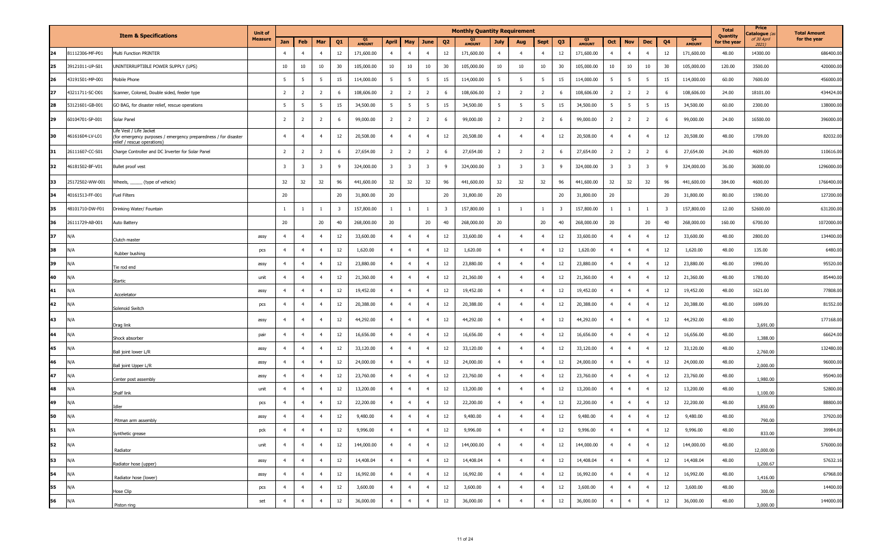| | Item & Specifications | | Unit of Measure | Monthly Quantity Requirement | | | | | | | | | | | | | | | | | | | | | | Total Quantity for the year | Price Catalogue (as of 30 April 2021) | Total Amount for the year |
|---|---|---|---|---|---|---|---|---|---|---|---|---|---|---|---|---|---|---|---|---|---|---|---|---|---|---|---|---|
| | | | | Jan | Feb | Mar | Q1 | Q1 AMOUNT | April | May | June | Q2 | Q2 AMOUNT | July | Aug | Sept | Q3 | Q3 AMOUNT | Oct | Nov | Dec | Q4 | Q4 AMOUNT | | | |
| 24 | 81112306-MF-P01 | Multi Function PRINTER | | 4 | 4 | 4 | 12 | 171,600.00 | 4 | 4 | 4 | 12 | 171,600.00 | 4 | 4 | 4 | 12 | 171,600.00 | 4 | 4 | 4 | 12 | 171,600.00 | 48.00 | 14300.00 | 686400.00 |
| 25 | 39121011-UP-S01 | UNINTERRUPTIBLE POWER SUPPLY (UPS) | | 10 | 10 | 10 | 30 | 105,000.00 | 10 | 10 | 10 | 30 | 105,000.00 | 10 | 10 | 10 | 30 | 105,000.00 | 10 | 10 | 10 | 30 | 105,000.00 | 120.00 | 3500.00 | 420000.00 |
| 26 | 43191501-MP-001 | Mobile Phone | | 5 | 5 | 5 | 15 | 114,000.00 | 5 | 5 | 5 | 15 | 114,000.00 | 5 | 5 | 5 | 15 | 114,000.00 | 5 | 5 | 5 | 15 | 114,000.00 | 60.00 | 7600.00 | 456000.00 |
| 27 | 43211711-SC-D01 | Scanner, Colored, Double sided, feeder type | | 2 | 2 | 2 | 6 | 108,606.00 | 2 | 2 | 2 | 6 | 108,606.00 | 2 | 2 | 2 | 6 | 108,606.00 | 2 | 2 | 2 | 6 | 108,606.00 | 24.00 | 18101.00 | 434424.00 |
| 28 | 53121601-GB-001 | GO BAG, for disaster relief, rescue operations | | 5 | 5 | 5 | 15 | 34,500.00 | 5 | 5 | 5 | 15 | 34,500.00 | 5 | 5 | 5 | 15 | 34,500.00 | 5 | 5 | 5 | 15 | 34,500.00 | 60.00 | 2300.00 | 138000.00 |
| 29 | 60104701-SP-001 | Solar Panel | | 2 | 2 | 2 | 6 | 99,000.00 | 2 | 2 | 2 | 6 | 99,000.00 | 2 | 2 | 2 | 6 | 99,000.00 | 2 | 2 | 2 | 6 | 99,000.00 | 24.00 | 16500.00 | 396000.00 |
| 30 | 46161604-LV-L01 | Life Vest / Life Jacket (for emergency purposes / emergency preparedness / for disaster relief / rescue operations) | | 4 | 4 | 4 | 12 | 20,508.00 | 4 | 4 | 4 | 12 | 20,508.00 | 4 | 4 | 4 | 12 | 20,508.00 | 4 | 4 | 4 | 12 | 20,508.00 | 48.00 | 1709.00 | 82032.00 |
| 31 | 26111607-CC-S01 | Charge Controller and DC Inverter for Solar Panel | | 2 | 2 | 2 | 6 | 27,654.00 | 2 | 2 | 2 | 6 | 27,654.00 | 2 | 2 | 2 | 6 | 27,654.00 | 2 | 2 | 2 | 6 | 27,654.00 | 24.00 | 4609.00 | 110616.00 |
| 32 | 46181502-BF-V01 | Bullet proof vest | | 3 | 3 | 3 | 9 | 324,000.00 | 3 | 3 | 3 | 9 | 324,000.00 | 3 | 3 | 3 | 9 | 324,000.00 | 3 | 3 | 3 | 9 | 324,000.00 | 36.00 | 36000.00 | 1296000.00 |
| 33 | 25172502-WW-001 | Wheels, _____ (type of vehicle) | | 32 | 32 | 32 | 96 | 441,600.00 | 32 | 32 | 32 | 96 | 441,600.00 | 32 | 32 | 32 | 96 | 441,600.00 | 32 | 32 | 32 | 96 | 441,600.00 | 384.00 | 4600.00 | 1766400.00 |
| 34 | 40161513-FF-001 | Fuel Filters | | 20 | | | 20 | 31,800.00 | 20 | | | 20 | 31,800.00 | 20 | | | 20 | 31,800.00 | 20 | | | 20 | 31,800.00 | 80.00 | 1590.00 | 127200.00 |
| 35 | 48101710-DW-F01 | Drinking Water/ Fountain | | 1 | 1 | 1 | 3 | 157,800.00 | 1 | 1 | 1 | 3 | 157,800.00 | 1 | 1 | 1 | 3 | 157,800.00 | 1 | 1 | 1 | 3 | 157,800.00 | 12.00 | 52600.00 | 631200.00 |
| 36 | 26111729-AB-001 | Auto Battery | | 20 | | 20 | 40 | 268,000.00 | 20 | | 20 | 40 | 268,000.00 | 20 | | 20 | 40 | 268,000.00 | 20 | | 20 | 40 | 268,000.00 | 160.00 | 6700.00 | 1072000.00 |
| 37 | N/A | Clutch master | assy | 4 | 4 | 4 | 12 | 33,600.00 | 4 | 4 | 4 | 12 | 33,600.00 | 4 | 4 | 4 | 12 | 33,600.00 | 4 | 4 | 4 | 12 | 33,600.00 | 48.00 | 2800.00 | 134400.00 |
| 38 | N/A | Rubber bushing | pcs | 4 | 4 | 4 | 12 | 1,620.00 | 4 | 4 | 4 | 12 | 1,620.00 | 4 | 4 | 4 | 12 | 1,620.00 | 4 | 4 | 4 | 12 | 1,620.00 | 48.00 | 135.00 | 6480.00 |
| 39 | N/A | Tie rod end | assy | 4 | 4 | 4 | 12 | 23,880.00 | 4 | 4 | 4 | 12 | 23,880.00 | 4 | 4 | 4 | 12 | 23,880.00 | 4 | 4 | 4 | 12 | 23,880.00 | 48.00 | 1990.00 | 95520.00 |
| 40 | N/A | Startic | unit | 4 | 4 | 4 | 12 | 21,360.00 | 4 | 4 | 4 | 12 | 21,360.00 | 4 | 4 | 4 | 12 | 21,360.00 | 4 | 4 | 4 | 12 | 21,360.00 | 48.00 | 1780.00 | 85440.00 |
| 41 | N/A | Acceletator | assy | 4 | 4 | 4 | 12 | 19,452.00 | 4 | 4 | 4 | 12 | 19,452.00 | 4 | 4 | 4 | 12 | 19,452.00 | 4 | 4 | 4 | 12 | 19,452.00 | 48.00 | 1621.00 | 77808.00 |
| 42 | N/A | Solenoid Switch | pcs | 4 | 4 | 4 | 12 | 20,388.00 | 4 | 4 | 4 | 12 | 20,388.00 | 4 | 4 | 4 | 12 | 20,388.00 | 4 | 4 | 4 | 12 | 20,388.00 | 48.00 | 1699.00 | 81552.00 |
| 43 | N/A | Drag link | assy | 4 | 4 | 4 | 12 | 44,292.00 | 4 | 4 | 4 | 12 | 44,292.00 | 4 | 4 | 4 | 12 | 44,292.00 | 4 | 4 | 4 | 12 | 44,292.00 | 48.00 | 3,691.00 | 177168.00 |
| 44 | N/A | Shock absorber | pair | 4 | 4 | 4 | 12 | 16,656.00 | 4 | 4 | 4 | 12 | 16,656.00 | 4 | 4 | 4 | 12 | 16,656.00 | 4 | 4 | 4 | 12 | 16,656.00 | 48.00 | 1,388.00 | 66624.00 |
| 45 | N/A | Ball joint lower L/R | assy | 4 | 4 | 4 | 12 | 33,120.00 | 4 | 4 | 4 | 12 | 33,120.00 | 4 | 4 | 4 | 12 | 33,120.00 | 4 | 4 | 4 | 12 | 33,120.00 | 48.00 | 2,760.00 | 132480.00 |
| 46 | N/A | Ball joint Upper L/R | assy | 4 | 4 | 4 | 12 | 24,000.00 | 4 | 4 | 4 | 12 | 24,000.00 | 4 | 4 | 4 | 12 | 24,000.00 | 4 | 4 | 4 | 12 | 24,000.00 | 48.00 | 2,000.00 | 96000.00 |
| 47 | N/A | Center post assembly | assy | 4 | 4 | 4 | 12 | 23,760.00 | 4 | 4 | 4 | 12 | 23,760.00 | 4 | 4 | 4 | 12 | 23,760.00 | 4 | 4 | 4 | 12 | 23,760.00 | 48.00 | 1,980.00 | 95040.00 |
| 48 | N/A | Shalf link | unit | 4 | 4 | 4 | 12 | 13,200.00 | 4 | 4 | 4 | 12 | 13,200.00 | 4 | 4 | 4 | 12 | 13,200.00 | 4 | 4 | 4 | 12 | 13,200.00 | 48.00 | 1,100.00 | 52800.00 |
| 49 | N/A | Idler | pcs | 4 | 4 | 4 | 12 | 22,200.00 | 4 | 4 | 4 | 12 | 22,200.00 | 4 | 4 | 4 | 12 | 22,200.00 | 4 | 4 | 4 | 12 | 22,200.00 | 48.00 | 1,850.00 | 88800.00 |
| 50 | N/A | Pitman arm assembly | assy | 4 | 4 | 4 | 12 | 9,480.00 | 4 | 4 | 4 | 12 | 9,480.00 | 4 | 4 | 4 | 12 | 9,480.00 | 4 | 4 | 4 | 12 | 9,480.00 | 48.00 | 790.00 | 37920.00 |
| 51 | N/A | Synthetic grease | pck | 4 | 4 | 4 | 12 | 9,996.00 | 4 | 4 | 4 | 12 | 9,996.00 | 4 | 4 | 4 | 12 | 9,996.00 | 4 | 4 | 4 | 12 | 9,996.00 | 48.00 | 833.00 | 39984.00 |
| 52 | N/A | Radiator | unit | 4 | 4 | 4 | 12 | 144,000.00 | 4 | 4 | 4 | 12 | 144,000.00 | 4 | 4 | 4 | 12 | 144,000.00 | 4 | 4 | 4 | 12 | 144,000.00 | 48.00 | 12,000.00 | 576000.00 |
| 53 | N/A | Radiator hose (upper) | assy | 4 | 4 | 4 | 12 | 14,408.04 | 4 | 4 | 4 | 12 | 14,408.04 | 4 | 4 | 4 | 12 | 14,408.04 | 4 | 4 | 4 | 12 | 14,408.04 | 48.00 | 1,200.67 | 57632.16 |
| 54 | N/A | Radiator hose (lower) | assy | 4 | 4 | 4 | 12 | 16,992.00 | 4 | 4 | 4 | 12 | 16,992.00 | 4 | 4 | 4 | 12 | 16,992.00 | 4 | 4 | 4 | 12 | 16,992.00 | 48.00 | 1,416.00 | 67968.00 |
| 55 | N/A | Hose Clip | pcs | 4 | 4 | 4 | 12 | 3,600.00 | 4 | 4 | 4 | 12 | 3,600.00 | 4 | 4 | 4 | 12 | 3,600.00 | 4 | 4 | 4 | 12 | 3,600.00 | 48.00 | 300.00 | 14400.00 |
| 56 | N/A | Piston ring | set | 4 | 4 | 4 | 12 | 36,000.00 | 4 | 4 | 4 | 12 | 36,000.00 | 4 | 4 | 4 | 12 | 36,000.00 | 4 | 4 | 4 | 12 | 36,000.00 | 48.00 | 3,000.00 | 144000.00 |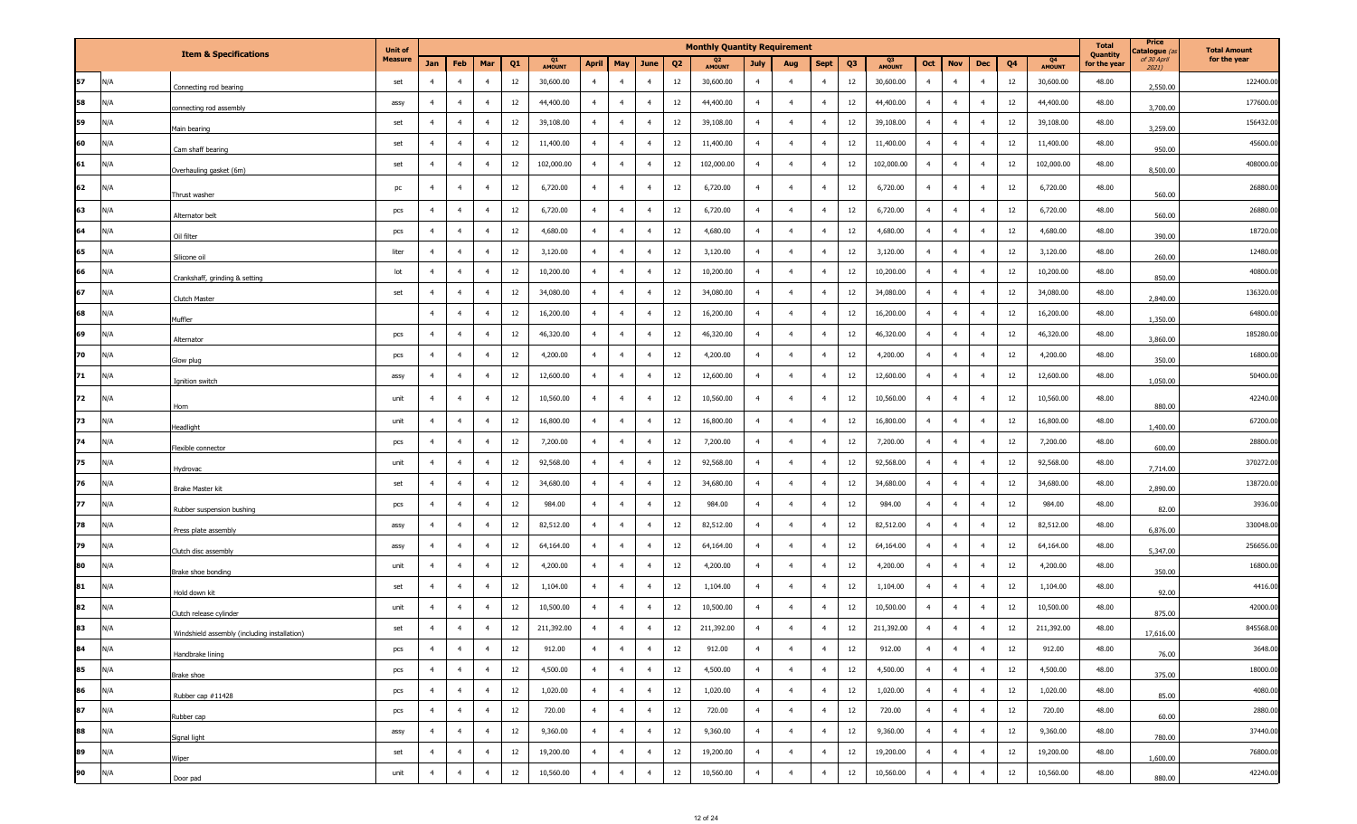| | | Item & Specifications | Unit of Measure | Monthly Quantity Requirement | | | | | | | | | | | | | | | | | | | | Total Quantity for the year | Price Catalogue (as of 30 April 2021) | Total Amount for the year |
|---|---|---|---|---|---|---|---|---|---|---|---|---|---|---|---|---|---|---|---|---|---|---|---|---|---|---|
| | | | | Jan | Feb | Mar | Q1 | Q1 AMOUNT | April | May | June | Q2 | Q2 AMOUNT | July | Aug | Sept | Q3 | Q3 AMOUNT | Oct | Nov | Dec | Q4 | Q4 AMOUNT | | | |
| 57 | N/A | Connecting rod bearing | set | 4 | 4 | 4 | 12 | 30,600.00 | 4 | 4 | 4 | 12 | 30,600.00 | 4 | 4 | 4 | 12 | 30,600.00 | 4 | 4 | 4 | 12 | 30,600.00 | 48.00 | 2,550.00 | 122400.00 |
| 58 | N/A | connecting rod assembly | assy | 4 | 4 | 4 | 12 | 44,400.00 | 4 | 4 | 4 | 12 | 44,400.00 | 4 | 4 | 4 | 12 | 44,400.00 | 4 | 4 | 4 | 12 | 44,400.00 | 48.00 | 3,700.00 | 177600.00 |
| 59 | N/A | Main bearing | set | 4 | 4 | 4 | 12 | 39,108.00 | 4 | 4 | 4 | 12 | 39,108.00 | 4 | 4 | 4 | 12 | 39,108.00 | 4 | 4 | 4 | 12 | 39,108.00 | 48.00 | 3,259.00 | 156432.00 |
| 60 | N/A | Cam shaff bearing | set | 4 | 4 | 4 | 12 | 11,400.00 | 4 | 4 | 4 | 12 | 11,400.00 | 4 | 4 | 4 | 12 | 11,400.00 | 4 | 4 | 4 | 12 | 11,400.00 | 48.00 | 950.00 | 45600.00 |
| 61 | N/A | Overhauling gasket (6m) | set | 4 | 4 | 4 | 12 | 102,000.00 | 4 | 4 | 4 | 12 | 102,000.00 | 4 | 4 | 4 | 12 | 102,000.00 | 4 | 4 | 4 | 12 | 102,000.00 | 48.00 | 8,500.00 | 408000.00 |
| 62 | N/A | Thrust washer | pc | 4 | 4 | 4 | 12 | 6,720.00 | 4 | 4 | 4 | 12 | 6,720.00 | 4 | 4 | 4 | 12 | 6,720.00 | 4 | 4 | 4 | 12 | 6,720.00 | 48.00 | 560.00 | 26880.00 |
| 63 | N/A | Alternator belt | pcs | 4 | 4 | 4 | 12 | 6,720.00 | 4 | 4 | 4 | 12 | 6,720.00 | 4 | 4 | 4 | 12 | 6,720.00 | 4 | 4 | 4 | 12 | 6,720.00 | 48.00 | 560.00 | 26880.00 |
| 64 | N/A | Oil filter | pcs | 4 | 4 | 4 | 12 | 4,680.00 | 4 | 4 | 4 | 12 | 4,680.00 | 4 | 4 | 4 | 12 | 4,680.00 | 4 | 4 | 4 | 12 | 4,680.00 | 48.00 | 390.00 | 18720.00 |
| 65 | N/A | Silicone oil | liter | 4 | 4 | 4 | 12 | 3,120.00 | 4 | 4 | 4 | 12 | 3,120.00 | 4 | 4 | 4 | 12 | 3,120.00 | 4 | 4 | 4 | 12 | 3,120.00 | 48.00 | 260.00 | 12480.00 |
| 66 | N/A | Crankshaff, grinding & setting | lot | 4 | 4 | 4 | 12 | 10,200.00 | 4 | 4 | 4 | 12 | 10,200.00 | 4 | 4 | 4 | 12 | 10,200.00 | 4 | 4 | 4 | 12 | 10,200.00 | 48.00 | 850.00 | 40800.00 |
| 67 | N/A | Clutch Master | set | 4 | 4 | 4 | 12 | 34,080.00 | 4 | 4 | 4 | 12 | 34,080.00 | 4 | 4 | 4 | 12 | 34,080.00 | 4 | 4 | 4 | 12 | 34,080.00 | 48.00 | 2,840.00 | 136320.00 |
| 68 | N/A | Muffler | | 4 | 4 | 4 | 12 | 16,200.00 | 4 | 4 | 4 | 12 | 16,200.00 | 4 | 4 | 4 | 12 | 16,200.00 | 4 | 4 | 4 | 12 | 16,200.00 | 48.00 | 1,350.00 | 64800.00 |
| 69 | N/A | Alternator | pcs | 4 | 4 | 4 | 12 | 46,320.00 | 4 | 4 | 4 | 12 | 46,320.00 | 4 | 4 | 4 | 12 | 46,320.00 | 4 | 4 | 4 | 12 | 46,320.00 | 48.00 | 3,860.00 | 185280.00 |
| 70 | N/A | Glow plug | pcs | 4 | 4 | 4 | 12 | 4,200.00 | 4 | 4 | 4 | 12 | 4,200.00 | 4 | 4 | 4 | 12 | 4,200.00 | 4 | 4 | 4 | 12 | 4,200.00 | 48.00 | 350.00 | 16800.00 |
| 71 | N/A | Ignition switch | assy | 4 | 4 | 4 | 12 | 12,600.00 | 4 | 4 | 4 | 12 | 12,600.00 | 4 | 4 | 4 | 12 | 12,600.00 | 4 | 4 | 4 | 12 | 12,600.00 | 48.00 | 1,050.00 | 50400.00 |
| 72 | N/A | Horn | unit | 4 | 4 | 4 | 12 | 10,560.00 | 4 | 4 | 4 | 12 | 10,560.00 | 4 | 4 | 4 | 12 | 10,560.00 | 4 | 4 | 4 | 12 | 10,560.00 | 48.00 | 880.00 | 42240.00 |
| 73 | N/A | Headlight | unit | 4 | 4 | 4 | 12 | 16,800.00 | 4 | 4 | 4 | 12 | 16,800.00 | 4 | 4 | 4 | 12 | 16,800.00 | 4 | 4 | 4 | 12 | 16,800.00 | 48.00 | 1,400.00 | 67200.00 |
| 74 | N/A | Flexible connector | pcs | 4 | 4 | 4 | 12 | 7,200.00 | 4 | 4 | 4 | 12 | 7,200.00 | 4 | 4 | 4 | 12 | 7,200.00 | 4 | 4 | 4 | 12 | 7,200.00 | 48.00 | 600.00 | 28800.00 |
| 75 | N/A | Hydrovac | unit | 4 | 4 | 4 | 12 | 92,568.00 | 4 | 4 | 4 | 12 | 92,568.00 | 4 | 4 | 4 | 12 | 92,568.00 | 4 | 4 | 4 | 12 | 92,568.00 | 48.00 | 7,714.00 | 370272.00 |
| 76 | N/A | Brake Master kit | set | 4 | 4 | 4 | 12 | 34,680.00 | 4 | 4 | 4 | 12 | 34,680.00 | 4 | 4 | 4 | 12 | 34,680.00 | 4 | 4 | 4 | 12 | 34,680.00 | 48.00 | 2,890.00 | 138720.00 |
| 77 | N/A | Rubber suspension bushing | pcs | 4 | 4 | 4 | 12 | 984.00 | 4 | 4 | 4 | 12 | 984.00 | 4 | 4 | 4 | 12 | 984.00 | 4 | 4 | 4 | 12 | 984.00 | 48.00 | 82.00 | 3936.00 |
| 78 | N/A | Press plate assembly | assy | 4 | 4 | 4 | 12 | 82,512.00 | 4 | 4 | 4 | 12 | 82,512.00 | 4 | 4 | 4 | 12 | 82,512.00 | 4 | 4 | 4 | 12 | 82,512.00 | 48.00 | 6,876.00 | 330048.00 |
| 79 | N/A | Clutch disc assembly | assy | 4 | 4 | 4 | 12 | 64,164.00 | 4 | 4 | 4 | 12 | 64,164.00 | 4 | 4 | 4 | 12 | 64,164.00 | 4 | 4 | 4 | 12 | 64,164.00 | 48.00 | 5,347.00 | 256656.00 |
| 80 | N/A | Brake shoe bonding | unit | 4 | 4 | 4 | 12 | 4,200.00 | 4 | 4 | 4 | 12 | 4,200.00 | 4 | 4 | 4 | 12 | 4,200.00 | 4 | 4 | 4 | 12 | 4,200.00 | 48.00 | 350.00 | 16800.00 |
| 81 | N/A | Hold down kit | set | 4 | 4 | 4 | 12 | 1,104.00 | 4 | 4 | 4 | 12 | 1,104.00 | 4 | 4 | 4 | 12 | 1,104.00 | 4 | 4 | 4 | 12 | 1,104.00 | 48.00 | 92.00 | 4416.00 |
| 82 | N/A | Clutch release cylinder | unit | 4 | 4 | 4 | 12 | 10,500.00 | 4 | 4 | 4 | 12 | 10,500.00 | 4 | 4 | 4 | 12 | 10,500.00 | 4 | 4 | 4 | 12 | 10,500.00 | 48.00 | 875.00 | 42000.00 |
| 83 | N/A | Windshield assembly (including installation) | set | 4 | 4 | 4 | 12 | 211,392.00 | 4 | 4 | 4 | 12 | 211,392.00 | 4 | 4 | 4 | 12 | 211,392.00 | 4 | 4 | 4 | 12 | 211,392.00 | 48.00 | 17,616.00 | 845568.00 |
| 84 | N/A | Handbrake lining | pcs | 4 | 4 | 4 | 12 | 912.00 | 4 | 4 | 4 | 12 | 912.00 | 4 | 4 | 4 | 12 | 912.00 | 4 | 4 | 4 | 12 | 912.00 | 48.00 | 76.00 | 3648.00 |
| 85 | N/A | Brake shoe | pcs | 4 | 4 | 4 | 12 | 4,500.00 | 4 | 4 | 4 | 12 | 4,500.00 | 4 | 4 | 4 | 12 | 4,500.00 | 4 | 4 | 4 | 12 | 4,500.00 | 48.00 | 375.00 | 18000.00 |
| 86 | N/A | Rubber cap #11428 | pcs | 4 | 4 | 4 | 12 | 1,020.00 | 4 | 4 | 4 | 12 | 1,020.00 | 4 | 4 | 4 | 12 | 1,020.00 | 4 | 4 | 4 | 12 | 1,020.00 | 48.00 | 85.00 | 4080.00 |
| 87 | N/A | Rubber cap | pcs | 4 | 4 | 4 | 12 | 720.00 | 4 | 4 | 4 | 12 | 720.00 | 4 | 4 | 4 | 12 | 720.00 | 4 | 4 | 4 | 12 | 720.00 | 48.00 | 60.00 | 2880.00 |
| 88 | N/A | Signal light | assy | 4 | 4 | 4 | 12 | 9,360.00 | 4 | 4 | 4 | 12 | 9,360.00 | 4 | 4 | 4 | 12 | 9,360.00 | 4 | 4 | 4 | 12 | 9,360.00 | 48.00 | 780.00 | 37440.00 |
| 89 | N/A | Wiper | set | 4 | 4 | 4 | 12 | 19,200.00 | 4 | 4 | 4 | 12 | 19,200.00 | 4 | 4 | 4 | 12 | 19,200.00 | 4 | 4 | 4 | 12 | 19,200.00 | 48.00 | 1,600.00 | 76800.00 |
| 90 | N/A | Door pad | unit | 4 | 4 | 4 | 12 | 10,560.00 | 4 | 4 | 4 | 12 | 10,560.00 | 4 | 4 | 4 | 12 | 10,560.00 | 4 | 4 | 4 | 12 | 10,560.00 | 48.00 | 880.00 | 42240.00 |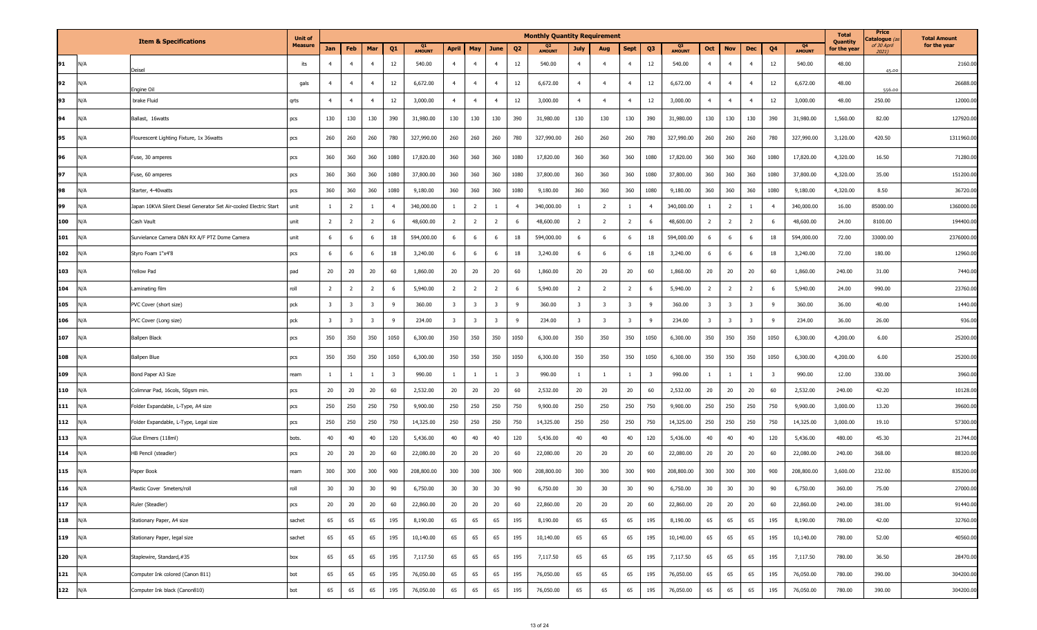| | Item & Specifications | Unit of Measure | Monthly Quantity Requirement | | | | | | | | | | | | | | | | | | | | Total Quantity for the year | Price Catalogue (as of 30 April 2021) | Total Amount for the year |
|---|---|---|---|---|---|---|---|---|---|---|---|---|---|---|---|---|---|---|---|---|---|---|---|---|---|
| | | | Jan | Feb | Mar | Q1 | Q1 AMOUNT | April | May | June | Q2 | Q2 AMOUNT | July | Aug | Sept | Q3 | Q3 AMOUNT | Oct | Nov | Dec | Q4 | Q4 AMOUNT | | | |
| 91 | N/A | Deisel | lts | 4 | 4 | 4 | 12 | 540.00 | 4 | 4 | 4 | 12 | 540.00 | 4 | 4 | 4 | 12 | 540.00 | 4 | 4 | 4 | 12 | 540.00 | 48.00 | 45.00 | 2160.00 |
| 92 | N/A | Engine Oil | gals | 4 | 4 | 4 | 12 | 6,672.00 | 4 | 4 | 4 | 12 | 6,672.00 | 4 | 4 | 4 | 12 | 6,672.00 | 4 | 4 | 4 | 12 | 6,672.00 | 48.00 | 556.00 | 26688.00 |
| 93 | N/A | brake Fluid | qrts | 4 | 4 | 4 | 12 | 3,000.00 | 4 | 4 | 4 | 12 | 3,000.00 | 4 | 4 | 4 | 12 | 3,000.00 | 4 | 4 | 4 | 12 | 3,000.00 | 48.00 | 250.00 | 12000.00 |
| 94 | N/A | Ballast, 16watts | pcs | 130 | 130 | 130 | 390 | 31,980.00 | 130 | 130 | 130 | 390 | 31,980.00 | 130 | 130 | 130 | 390 | 31,980.00 | 130 | 130 | 130 | 390 | 31,980.00 | 1,560.00 | 82.00 | 127920.00 |
| 95 | N/A | Flourescent Lighting Fixture, 1x 36watts | pcs | 260 | 260 | 260 | 780 | 327,990.00 | 260 | 260 | 260 | 780 | 327,990.00 | 260 | 260 | 260 | 780 | 327,990.00 | 260 | 260 | 260 | 780 | 327,990.00 | 3,120.00 | 420.50 | 1311960.00 |
| 96 | N/A | Fuse, 30 amperes | pcs | 360 | 360 | 360 | 1080 | 17,820.00 | 360 | 360 | 360 | 1080 | 17,820.00 | 360 | 360 | 360 | 1080 | 17,820.00 | 360 | 360 | 360 | 1080 | 17,820.00 | 4,320.00 | 16.50 | 71280.00 |
| 97 | N/A | Fuse, 60 amperes | pcs | 360 | 360 | 360 | 1080 | 37,800.00 | 360 | 360 | 360 | 1080 | 37,800.00 | 360 | 360 | 360 | 1080 | 37,800.00 | 360 | 360 | 360 | 1080 | 37,800.00 | 4,320.00 | 35.00 | 151200.00 |
| 98 | N/A | Starter, 4-40watts | pcs | 360 | 360 | 360 | 1080 | 9,180.00 | 360 | 360 | 360 | 1080 | 9,180.00 | 360 | 360 | 360 | 1080 | 9,180.00 | 360 | 360 | 360 | 1080 | 9,180.00 | 4,320.00 | 8.50 | 36720.00 |
| 99 | N/A | Japan 10KVA Silent Diesel Generator Set Air-cooled Electric Start | unit | 1 | 2 | 1 | 4 | 340,000.00 | 1 | 2 | 1 | 4 | 340,000.00 | 1 | 2 | 1 | 4 | 340,000.00 | 1 | 2 | 1 | 4 | 340,000.00 | 16.00 | 85000.00 | 1360000.00 |
| 100 | N/A | Cash Vault | unit | 2 | 2 | 2 | 6 | 48,600.00 | 2 | 2 | 2 | 6 | 48,600.00 | 2 | 2 | 2 | 6 | 48,600.00 | 2 | 2 | 2 | 6 | 48,600.00 | 24.00 | 8100.00 | 194400.00 |
| 101 | N/A | Survielance Camera D&N RX A/F PTZ Dome Camera | unit | 6 | 6 | 6 | 18 | 594,000.00 | 6 | 6 | 6 | 18 | 594,000.00 | 6 | 6 | 6 | 18 | 594,000.00 | 6 | 6 | 6 | 18 | 594,000.00 | 72.00 | 33000.00 | 2376000.00 |
| 102 | N/A | Styro Foam 1"x4'8 | pcs | 6 | 6 | 6 | 18 | 3,240.00 | 6 | 6 | 6 | 18 | 3,240.00 | 6 | 6 | 6 | 18 | 3,240.00 | 6 | 6 | 6 | 18 | 3,240.00 | 72.00 | 180.00 | 12960.00 |
| 103 | N/A | Yellow Pad | pad | 20 | 20 | 20 | 60 | 1,860.00 | 20 | 20 | 20 | 60 | 1,860.00 | 20 | 20 | 20 | 60 | 1,860.00 | 20 | 20 | 20 | 60 | 1,860.00 | 240.00 | 31.00 | 7440.00 |
| 104 | N/A | Laminating film | roll | 2 | 2 | 2 | 6 | 5,940.00 | 2 | 2 | 2 | 6 | 5,940.00 | 2 | 2 | 2 | 6 | 5,940.00 | 2 | 2 | 2 | 6 | 5,940.00 | 24.00 | 990.00 | 23760.00 |
| 105 | N/A | PVC Cover (short size) | pck | 3 | 3 | 3 | 9 | 360.00 | 3 | 3 | 3 | 9 | 360.00 | 3 | 3 | 3 | 9 | 360.00 | 3 | 3 | 3 | 9 | 360.00 | 36.00 | 40.00 | 1440.00 |
| 106 | N/A | PVC Cover (Long size) | pck | 3 | 3 | 3 | 9 | 234.00 | 3 | 3 | 3 | 9 | 234.00 | 3 | 3 | 3 | 9 | 234.00 | 3 | 3 | 3 | 9 | 234.00 | 36.00 | 26.00 | 936.00 |
| 107 | N/A | Ballpen Black | pcs | 350 | 350 | 350 | 1050 | 6,300.00 | 350 | 350 | 350 | 1050 | 6,300.00 | 350 | 350 | 350 | 1050 | 6,300.00 | 350 | 350 | 350 | 1050 | 6,300.00 | 4,200.00 | 6.00 | 25200.00 |
| 108 | N/A | Ballpen Blue | pcs | 350 | 350 | 350 | 1050 | 6,300.00 | 350 | 350 | 350 | 1050 | 6,300.00 | 350 | 350 | 350 | 1050 | 6,300.00 | 350 | 350 | 350 | 1050 | 6,300.00 | 4,200.00 | 6.00 | 25200.00 |
| 109 | N/A | Bond Paper A3 Size | ream | 1 | 1 | 1 | 3 | 990.00 | 1 | 1 | 1 | 3 | 990.00 | 1 | 1 | 1 | 3 | 990.00 | 1 | 1 | 1 | 3 | 990.00 | 12.00 | 330.00 | 3960.00 |
| 110 | N/A | Colimnar Pad, 16cols, 50gsm min. | pcs | 20 | 20 | 20 | 60 | 2,532.00 | 20 | 20 | 20 | 60 | 2,532.00 | 20 | 20 | 20 | 60 | 2,532.00 | 20 | 20 | 20 | 60 | 2,532.00 | 240.00 | 42.20 | 10128.00 |
| 111 | N/A | Folder Expandable, L-Type, A4 size | pcs | 250 | 250 | 250 | 750 | 9,900.00 | 250 | 250 | 250 | 750 | 9,900.00 | 250 | 250 | 250 | 750 | 9,900.00 | 250 | 250 | 250 | 750 | 9,900.00 | 3,000.00 | 13.20 | 39600.00 |
| 112 | N/A | Folder Expandable, L-Type, Legal size | pcs | 250 | 250 | 250 | 750 | 14,325.00 | 250 | 250 | 250 | 750 | 14,325.00 | 250 | 250 | 250 | 750 | 14,325.00 | 250 | 250 | 250 | 750 | 14,325.00 | 3,000.00 | 19.10 | 57300.00 |
| 113 | N/A | Glue Elmers (118ml) | bots. | 40 | 40 | 40 | 120 | 5,436.00 | 40 | 40 | 40 | 120 | 5,436.00 | 40 | 40 | 40 | 120 | 5,436.00 | 40 | 40 | 40 | 120 | 5,436.00 | 480.00 | 45.30 | 21744.00 |
| 114 | N/A | HB Pencil (steadler) | pcs | 20 | 20 | 20 | 60 | 22,080.00 | 20 | 20 | 20 | 60 | 22,080.00 | 20 | 20 | 20 | 60 | 22,080.00 | 20 | 20 | 20 | 60 | 22,080.00 | 240.00 | 368.00 | 88320.00 |
| 115 | N/A | Paper Book | ream | 300 | 300 | 300 | 900 | 208,800.00 | 300 | 300 | 300 | 900 | 208,800.00 | 300 | 300 | 300 | 900 | 208,800.00 | 300 | 300 | 300 | 900 | 208,800.00 | 3,600.00 | 232.00 | 835200.00 |
| 116 | N/A | Plastic Cover 5meters/roll | roll | 30 | 30 | 30 | 90 | 6,750.00 | 30 | 30 | 30 | 90 | 6,750.00 | 30 | 30 | 30 | 90 | 6,750.00 | 30 | 30 | 30 | 90 | 6,750.00 | 360.00 | 75.00 | 27000.00 |
| 117 | N/A | Ruler (Steadler) | pcs | 20 | 20 | 20 | 60 | 22,860.00 | 20 | 20 | 20 | 60 | 22,860.00 | 20 | 20 | 20 | 60 | 22,860.00 | 20 | 20 | 20 | 60 | 22,860.00 | 240.00 | 381.00 | 91440.00 |
| 118 | N/A | Stationary Paper, A4 size | sachet | 65 | 65 | 65 | 195 | 8,190.00 | 65 | 65 | 65 | 195 | 8,190.00 | 65 | 65 | 65 | 195 | 8,190.00 | 65 | 65 | 65 | 195 | 8,190.00 | 780.00 | 42.00 | 32760.00 |
| 119 | N/A | Stationary Paper, legal size | sachet | 65 | 65 | 65 | 195 | 10,140.00 | 65 | 65 | 65 | 195 | 10,140.00 | 65 | 65 | 65 | 195 | 10,140.00 | 65 | 65 | 65 | 195 | 10,140.00 | 780.00 | 52.00 | 40560.00 |
| 120 | N/A | Staplewire, Standard,#35 | box | 65 | 65 | 65 | 195 | 7,117.50 | 65 | 65 | 65 | 195 | 7,117.50 | 65 | 65 | 65 | 195 | 7,117.50 | 65 | 65 | 65 | 195 | 7,117.50 | 780.00 | 36.50 | 28470.00 |
| 121 | N/A | Computer Ink colored (Canon 811) | bot | 65 | 65 | 65 | 195 | 76,050.00 | 65 | 65 | 65 | 195 | 76,050.00 | 65 | 65 | 65 | 195 | 76,050.00 | 65 | 65 | 65 | 195 | 76,050.00 | 780.00 | 390.00 | 304200.00 |
| 122 | N/A | Computer Ink black (Canon810) | bot | 65 | 65 | 65 | 195 | 76,050.00 | 65 | 65 | 65 | 195 | 76,050.00 | 65 | 65 | 65 | 195 | 76,050.00 | 65 | 65 | 65 | 195 | 76,050.00 | 780.00 | 390.00 | 304200.00 |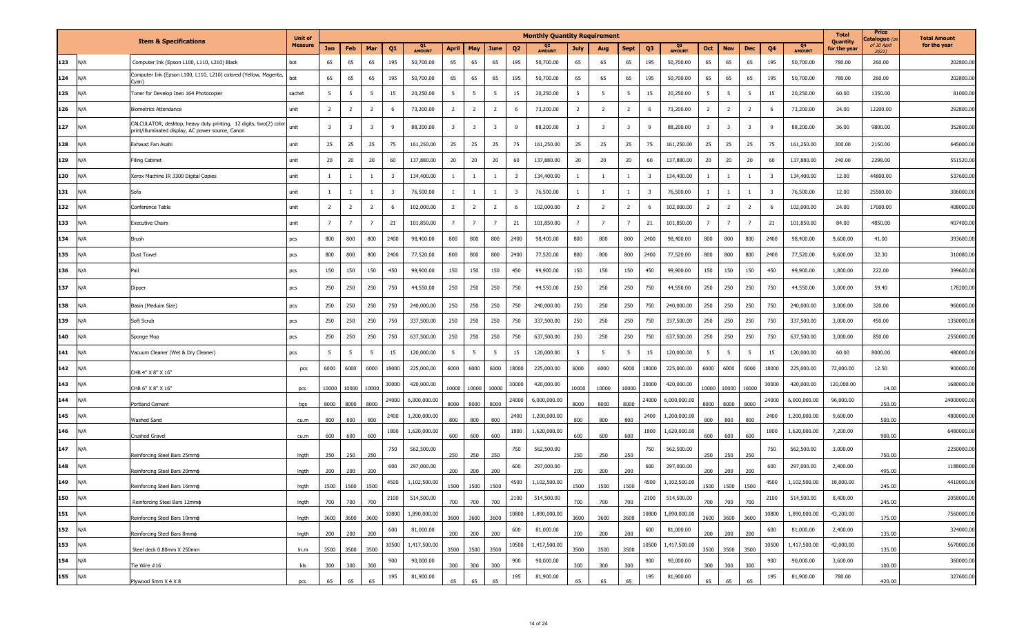| | | Item & Specifications | Unit of Measure | Monthly Quantity Requirement | | | | | | | | | | | | | | | | | | | | Total Quantity for the year | Price Catalogue (as of 30 April 2021) | Total Amount for the year |
|---|---|---|---|---|---|---|---|---|---|---|---|---|---|---|---|---|---|---|---|---|---|---|---|---|---|---|
| | | | | Jan | Feb | Mar | Q1 | Q1 AMOUNT | April | May | June | Q2 | Q2 AMOUNT | July | Aug | Sept | Q3 | Q3 AMOUNT | Oct | Nov | Dec | Q4 | Q4 AMOUNT | | | |
| 123 | N/A | Computer Ink (Epson L100, L110, L210) Black | bot | 65 | 65 | 65 | 195 | 50,700.00 | 65 | 65 | 65 | 195 | 50,700.00 | 65 | 65 | 65 | 195 | 50,700.00 | 65 | 65 | 65 | 195 | 50,700.00 | 780.00 | 260.00 | 202800.00 |
| 124 | N/A | Computer Ink (Epson L100, L110, L210) colored (Yellow, Magenta, Cyan) | bot | 65 | 65 | 65 | 195 | 50,700.00 | 65 | 65 | 65 | 195 | 50,700.00 | 65 | 65 | 65 | 195 | 50,700.00 | 65 | 65 | 65 | 195 | 50,700.00 | 780.00 | 260.00 | 202800.00 |
| 125 | N/A | Toner for Develop Ineo 164 Photocopier | sachet | 5 | 5 | 5 | 15 | 20,250.00 | 5 | 5 | 5 | 15 | 20,250.00 | 5 | 5 | 5 | 15 | 20,250.00 | 5 | 5 | 5 | 15 | 20,250.00 | 60.00 | 1350.00 | 81000.00 |
| 126 | N/A | Biometrics Attendance | unit | 2 | 2 | 2 | 6 | 73,200.00 | 2 | 2 | 2 | 6 | 73,200.00 | 2 | 2 | 2 | 6 | 73,200.00 | 2 | 2 | 2 | 6 | 73,200.00 | 24.00 | 12200.00 | 292800.00 |
| 127 | N/A | CALCULATOR, desktop, heavy duty printing, 12 digits, two(2) color print/illuminated display, AC power source, Canon | unit | 3 | 3 | 3 | 9 | 88,200.00 | 3 | 3 | 3 | 9 | 88,200.00 | 3 | 3 | 3 | 9 | 88,200.00 | 3 | 3 | 3 | 9 | 88,200.00 | 36.00 | 9800.00 | 352800.00 |
| 128 | N/A | Exhaust Fan Asahi | unit | 25 | 25 | 25 | 75 | 161,250.00 | 25 | 25 | 25 | 75 | 161,250.00 | 25 | 25 | 25 | 75 | 161,250.00 | 25 | 25 | 25 | 75 | 161,250.00 | 300.00 | 2150.00 | 645000.00 |
| 129 | N/A | Filing Cabinet | unit | 20 | 20 | 20 | 60 | 137,880.00 | 20 | 20 | 20 | 60 | 137,880.00 | 20 | 20 | 20 | 60 | 137,880.00 | 20 | 20 | 20 | 60 | 137,880.00 | 240.00 | 2298.00 | 551520.00 |
| 130 | N/A | Xerox Machine IR 3300 Digital Copies | unit | 1 | 1 | 1 | 3 | 134,400.00 | 1 | 1 | 1 | 3 | 134,400.00 | 1 | 1 | 1 | 3 | 134,400.00 | 1 | 1 | 1 | 3 | 134,400.00 | 12.00 | 44800.00 | 537600.00 |
| 131 | N/A | Sofa | unit | 1 | 1 | 1 | 3 | 76,500.00 | 1 | 1 | 1 | 3 | 76,500.00 | 1 | 1 | 1 | 3 | 76,500.00 | 1 | 1 | 1 | 3 | 76,500.00 | 12.00 | 25500.00 | 306000.00 |
| 132 | N/A | Conference Table | unit | 2 | 2 | 2 | 6 | 102,000.00 | 2 | 2 | 2 | 6 | 102,000.00 | 2 | 2 | 2 | 6 | 102,000.00 | 2 | 2 | 2 | 6 | 102,000.00 | 24.00 | 17000.00 | 408000.00 |
| 133 | N/A | Executive Chairs | unit | 7 | 7 | 7 | 21 | 101,850.00 | 7 | 7 | 7 | 21 | 101,850.00 | 7 | 7 | 7 | 21 | 101,850.00 | 7 | 7 | 7 | 21 | 101,850.00 | 84.00 | 4850.00 | 407400.00 |
| 134 | N/A | Brush | pcs | 800 | 800 | 800 | 2400 | 98,400.00 | 800 | 800 | 800 | 2400 | 98,400.00 | 800 | 800 | 800 | 2400 | 98,400.00 | 800 | 800 | 800 | 2400 | 98,400.00 | 9,600.00 | 41.00 | 393600.00 |
| 135 | N/A | Dust Towel | pcs | 800 | 800 | 800 | 2400 | 77,520.00 | 800 | 800 | 800 | 2400 | 77,520.00 | 800 | 800 | 800 | 2400 | 77,520.00 | 800 | 800 | 800 | 2400 | 77,520.00 | 9,600.00 | 32.30 | 310080.00 |
| 136 | N/A | Pail | pcs | 150 | 150 | 150 | 450 | 99,900.00 | 150 | 150 | 150 | 450 | 99,900.00 | 150 | 150 | 150 | 450 | 99,900.00 | 150 | 150 | 150 | 450 | 99,900.00 | 1,800.00 | 222.00 | 399600.00 |
| 137 | N/A | Dipper | pcs | 250 | 250 | 250 | 750 | 44,550.00 | 250 | 250 | 250 | 750 | 44,550.00 | 250 | 250 | 250 | 750 | 44,550.00 | 250 | 250 | 250 | 750 | 44,550.00 | 3,000.00 | 59.40 | 178200.00 |
| 138 | N/A | Basin (Meduim Size) | pcs | 250 | 250 | 250 | 750 | 240,000.00 | 250 | 250 | 250 | 750 | 240,000.00 | 250 | 250 | 250 | 750 | 240,000.00 | 250 | 250 | 250 | 750 | 240,000.00 | 3,000.00 | 320.00 | 960000.00 |
| 139 | N/A | Soft Scrub | pcs | 250 | 250 | 250 | 750 | 337,500.00 | 250 | 250 | 250 | 750 | 337,500.00 | 250 | 250 | 250 | 750 | 337,500.00 | 250 | 250 | 250 | 750 | 337,500.00 | 3,000.00 | 450.00 | 1350000.00 |
| 140 | N/A | Sponge Mop | pcs | 250 | 250 | 250 | 750 | 637,500.00 | 250 | 250 | 250 | 750 | 637,500.00 | 250 | 250 | 250 | 750 | 637,500.00 | 250 | 250 | 250 | 750 | 637,500.00 | 3,000.00 | 850.00 | 2550000.00 |
| 141 | N/A | Vacuum Cleaner (Wet & Dry Cleaner) | pcs | 5 | 5 | 5 | 15 | 120,000.00 | 5 | 5 | 5 | 15 | 120,000.00 | 5 | 5 | 5 | 15 | 120,000.00 | 5 | 5 | 5 | 15 | 120,000.00 | 60.00 | 8000.00 | 480000.00 |
| 142 | N/A | CHB 4" X 8" X 16" | pcs | 6000 | 6000 | 6000 | 18000 | 225,000.00 | 6000 | 6000 | 6000 | 18000 | 225,000.00 | 6000 | 6000 | 6000 | 18000 | 225,000.00 | 6000 | 6000 | 6000 | 18000 | 225,000.00 | 72,000.00 | 12.50 | 900000.00 |
| 143 | N/A | CHB 6" X 8" X 16" | pcs | 10000 | 10000 | 10000 | 30000 | 420,000.00 | 10000 | 10000 | 10000 | 30000 | 420,000.00 | 10000 | 10000 | 10000 | 30000 | 420,000.00 | 10000 | 10000 | 10000 | 30000 | 420,000.00 | 120,000.00 | 14.00 | 1680000.00 |
| 144 | N/A | Portland Cement | bgs | 8000 | 8000 | 8000 | 24000 | 6,000,000.00 | 8000 | 8000 | 8000 | 24000 | 6,000,000.00 | 8000 | 8000 | 8000 | 24000 | 6,000,000.00 | 8000 | 8000 | 8000 | 24000 | 6,000,000.00 | 96,000.00 | 250.00 | 24000000.00 |
| 145 | N/A | Washed Sand | cu.m | 800 | 800 | 800 | 2400 | 1,200,000.00 | 800 | 800 | 800 | 2400 | 1,200,000.00 | 800 | 800 | 800 | 2400 | 1,200,000.00 | 800 | 800 | 800 | 2400 | 1,200,000.00 | 9,600.00 | 500.00 | 4800000.00 |
| 146 | N/A | Crushed Gravel | cu.m | 600 | 600 | 600 | 1800 | 1,620,000.00 | 600 | 600 | 600 | 1800 | 1,620,000.00 | 600 | 600 | 600 | 1800 | 1,620,000.00 | 600 | 600 | 600 | 1800 | 1,620,000.00 | 7,200.00 | 900.00 | 6480000.00 |
| 147 | N/A | Reinforcing Steel Bars 25mmϕ | lngth | 250 | 250 | 250 | 750 | 562,500.00 | 250 | 250 | 250 | 750 | 562,500.00 | 250 | 250 | 250 | 750 | 562,500.00 | 250 | 250 | 250 | 750 | 562,500.00 | 3,000.00 | 750.00 | 2250000.00 |
| 148 | N/A | Reinforcing Steel Bars 20mmϕ | lngth | 200 | 200 | 200 | 600 | 297,000.00 | 200 | 200 | 200 | 600 | 297,000.00 | 200 | 200 | 200 | 600 | 297,000.00 | 200 | 200 | 200 | 600 | 297,000.00 | 2,400.00 | 495.00 | 1188000.00 |
| 149 | N/A | Reinforcing Steel Bars 16mmϕ | lngth | 1500 | 1500 | 1500 | 4500 | 1,102,500.00 | 1500 | 1500 | 1500 | 4500 | 1,102,500.00 | 1500 | 1500 | 1500 | 4500 | 1,102,500.00 | 1500 | 1500 | 1500 | 4500 | 1,102,500.00 | 18,000.00 | 245.00 | 4410000.00 |
| 150 | N/A | Reinforcing Steel Bars 12mmϕ | lngth | 700 | 700 | 700 | 2100 | 514,500.00 | 700 | 700 | 700 | 2100 | 514,500.00 | 700 | 700 | 700 | 2100 | 514,500.00 | 700 | 700 | 700 | 2100 | 514,500.00 | 8,400.00 | 245.00 | 2058000.00 |
| 151 | N/A | Reinforcing Steel Bars 10mmϕ | lngth | 3600 | 3600 | 3600 | 10800 | 1,890,000.00 | 3600 | 3600 | 3600 | 10800 | 1,890,000.00 | 3600 | 3600 | 3600 | 10800 | 1,890,000.00 | 3600 | 3600 | 3600 | 10800 | 1,890,000.00 | 43,200.00 | 175.00 | 7560000.00 |
| 152 | N/A | Reinforcing Steel Bars 8mmϕ | lngth | 200 | 200 | 200 | 600 | 81,000.00 | 200 | 200 | 200 | 600 | 81,000.00 | 200 | 200 | 200 | 600 | 81,000.00 | 200 | 200 | 200 | 600 | 81,000.00 | 2,400.00 | 135.00 | 324000.00 |
| 153 | N/A | Steel deck 0.80mm X 250mm | ln.m | 3500 | 3500 | 3500 | 10500 | 1,417,500.00 | 3500 | 3500 | 3500 | 10500 | 1,417,500.00 | 3500 | 3500 | 3500 | 10500 | 1,417,500.00 | 3500 | 3500 | 3500 | 10500 | 1,417,500.00 | 42,000.00 | 135.00 | 5670000.00 |
| 154 | N/A | Tie Wire #16 | kls | 300 | 300 | 300 | 900 | 90,000.00 | 300 | 300 | 300 | 900 | 90,000.00 | 300 | 300 | 300 | 900 | 90,000.00 | 300 | 300 | 300 | 900 | 90,000.00 | 3,600.00 | 100.00 | 360000.00 |
| 155 | N/A | Plywood 5mm X 4 X 8 | pcs | 65 | 65 | 65 | 195 | 81,900.00 | 65 | 65 | 65 | 195 | 81,900.00 | 65 | 65 | 65 | 195 | 81,900.00 | 65 | 65 | 65 | 195 | 81,900.00 | 780.00 | 420.00 | 327600.00 |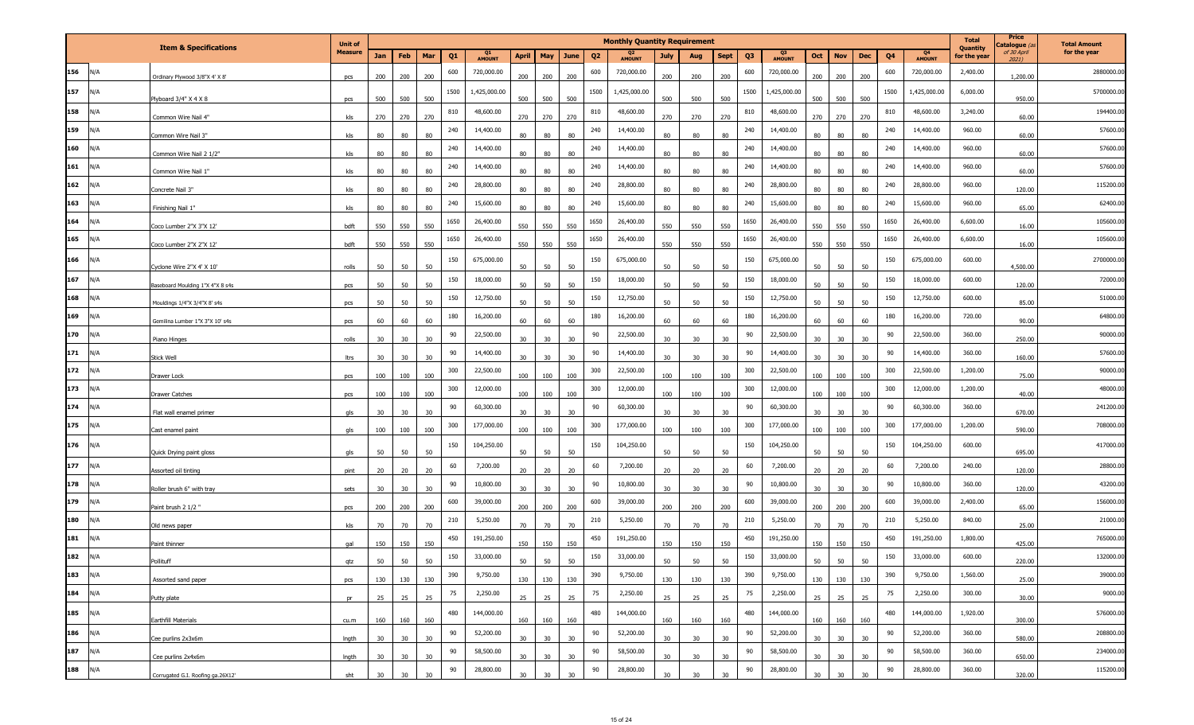| | Item & Specifications | Unit of Measure | Monthly Quantity Requirement | | | | | | | | | | | | | | | | | | | | Total Quantity for the year | Price Catalogue (as of 30 April 2021) | Total Amount for the year |
|---|---|---|---|---|---|---|---|---|---|---|---|---|---|---|---|---|---|---|---|---|---|---|---|---|---|
| | | | Jan | Feb | Mar | Q1 | Q1 AMOUNT | April | May | June | Q2 | Q2 AMOUNT | July | Aug | Sept | Q3 | Q3 AMOUNT | Oct | Nov | Dec | Q4 | Q4 AMOUNT | | | |
| 156 | N/A | Ordinary Plywood 3/8"X 4' X 8' | pcs | 200 | 200 | 200 | 600 | 720,000.00 | 200 | 200 | 200 | 600 | 720,000.00 | 200 | 200 | 200 | 600 | 720,000.00 | 200 | 200 | 200 | 600 | 720,000.00 | 2,400.00 | 1,200.00 | 2880000.00 |
| 157 | N/A | Plyboard 3/4" X 4 X 8 | pcs | 500 | 500 | 500 | 1500 | 1,425,000.00 | 500 | 500 | 500 | 1500 | 1,425,000.00 | 500 | 500 | 500 | 1500 | 1,425,000.00 | 500 | 500 | 500 | 1500 | 1,425,000.00 | 6,000.00 | 950.00 | 5700000.00 |
| 158 | N/A | Common Wire Nail 4" | kls | 270 | 270 | 270 | 810 | 48,600.00 | 270 | 270 | 270 | 810 | 48,600.00 | 270 | 270 | 270 | 810 | 48,600.00 | 270 | 270 | 270 | 810 | 48,600.00 | 3,240.00 | 60.00 | 194400.00 |
| 159 | N/A | Common Wire Nail 3" | kls | 80 | 80 | 80 | 240 | 14,400.00 | 80 | 80 | 80 | 240 | 14,400.00 | 80 | 80 | 80 | 240 | 14,400.00 | 80 | 80 | 80 | 240 | 14,400.00 | 960.00 | 60.00 | 57600.00 |
| 160 | N/A | Common Wire Nail 2 1/2" | kls | 80 | 80 | 80 | 240 | 14,400.00 | 80 | 80 | 80 | 240 | 14,400.00 | 80 | 80 | 80 | 240 | 14,400.00 | 80 | 80 | 80 | 240 | 14,400.00 | 960.00 | 60.00 | 57600.00 |
| 161 | N/A | Common Wire Nail 1" | kls | 80 | 80 | 80 | 240 | 14,400.00 | 80 | 80 | 80 | 240 | 14,400.00 | 80 | 80 | 80 | 240 | 14,400.00 | 80 | 80 | 80 | 240 | 14,400.00 | 960.00 | 60.00 | 57600.00 |
| 162 | N/A | Concrete Nail 3" | kls | 80 | 80 | 80 | 240 | 28,800.00 | 80 | 80 | 80 | 240 | 28,800.00 | 80 | 80 | 80 | 240 | 28,800.00 | 80 | 80 | 80 | 240 | 28,800.00 | 960.00 | 120.00 | 115200.00 |
| 163 | N/A | Finishing Nail 1" | kls | 80 | 80 | 80 | 240 | 15,600.00 | 80 | 80 | 80 | 240 | 15,600.00 | 80 | 80 | 80 | 240 | 15,600.00 | 80 | 80 | 80 | 240 | 15,600.00 | 960.00 | 65.00 | 62400.00 |
| 164 | N/A | Coco Lumber 2"X 3"X 12' | bdft | 550 | 550 | 550 | 1650 | 26,400.00 | 550 | 550 | 550 | 1650 | 26,400.00 | 550 | 550 | 550 | 1650 | 26,400.00 | 550 | 550 | 550 | 1650 | 26,400.00 | 6,600.00 | 16.00 | 105600.00 |
| 165 | N/A | Coco Lumber 2"X 2"X 12' | bdft | 550 | 550 | 550 | 1650 | 26,400.00 | 550 | 550 | 550 | 1650 | 26,400.00 | 550 | 550 | 550 | 1650 | 26,400.00 | 550 | 550 | 550 | 1650 | 26,400.00 | 6,600.00 | 16.00 | 105600.00 |
| 166 | N/A | Cyclone Wire 2"X 4' X 10' | rolls | 50 | 50 | 50 | 150 | 675,000.00 | 50 | 50 | 50 | 150 | 675,000.00 | 50 | 50 | 50 | 150 | 675,000.00 | 50 | 50 | 50 | 150 | 675,000.00 | 600.00 | 4,500.00 | 2700000.00 |
| 167 | N/A | Baseboard Moulding 1"X 4"X 8 s4s | pcs | 50 | 50 | 50 | 150 | 18,000.00 | 50 | 50 | 50 | 150 | 18,000.00 | 50 | 50 | 50 | 150 | 18,000.00 | 50 | 50 | 50 | 150 | 18,000.00 | 600.00 | 120.00 | 72000.00 |
| 168 | N/A | Mouldings 1/4"X 3/4"X 8' s4s | pcs | 50 | 50 | 50 | 150 | 12,750.00 | 50 | 50 | 50 | 150 | 12,750.00 | 50 | 50 | 50 | 150 | 12,750.00 | 50 | 50 | 50 | 150 | 12,750.00 | 600.00 | 85.00 | 51000.00 |
| 169 | N/A | Gemilina Lumber 1"X 3"X 10' s4s | pcs | 60 | 60 | 60 | 180 | 16,200.00 | 60 | 60 | 60 | 180 | 16,200.00 | 60 | 60 | 60 | 180 | 16,200.00 | 60 | 60 | 60 | 180 | 16,200.00 | 720.00 | 90.00 | 64800.00 |
| 170 | N/A | Piano Hinges | rolls | 30 | 30 | 30 | 90 | 22,500.00 | 30 | 30 | 30 | 90 | 22,500.00 | 30 | 30 | 30 | 90 | 22,500.00 | 30 | 30 | 30 | 90 | 22,500.00 | 360.00 | 250.00 | 90000.00 |
| 171 | N/A | Stick Well | ltrs | 30 | 30 | 30 | 90 | 14,400.00 | 30 | 30 | 30 | 90 | 14,400.00 | 30 | 30 | 30 | 90 | 14,400.00 | 30 | 30 | 30 | 90 | 14,400.00 | 360.00 | 160.00 | 57600.00 |
| 172 | N/A | Drawer Lock | pcs | 100 | 100 | 100 | 300 | 22,500.00 | 100 | 100 | 100 | 300 | 22,500.00 | 100 | 100 | 100 | 300 | 22,500.00 | 100 | 100 | 100 | 300 | 22,500.00 | 1,200.00 | 75.00 | 90000.00 |
| 173 | N/A | Drawer Catches | pcs | 100 | 100 | 100 | 300 | 12,000.00 | 100 | 100 | 100 | 300 | 12,000.00 | 100 | 100 | 100 | 300 | 12,000.00 | 100 | 100 | 100 | 300 | 12,000.00 | 1,200.00 | 40.00 | 48000.00 |
| 174 | N/A | Flat wall enamel primer | gls | 30 | 30 | 30 | 90 | 60,300.00 | 30 | 30 | 30 | 90 | 60,300.00 | 30 | 30 | 30 | 90 | 60,300.00 | 30 | 30 | 30 | 90 | 60,300.00 | 360.00 | 670.00 | 241200.00 |
| 175 | N/A | Cast enamel paint | gls | 100 | 100 | 100 | 300 | 177,000.00 | 100 | 100 | 100 | 300 | 177,000.00 | 100 | 100 | 100 | 300 | 177,000.00 | 100 | 100 | 100 | 300 | 177,000.00 | 1,200.00 | 590.00 | 708000.00 |
| 176 | N/A | Quick Drying paint gloss | gls | 50 | 50 | 50 | 150 | 104,250.00 | 50 | 50 | 50 | 150 | 104,250.00 | 50 | 50 | 50 | 150 | 104,250.00 | 50 | 50 | 50 | 150 | 104,250.00 | 600.00 | 695.00 | 417000.00 |
| 177 | N/A | Assorted oil tinting | pint | 20 | 20 | 20 | 60 | 7,200.00 | 20 | 20 | 20 | 60 | 7,200.00 | 20 | 20 | 20 | 60 | 7,200.00 | 20 | 20 | 20 | 60 | 7,200.00 | 240.00 | 120.00 | 28800.00 |
| 178 | N/A | Roller brush 6" with tray | sets | 30 | 30 | 30 | 90 | 10,800.00 | 30 | 30 | 30 | 90 | 10,800.00 | 30 | 30 | 30 | 90 | 10,800.00 | 30 | 30 | 30 | 90 | 10,800.00 | 360.00 | 120.00 | 43200.00 |
| 179 | N/A | Paint brush 2 1/2 " | pcs | 200 | 200 | 200 | 600 | 39,000.00 | 200 | 200 | 200 | 600 | 39,000.00 | 200 | 200 | 200 | 600 | 39,000.00 | 200 | 200 | 200 | 600 | 39,000.00 | 2,400.00 | 65.00 | 156000.00 |
| 180 | N/A | Old news paper | kls | 70 | 70 | 70 | 210 | 5,250.00 | 70 | 70 | 70 | 210 | 5,250.00 | 70 | 70 | 70 | 210 | 5,250.00 | 70 | 70 | 70 | 210 | 5,250.00 | 840.00 | 25.00 | 21000.00 |
| 181 | N/A | Paint thinner | gal | 150 | 150 | 150 | 450 | 191,250.00 | 150 | 150 | 150 | 450 | 191,250.00 | 150 | 150 | 150 | 450 | 191,250.00 | 150 | 150 | 150 | 450 | 191,250.00 | 1,800.00 | 425.00 | 765000.00 |
| 182 | N/A | Pollituff | qtz | 50 | 50 | 50 | 150 | 33,000.00 | 50 | 50 | 50 | 150 | 33,000.00 | 50 | 50 | 50 | 150 | 33,000.00 | 50 | 50 | 50 | 150 | 33,000.00 | 600.00 | 220.00 | 132000.00 |
| 183 | N/A | Assorted sand paper | pcs | 130 | 130 | 130 | 390 | 9,750.00 | 130 | 130 | 130 | 390 | 9,750.00 | 130 | 130 | 130 | 390 | 9,750.00 | 130 | 130 | 130 | 390 | 9,750.00 | 1,560.00 | 25.00 | 39000.00 |
| 184 | N/A | Putty plate | pr | 25 | 25 | 25 | 75 | 2,250.00 | 25 | 25 | 25 | 75 | 2,250.00 | 25 | 25 | 25 | 75 | 2,250.00 | 25 | 25 | 25 | 75 | 2,250.00 | 300.00 | 30.00 | 9000.00 |
| 185 | N/A | Earthfill Materials | cu.m | 160 | 160 | 160 | 480 | 144,000.00 | 160 | 160 | 160 | 480 | 144,000.00 | 160 | 160 | 160 | 480 | 144,000.00 | 160 | 160 | 160 | 480 | 144,000.00 | 1,920.00 | 300.00 | 576000.00 |
| 186 | N/A | Cee purlins 2x3x6m | lngth | 30 | 30 | 30 | 90 | 52,200.00 | 30 | 30 | 30 | 90 | 52,200.00 | 30 | 30 | 30 | 90 | 52,200.00 | 30 | 30 | 30 | 90 | 52,200.00 | 360.00 | 580.00 | 208800.00 |
| 187 | N/A | Cee purlins 2x4x6m | lngth | 30 | 30 | 30 | 90 | 58,500.00 | 30 | 30 | 30 | 90 | 58,500.00 | 30 | 30 | 30 | 90 | 58,500.00 | 30 | 30 | 30 | 90 | 58,500.00 | 360.00 | 650.00 | 234000.00 |
| 188 | N/A | Corrugated G.I. Roofing ga.26X12' | sht | 30 | 30 | 30 | 90 | 28,800.00 | 30 | 30 | 30 | 90 | 28,800.00 | 30 | 30 | 30 | 90 | 28,800.00 | 30 | 30 | 30 | 90 | 28,800.00 | 360.00 | 320.00 | 115200.00 |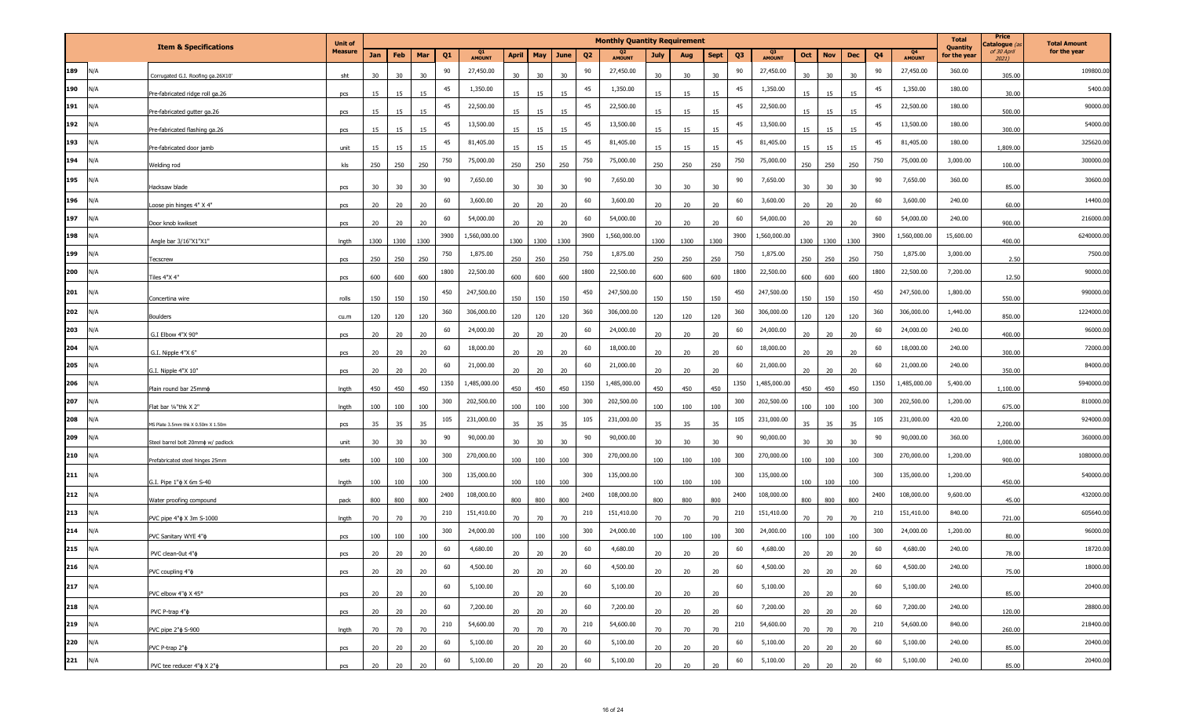| | | Item & Specifications | Unit of Measure | Monthly Quantity Requirement | | | | | | | | | | | | | | | | | | | | | | | | Total Quantity for the year | Price Catalogue (as of 30 April 2021) | Total Amount for the year |
|---|---|---|---|---|---|---|---|---|---|---|---|---|---|---|---|---|---|---|---|---|---|---|---|---|---|---|---|---|---|---|
| | | | | Jan | Feb | Mar | Q1 | Q1 AMOUNT | April | May | June | Q2 | Q2 AMOUNT | July | Aug | Sept | Q3 | Q3 AMOUNT | Oct | Nov | Dec | Q4 | Q4 AMOUNT | | | |
| 189 | N/A | Corrugated G.I. Roofing ga.26X10' | sht | 30 | 30 | 30 | 90 | 27,450.00 | 30 | 30 | 30 | 90 | 27,450.00 | 30 | 30 | 30 | 90 | 27,450.00 | 30 | 30 | 30 | 90 | 27,450.00 | 360.00 | 305.00 | 109800.00 |
| 190 | N/A | Pre-fabricated ridge roll ga.26 | pcs | 15 | 15 | 15 | 45 | 1,350.00 | 15 | 15 | 15 | 45 | 1,350.00 | 15 | 15 | 15 | 45 | 1,350.00 | 15 | 15 | 15 | 45 | 1,350.00 | 180.00 | 30.00 | 5400.00 |
| 191 | N/A | Pre-fabricated gutter ga.26 | pcs | 15 | 15 | 15 | 45 | 22,500.00 | 15 | 15 | 15 | 45 | 22,500.00 | 15 | 15 | 15 | 45 | 22,500.00 | 15 | 15 | 15 | 45 | 22,500.00 | 180.00 | 500.00 | 90000.00 |
| 192 | N/A | Pre-fabricated flashing ga.26 | pcs | 15 | 15 | 15 | 45 | 13,500.00 | 15 | 15 | 15 | 45 | 13,500.00 | 15 | 15 | 15 | 45 | 13,500.00 | 15 | 15 | 15 | 45 | 13,500.00 | 180.00 | 300.00 | 54000.00 |
| 193 | N/A | Pre-fabricated door jamb | unit | 15 | 15 | 15 | 45 | 81,405.00 | 15 | 15 | 15 | 45 | 81,405.00 | 15 | 15 | 15 | 45 | 81,405.00 | 15 | 15 | 15 | 45 | 81,405.00 | 180.00 | 1,809.00 | 325620.00 |
| 194 | N/A | Welding rod | kls | 250 | 250 | 250 | 750 | 75,000.00 | 250 | 250 | 250 | 750 | 75,000.00 | 250 | 250 | 250 | 750 | 75,000.00 | 250 | 250 | 250 | 750 | 75,000.00 | 3,000.00 | 100.00 | 300000.00 |
| 195 | N/A | Hacksaw blade | pcs | 30 | 30 | 30 | 90 | 7,650.00 | 30 | 30 | 30 | 90 | 7,650.00 | 30 | 30 | 30 | 90 | 7,650.00 | 30 | 30 | 30 | 90 | 7,650.00 | 360.00 | 85.00 | 30600.00 |
| 196 | N/A | Loose pin hinges 4" X 4" | pcs | 20 | 20 | 20 | 60 | 3,600.00 | 20 | 20 | 20 | 60 | 3,600.00 | 20 | 20 | 20 | 60 | 3,600.00 | 20 | 20 | 20 | 60 | 3,600.00 | 240.00 | 60.00 | 14400.00 |
| 197 | N/A | Door knob kwikset | pcs | 20 | 20 | 20 | 60 | 54,000.00 | 20 | 20 | 20 | 60 | 54,000.00 | 20 | 20 | 20 | 60 | 54,000.00 | 20 | 20 | 20 | 60 | 54,000.00 | 240.00 | 900.00 | 216000.00 |
| 198 | N/A | Angle bar 3/16"X1"X1" | lngth | 1300 | 1300 | 1300 | 3900 | 1,560,000.00 | 1300 | 1300 | 1300 | 3900 | 1,560,000.00 | 1300 | 1300 | 1300 | 3900 | 1,560,000.00 | 1300 | 1300 | 1300 | 3900 | 1,560,000.00 | 15,600.00 | 400.00 | 6240000.00 |
| 199 | N/A | Tecscrew | pcs | 250 | 250 | 250 | 750 | 1,875.00 | 250 | 250 | 250 | 750 | 1,875.00 | 250 | 250 | 250 | 750 | 1,875.00 | 250 | 250 | 250 | 750 | 1,875.00 | 3,000.00 | 2.50 | 7500.00 |
| 200 | N/A | Tiles 4"X 4" | pcs | 600 | 600 | 600 | 1800 | 22,500.00 | 600 | 600 | 600 | 1800 | 22,500.00 | 600 | 600 | 600 | 1800 | 22,500.00 | 600 | 600 | 600 | 1800 | 22,500.00 | 7,200.00 | 12.50 | 90000.00 |
| 201 | N/A | Concertina wire | rolls | 150 | 150 | 150 | 450 | 247,500.00 | 150 | 150 | 150 | 450 | 247,500.00 | 150 | 150 | 150 | 450 | 247,500.00 | 150 | 150 | 150 | 450 | 247,500.00 | 1,800.00 | 550.00 | 990000.00 |
| 202 | N/A | Boulders | cu.m | 120 | 120 | 120 | 360 | 306,000.00 | 120 | 120 | 120 | 360 | 306,000.00 | 120 | 120 | 120 | 360 | 306,000.00 | 120 | 120 | 120 | 360 | 306,000.00 | 1,440.00 | 850.00 | 1224000.00 |
| 203 | N/A | G.I Elbow 4"X 90° | pcs | 20 | 20 | 20 | 60 | 24,000.00 | 20 | 20 | 20 | 60 | 24,000.00 | 20 | 20 | 20 | 60 | 24,000.00 | 20 | 20 | 20 | 60 | 24,000.00 | 240.00 | 400.00 | 96000.00 |
| 204 | N/A | G.I. Nipple 4"X 6" | pcs | 20 | 20 | 20 | 60 | 18,000.00 | 20 | 20 | 20 | 60 | 18,000.00 | 20 | 20 | 20 | 60 | 18,000.00 | 20 | 20 | 20 | 60 | 18,000.00 | 240.00 | 300.00 | 72000.00 |
| 205 | N/A | G.I. Nipple 4"X 10" | pcs | 20 | 20 | 20 | 60 | 21,000.00 | 20 | 20 | 20 | 60 | 21,000.00 | 20 | 20 | 20 | 60 | 21,000.00 | 20 | 20 | 20 | 60 | 21,000.00 | 240.00 | 350.00 | 84000.00 |
| 206 | N/A | Plain round bar 25mmϕ | lngth | 450 | 450 | 450 | 1350 | 1,485,000.00 | 450 | 450 | 450 | 1350 | 1,485,000.00 | 450 | 450 | 450 | 1350 | 1,485,000.00 | 450 | 450 | 450 | 1350 | 1,485,000.00 | 5,400.00 | 1,100.00 | 5940000.00 |
| 207 | N/A | Flat bar ¼"thk X 2" | lngth | 100 | 100 | 100 | 300 | 202,500.00 | 100 | 100 | 100 | 300 | 202,500.00 | 100 | 100 | 100 | 300 | 202,500.00 | 100 | 100 | 100 | 300 | 202,500.00 | 1,200.00 | 675.00 | 810000.00 |
| 208 | N/A | MS Plate 3.5mm thk X 0.50m X 1.50m | pcs | 35 | 35 | 35 | 105 | 231,000.00 | 35 | 35 | 35 | 105 | 231,000.00 | 35 | 35 | 35 | 105 | 231,000.00 | 35 | 35 | 35 | 105 | 231,000.00 | 420.00 | 2,200.00 | 924000.00 |
| 209 | N/A | Steel barrel bolt 20mmϕ w/ padlock | unit | 30 | 30 | 30 | 90 | 90,000.00 | 30 | 30 | 30 | 90 | 90,000.00 | 30 | 30 | 30 | 90 | 90,000.00 | 30 | 30 | 30 | 90 | 90,000.00 | 360.00 | 1,000.00 | 360000.00 |
| 210 | N/A | Prefabricated steel hinges 25mm | sets | 100 | 100 | 100 | 300 | 270,000.00 | 100 | 100 | 100 | 300 | 270,000.00 | 100 | 100 | 100 | 300 | 270,000.00 | 100 | 100 | 100 | 300 | 270,000.00 | 1,200.00 | 900.00 | 1080000.00 |
| 211 | N/A | G.I. Pipe 1"ϕ X 6m S-40 | lngth | 100 | 100 | 100 | 300 | 135,000.00 | 100 | 100 | 100 | 300 | 135,000.00 | 100 | 100 | 100 | 300 | 135,000.00 | 100 | 100 | 100 | 300 | 135,000.00 | 1,200.00 | 450.00 | 540000.00 |
| 212 | N/A | Water proofing compound | pack | 800 | 800 | 800 | 2400 | 108,000.00 | 800 | 800 | 800 | 2400 | 108,000.00 | 800 | 800 | 800 | 2400 | 108,000.00 | 800 | 800 | 800 | 2400 | 108,000.00 | 9,600.00 | 45.00 | 432000.00 |
| 213 | N/A | PVC pipe 4"ϕ X 3m S-1000 | lngth | 70 | 70 | 70 | 210 | 151,410.00 | 70 | 70 | 70 | 210 | 151,410.00 | 70 | 70 | 70 | 210 | 151,410.00 | 70 | 70 | 70 | 210 | 151,410.00 | 840.00 | 721.00 | 605640.00 |
| 214 | N/A | PVC Sanitary WYE 4"ϕ | pcs | 100 | 100 | 100 | 300 | 24,000.00 | 100 | 100 | 100 | 300 | 24,000.00 | 100 | 100 | 100 | 300 | 24,000.00 | 100 | 100 | 100 | 300 | 24,000.00 | 1,200.00 | 80.00 | 96000.00 |
| 215 | N/A | PVC clean-0ut 4"ϕ | pcs | 20 | 20 | 20 | 60 | 4,680.00 | 20 | 20 | 20 | 60 | 4,680.00 | 20 | 20 | 20 | 60 | 4,680.00 | 20 | 20 | 20 | 60 | 4,680.00 | 240.00 | 78.00 | 18720.00 |
| 216 | N/A | PVC coupling 4"ϕ | pcs | 20 | 20 | 20 | 60 | 4,500.00 | 20 | 20 | 20 | 60 | 4,500.00 | 20 | 20 | 20 | 60 | 4,500.00 | 20 | 20 | 20 | 60 | 4,500.00 | 240.00 | 75.00 | 18000.00 |
| 217 | N/A | PVC elbow 4"ϕ X 45° | pcs | 20 | 20 | 20 | 60 | 5,100.00 | 20 | 20 | 20 | 60 | 5,100.00 | 20 | 20 | 20 | 60 | 5,100.00 | 20 | 20 | 20 | 60 | 5,100.00 | 240.00 | 85.00 | 20400.00 |
| 218 | N/A | PVC P-trap 4"ϕ | pcs | 20 | 20 | 20 | 60 | 7,200.00 | 20 | 20 | 20 | 60 | 7,200.00 | 20 | 20 | 20 | 60 | 7,200.00 | 20 | 20 | 20 | 60 | 7,200.00 | 240.00 | 120.00 | 28800.00 |
| 219 | N/A | PVC pipe 2"ϕ S-900 | lngth | 70 | 70 | 70 | 210 | 54,600.00 | 70 | 70 | 70 | 210 | 54,600.00 | 70 | 70 | 70 | 210 | 54,600.00 | 70 | 70 | 70 | 210 | 54,600.00 | 840.00 | 260.00 | 218400.00 |
| 220 | N/A | PVC P-trap 2"ϕ | pcs | 20 | 20 | 20 | 60 | 5,100.00 | 20 | 20 | 20 | 60 | 5,100.00 | 20 | 20 | 20 | 60 | 5,100.00 | 20 | 20 | 20 | 60 | 5,100.00 | 240.00 | 85.00 | 20400.00 |
| 221 | N/A | PVC tee reducer 4"ϕ X 2"ϕ | pcs | 20 | 20 | 20 | 60 | 5,100.00 | 20 | 20 | 20 | 60 | 5,100.00 | 20 | 20 | 20 | 60 | 5,100.00 | 20 | 20 | 20 | 60 | 5,100.00 | 240.00 | 85.00 | 20400.00 |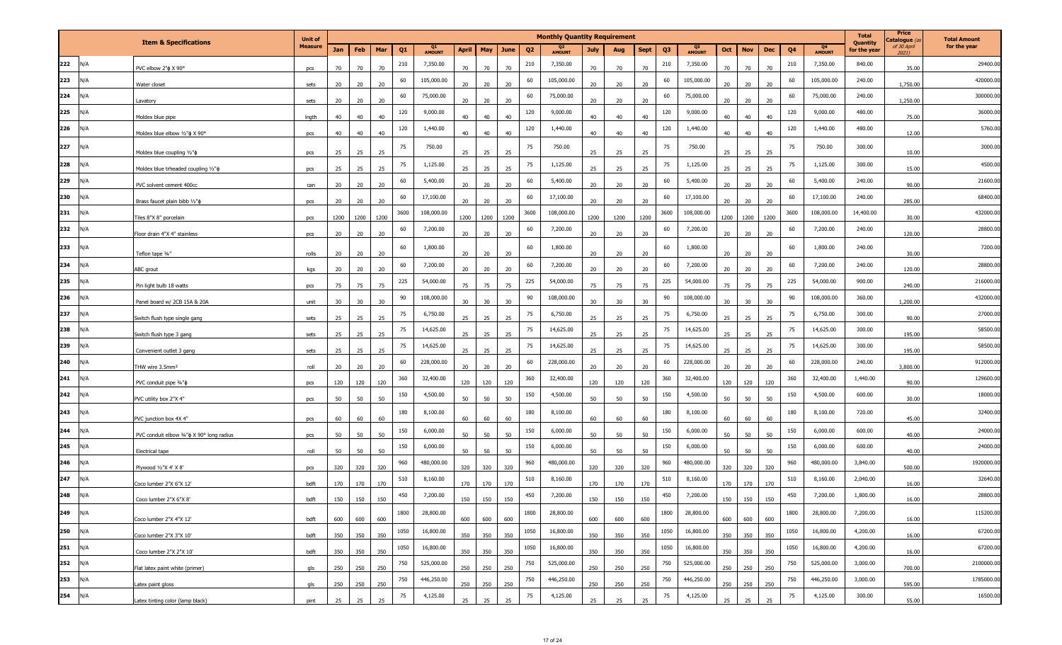| | Item & Specifications | Unit of Measure | Monthly Quantity Requirement | | | | | | | | | | | | | | | | | | | | Total Quantity for the year | Price Catalogue (as of 30 April 2021) | Total Amount for the year |
|---|---|---|---|---|---|---|---|---|---|---|---|---|---|---|---|---|---|---|---|---|---|---|---|---|---|
| | | | Jan | Feb | Mar | Q1 | Q1 AMOUNT | April | May | June | Q2 | Q2 AMOUNT | July | Aug | Sept | Q3 | Q3 AMOUNT | Oct | Nov | Dec | Q4 | Q4 AMOUNT | | | |
| 222 | N/A PVC elbow 2"ϕ X 90° | pcs | 70 | 70 | 70 | 210 | 7,350.00 | 70 | 70 | 70 | 210 | 7,350.00 | 70 | 70 | 70 | 210 | 7,350.00 | 70 | 70 | 70 | 210 | 7,350.00 | 840.00 | 35.00 | 29400.00 |
| 223 | N/A Water closet | sets | 20 | 20 | 20 | 60 | 105,000.00 | 20 | 20 | 20 | 60 | 105,000.00 | 20 | 20 | 20 | 60 | 105,000.00 | 20 | 20 | 20 | 60 | 105,000.00 | 240.00 | 1,750.00 | 420000.00 |
| 224 | N/A Lavatory | sets | 20 | 20 | 20 | 60 | 75,000.00 | 20 | 20 | 20 | 60 | 75,000.00 | 20 | 20 | 20 | 60 | 75,000.00 | 20 | 20 | 20 | 60 | 75,000.00 | 240.00 | 1,250.00 | 300000.00 |
| 225 | N/A Moldex blue pipe | lngth | 40 | 40 | 40 | 120 | 9,000.00 | 40 | 40 | 40 | 120 | 9,000.00 | 40 | 40 | 40 | 120 | 9,000.00 | 40 | 40 | 40 | 120 | 9,000.00 | 480.00 | 75.00 | 36000.00 |
| 226 | N/A Moldex blue elbow ½"ϕ X 90° | pcs | 40 | 40 | 40 | 120 | 1,440.00 | 40 | 40 | 40 | 120 | 1,440.00 | 40 | 40 | 40 | 120 | 1,440.00 | 40 | 40 | 40 | 120 | 1,440.00 | 480.00 | 12.00 | 5760.00 |
| 227 | N/A Moldex blue coupling ½"ϕ | pcs | 25 | 25 | 25 | 75 | 750.00 | 25 | 25 | 25 | 75 | 750.00 | 25 | 25 | 25 | 75 | 750.00 | 25 | 25 | 25 | 75 | 750.00 | 300.00 | 10.00 | 3000.00 |
| 228 | N/A Moldex blue trheaded coupling ½"ϕ | pcs | 25 | 25 | 25 | 75 | 1,125.00 | 25 | 25 | 25 | 75 | 1,125.00 | 25 | 25 | 25 | 75 | 1,125.00 | 25 | 25 | 25 | 75 | 1,125.00 | 300.00 | 15.00 | 4500.00 |
| 229 | N/A PVC solvent cement 400cc | can | 20 | 20 | 20 | 60 | 5,400.00 | 20 | 20 | 20 | 60 | 5,400.00 | 20 | 20 | 20 | 60 | 5,400.00 | 20 | 20 | 20 | 60 | 5,400.00 | 240.00 | 90.00 | 21600.00 |
| 230 | N/A Brass faucet plain bibb ½"ϕ | pcs | 20 | 20 | 20 | 60 | 17,100.00 | 20 | 20 | 20 | 60 | 17,100.00 | 20 | 20 | 20 | 60 | 17,100.00 | 20 | 20 | 20 | 60 | 17,100.00 | 240.00 | 285.00 | 68400.00 |
| 231 | N/A Tiles 8"X 8" porcelain | pcs | 1200 | 1200 | 1200 | 3600 | 108,000.00 | 1200 | 1200 | 1200 | 3600 | 108,000.00 | 1200 | 1200 | 1200 | 3600 | 108,000.00 | 1200 | 1200 | 1200 | 3600 | 108,000.00 | 14,400.00 | 30.00 | 432000.00 |
| 232 | N/A Floor drain 4"X 4" stainless | pcs | 20 | 20 | 20 | 60 | 7,200.00 | 20 | 20 | 20 | 60 | 7,200.00 | 20 | 20 | 20 | 60 | 7,200.00 | 20 | 20 | 20 | 60 | 7,200.00 | 240.00 | 120.00 | 28800.00 |
| 233 | N/A Teflon tape ¾" | rolls | 20 | 20 | 20 | 60 | 1,800.00 | 20 | 20 | 20 | 60 | 1,800.00 | 20 | 20 | 20 | 60 | 1,800.00 | 20 | 20 | 20 | 60 | 1,800.00 | 240.00 | 30.00 | 7200.00 |
| 234 | N/A ABC grout | kgs | 20 | 20 | 20 | 60 | 7,200.00 | 20 | 20 | 20 | 60 | 7,200.00 | 20 | 20 | 20 | 60 | 7,200.00 | 20 | 20 | 20 | 60 | 7,200.00 | 240.00 | 120.00 | 28800.00 |
| 235 | N/A Pin light bulb 18 watts | pcs | 75 | 75 | 75 | 225 | 54,000.00 | 75 | 75 | 75 | 225 | 54,000.00 | 75 | 75 | 75 | 225 | 54,000.00 | 75 | 75 | 75 | 225 | 54,000.00 | 900.00 | 240.00 | 216000.00 |
| 236 | N/A Panel board w/ 2CB 15A & 20A | unit | 30 | 30 | 30 | 90 | 108,000.00 | 30 | 30 | 30 | 90 | 108,000.00 | 30 | 30 | 30 | 90 | 108,000.00 | 30 | 30 | 30 | 90 | 108,000.00 | 360.00 | 1,200.00 | 432000.00 |
| 237 | N/A Switch flush type single gang | sets | 25 | 25 | 25 | 75 | 6,750.00 | 25 | 25 | 25 | 75 | 6,750.00 | 25 | 25 | 25 | 75 | 6,750.00 | 25 | 25 | 25 | 75 | 6,750.00 | 300.00 | 90.00 | 27000.00 |
| 238 | N/A Switch flush type 3 gang | sets | 25 | 25 | 25 | 75 | 14,625.00 | 25 | 25 | 25 | 75 | 14,625.00 | 25 | 25 | 25 | 75 | 14,625.00 | 25 | 25 | 25 | 75 | 14,625.00 | 300.00 | 195.00 | 58500.00 |
| 239 | N/A Convenient outlet 3 gang | sets | 25 | 25 | 25 | 75 | 14,625.00 | 25 | 25 | 25 | 75 | 14,625.00 | 25 | 25 | 25 | 75 | 14,625.00 | 25 | 25 | 25 | 75 | 14,625.00 | 300.00 | 195.00 | 58500.00 |
| 240 | N/A THW wire 3.5mm² | roll | 20 | 20 | 20 | 60 | 228,000.00 | 20 | 20 | 20 | 60 | 228,000.00 | 20 | 20 | 20 | 60 | 228,000.00 | 20 | 20 | 20 | 60 | 228,000.00 | 240.00 | 3,800.00 | 912000.00 |
| 241 | N/A PVC conduit pipe ¾"ϕ | pcs | 120 | 120 | 120 | 360 | 32,400.00 | 120 | 120 | 120 | 360 | 32,400.00 | 120 | 120 | 120 | 360 | 32,400.00 | 120 | 120 | 120 | 360 | 32,400.00 | 1,440.00 | 90.00 | 129600.00 |
| 242 | N/A PVC utility box 2"X 4" | pcs | 50 | 50 | 50 | 150 | 4,500.00 | 50 | 50 | 50 | 150 | 4,500.00 | 50 | 50 | 50 | 150 | 4,500.00 | 50 | 50 | 50 | 150 | 4,500.00 | 600.00 | 30.00 | 18000.00 |
| 243 | N/A PVC junction box 4X 4" | pcs | 60 | 60 | 60 | 180 | 8,100.00 | 60 | 60 | 60 | 180 | 8,100.00 | 60 | 60 | 60 | 180 | 8,100.00 | 60 | 60 | 60 | 180 | 8,100.00 | 720.00 | 45.00 | 32400.00 |
| 244 | N/A PVC conduit elbow ¾"ϕ X 90° long radius | pcs | 50 | 50 | 50 | 150 | 6,000.00 | 50 | 50 | 50 | 150 | 6,000.00 | 50 | 50 | 50 | 150 | 6,000.00 | 50 | 50 | 50 | 150 | 6,000.00 | 600.00 | 40.00 | 24000.00 |
| 245 | N/A Electrical tape | roll | 50 | 50 | 50 | 150 | 6,000.00 | 50 | 50 | 50 | 150 | 6,000.00 | 50 | 50 | 50 | 150 | 6,000.00 | 50 | 50 | 50 | 150 | 6,000.00 | 600.00 | 40.00 | 24000.00 |
| 246 | N/A Plywood ½"X 4' X 8' | pcs | 320 | 320 | 320 | 960 | 480,000.00 | 320 | 320 | 320 | 960 | 480,000.00 | 320 | 320 | 320 | 960 | 480,000.00 | 320 | 320 | 320 | 960 | 480,000.00 | 3,840.00 | 500.00 | 1920000.00 |
| 247 | N/A Coco lumber 2"X 6"X 12' | bdft | 170 | 170 | 170 | 510 | 8,160.00 | 170 | 170 | 170 | 510 | 8,160.00 | 170 | 170 | 170 | 510 | 8,160.00 | 170 | 170 | 170 | 510 | 8,160.00 | 2,040.00 | 16.00 | 32640.00 |
| 248 | N/A Coco lumber 2"X 6"X 8' | bdft | 150 | 150 | 150 | 450 | 7,200.00 | 150 | 150 | 150 | 450 | 7,200.00 | 150 | 150 | 150 | 450 | 7,200.00 | 150 | 150 | 150 | 450 | 7,200.00 | 1,800.00 | 16.00 | 28800.00 |
| 249 | N/A Coco lumber 2"X 4"X 12' | bdft | 600 | 600 | 600 | 1800 | 28,800.00 | 600 | 600 | 600 | 1800 | 28,800.00 | 600 | 600 | 600 | 1800 | 28,800.00 | 600 | 600 | 600 | 1800 | 28,800.00 | 7,200.00 | 16.00 | 115200.00 |
| 250 | N/A Coco lumber 2"X 3"X 10' | bdft | 350 | 350 | 350 | 1050 | 16,800.00 | 350 | 350 | 350 | 1050 | 16,800.00 | 350 | 350 | 350 | 1050 | 16,800.00 | 350 | 350 | 350 | 1050 | 16,800.00 | 4,200.00 | 16.00 | 67200.00 |
| 251 | N/A Coco lumber 2"X 2"X 10' | bdft | 350 | 350 | 350 | 1050 | 16,800.00 | 350 | 350 | 350 | 1050 | 16,800.00 | 350 | 350 | 350 | 1050 | 16,800.00 | 350 | 350 | 350 | 1050 | 16,800.00 | 4,200.00 | 16.00 | 67200.00 |
| 252 | N/A Flat latex paint white (primer) | gls | 250 | 250 | 250 | 750 | 525,000.00 | 250 | 250 | 250 | 750 | 525,000.00 | 250 | 250 | 250 | 750 | 525,000.00 | 250 | 250 | 250 | 750 | 525,000.00 | 3,000.00 | 700.00 | 2100000.00 |
| 253 | N/A Latex paint gloss | gls | 250 | 250 | 250 | 750 | 446,250.00 | 250 | 250 | 250 | 750 | 446,250.00 | 250 | 250 | 250 | 750 | 446,250.00 | 250 | 250 | 250 | 750 | 446,250.00 | 3,000.00 | 595.00 | 1785000.00 |
| 254 | N/A Latex tinting color (lamp black) | pint | 25 | 25 | 25 | 75 | 4,125.00 | 25 | 25 | 25 | 75 | 4,125.00 | 25 | 25 | 25 | 75 | 4,125.00 | 25 | 25 | 25 | 75 | 4,125.00 | 300.00 | 55.00 | 16500.00 |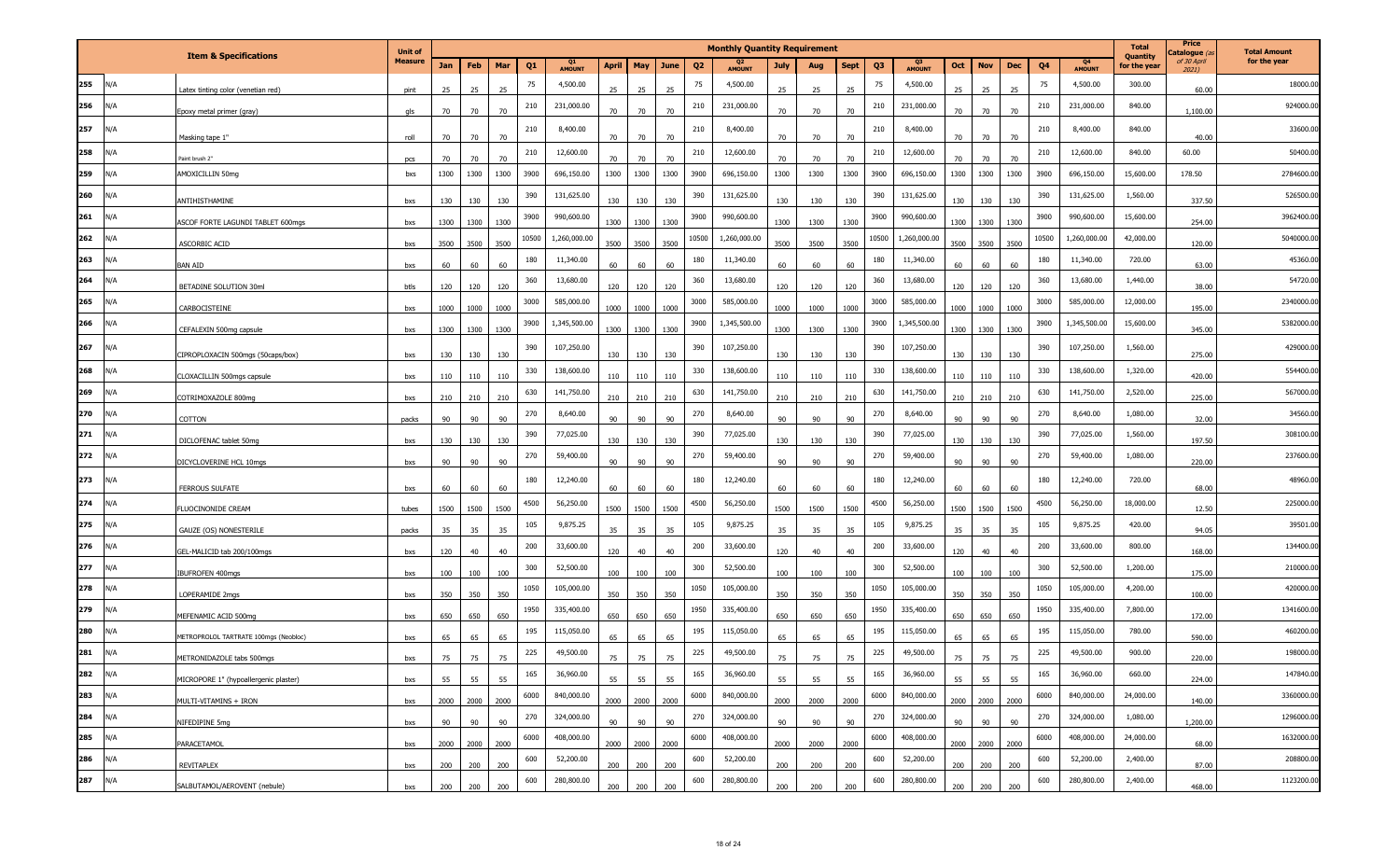| | Item & Specifications | Unit of Measure | Monthly Quantity Requirement | | | | | | | | | | | | | | | | | | | | | | Total Quantity for the year | Price Catalogue (as of 30 April 2021) | Total Amount for the year |
|---|---|---|---|---|---|---|---|---|---|---|---|---|---|---|---|---|---|---|---|---|---|---|---|---|---|---|---|
| | | | Jan | Feb | Mar | Q1 | Q1 AMOUNT | April | May | June | Q2 | Q2 AMOUNT | July | Aug | Sept | Q3 | Q3 AMOUNT | Oct | Nov | Dec | Q4 | Q4 AMOUNT | | | |
| 255 | N/A | Latex tinting color (venetian red) | pint | 25 | 25 | 25 | 75 | 4,500.00 | 25 | 25 | 25 | 75 | 4,500.00 | 25 | 25 | 25 | 75 | 4,500.00 | 25 | 25 | 25 | 75 | 4,500.00 | 300.00 | 60.00 | 18000.00 |
| 256 | N/A | Epoxy metal primer (gray) | gls | 70 | 70 | 70 | 210 | 231,000.00 | 70 | 70 | 70 | 210 | 231,000.00 | 70 | 70 | 70 | 210 | 231,000.00 | 70 | 70 | 70 | 210 | 231,000.00 | 840.00 | 1,100.00 | 924000.00 |
| 257 | N/A | Masking tape 1" | roll | 70 | 70 | 70 | 210 | 8,400.00 | 70 | 70 | 70 | 210 | 8,400.00 | 70 | 70 | 70 | 210 | 8,400.00 | 70 | 70 | 70 | 210 | 8,400.00 | 840.00 | 40.00 | 33600.00 |
| 258 | N/A | Paint brush 2" | pcs | 70 | 70 | 70 | 210 | 12,600.00 | 70 | 70 | 70 | 210 | 12,600.00 | 70 | 70 | 70 | 210 | 12,600.00 | 70 | 70 | 70 | 210 | 12,600.00 | 840.00 | 60.00 | 50400.00 |
| 259 | N/A | AMOXICILLIN 50mg | bxs | 1300 | 1300 | 1300 | 3900 | 696,150.00 | 1300 | 1300 | 1300 | 3900 | 696,150.00 | 1300 | 1300 | 1300 | 3900 | 696,150.00 | 1300 | 1300 | 1300 | 3900 | 696,150.00 | 15,600.00 | 178.50 | 2784600.00 |
| 260 | N/A | ANTIHISTHAMINE | bxs | 130 | 130 | 130 | 390 | 131,625.00 | 130 | 130 | 130 | 390 | 131,625.00 | 130 | 130 | 130 | 390 | 131,625.00 | 130 | 130 | 130 | 390 | 131,625.00 | 1,560.00 | 337.50 | 526500.00 |
| 261 | N/A | ASCOF FORTE LAGUNDI TABLET 600mgs | bxs | 1300 | 1300 | 1300 | 3900 | 990,600.00 | 1300 | 1300 | 1300 | 3900 | 990,600.00 | 1300 | 1300 | 1300 | 3900 | 990,600.00 | 1300 | 1300 | 1300 | 3900 | 990,600.00 | 15,600.00 | 254.00 | 3962400.00 |
| 262 | N/A | ASCORBIC ACID | bxs | 3500 | 3500 | 3500 | 10500 | 1,260,000.00 | 3500 | 3500 | 3500 | 10500 | 1,260,000.00 | 3500 | 3500 | 3500 | 10500 | 1,260,000.00 | 3500 | 3500 | 3500 | 10500 | 1,260,000.00 | 42,000.00 | 120.00 | 5040000.00 |
| 263 | N/A | BAN AID | bxs | 60 | 60 | 60 | 180 | 11,340.00 | 60 | 60 | 60 | 180 | 11,340.00 | 60 | 60 | 60 | 180 | 11,340.00 | 60 | 60 | 60 | 180 | 11,340.00 | 720.00 | 63.00 | 45360.00 |
| 264 | N/A | BETADINE SOLUTION 30ml | btls | 120 | 120 | 120 | 360 | 13,680.00 | 120 | 120 | 120 | 360 | 13,680.00 | 120 | 120 | 120 | 360 | 13,680.00 | 120 | 120 | 120 | 360 | 13,680.00 | 1,440.00 | 38.00 | 54720.00 |
| 265 | N/A | CARBOCISTEINE | bxs | 1000 | 1000 | 1000 | 3000 | 585,000.00 | 1000 | 1000 | 1000 | 3000 | 585,000.00 | 1000 | 1000 | 1000 | 3000 | 585,000.00 | 1000 | 1000 | 1000 | 3000 | 585,000.00 | 12,000.00 | 195.00 | 2340000.00 |
| 266 | N/A | CEFALEXIN 500mg capsule | bxs | 1300 | 1300 | 1300 | 3900 | 1,345,500.00 | 1300 | 1300 | 1300 | 3900 | 1,345,500.00 | 1300 | 1300 | 1300 | 3900 | 1,345,500.00 | 1300 | 1300 | 1300 | 3900 | 1,345,500.00 | 15,600.00 | 345.00 | 5382000.00 |
| 267 | N/A | CIPROPLOXACIN 500mgs (50caps/box) | bxs | 130 | 130 | 130 | 390 | 107,250.00 | 130 | 130 | 130 | 390 | 107,250.00 | 130 | 130 | 130 | 390 | 107,250.00 | 130 | 130 | 130 | 390 | 107,250.00 | 1,560.00 | 275.00 | 429000.00 |
| 268 | N/A | CLOXACILLIN 500mgs capsule | bxs | 110 | 110 | 110 | 330 | 138,600.00 | 110 | 110 | 110 | 330 | 138,600.00 | 110 | 110 | 110 | 330 | 138,600.00 | 110 | 110 | 110 | 330 | 138,600.00 | 1,320.00 | 420.00 | 554400.00 |
| 269 | N/A | COTRIMOXAZOLE 800mg | bxs | 210 | 210 | 210 | 630 | 141,750.00 | 210 | 210 | 210 | 630 | 141,750.00 | 210 | 210 | 210 | 630 | 141,750.00 | 210 | 210 | 210 | 630 | 141,750.00 | 2,520.00 | 225.00 | 567000.00 |
| 270 | N/A | COTTON | packs | 90 | 90 | 90 | 270 | 8,640.00 | 90 | 90 | 90 | 270 | 8,640.00 | 90 | 90 | 90 | 270 | 8,640.00 | 90 | 90 | 90 | 270 | 8,640.00 | 1,080.00 | 32.00 | 34560.00 |
| 271 | N/A | DICLOFENAC tablet 50mg | bxs | 130 | 130 | 130 | 390 | 77,025.00 | 130 | 130 | 130 | 390 | 77,025.00 | 130 | 130 | 130 | 390 | 77,025.00 | 130 | 130 | 130 | 390 | 77,025.00 | 1,560.00 | 197.50 | 308100.00 |
| 272 | N/A | DICYCLOVERINE HCL 10mgs | bxs | 90 | 90 | 90 | 270 | 59,400.00 | 90 | 90 | 90 | 270 | 59,400.00 | 90 | 90 | 90 | 270 | 59,400.00 | 90 | 90 | 90 | 270 | 59,400.00 | 1,080.00 | 220.00 | 237600.00 |
| 273 | N/A | FERROUS SULFATE | bxs | 60 | 60 | 60 | 180 | 12,240.00 | 60 | 60 | 60 | 180 | 12,240.00 | 60 | 60 | 60 | 180 | 12,240.00 | 60 | 60 | 60 | 180 | 12,240.00 | 720.00 | 68.00 | 48960.00 |
| 274 | N/A | FLUOCINONIDE CREAM | tubes | 1500 | 1500 | 1500 | 4500 | 56,250.00 | 1500 | 1500 | 1500 | 4500 | 56,250.00 | 1500 | 1500 | 1500 | 4500 | 56,250.00 | 1500 | 1500 | 1500 | 4500 | 56,250.00 | 18,000.00 | 12.50 | 225000.00 |
| 275 | N/A | GAUZE (OS) NONESTERILE | packs | 35 | 35 | 35 | 105 | 9,875.25 | 35 | 35 | 35 | 105 | 9,875.25 | 35 | 35 | 35 | 105 | 9,875.25 | 35 | 35 | 35 | 105 | 9,875.25 | 420.00 | 94.05 | 39501.00 |
| 276 | N/A | GEL-MALICID tab 200/100mgs | bxs | 120 | 40 | 40 | 200 | 33,600.00 | 120 | 40 | 40 | 200 | 33,600.00 | 120 | 40 | 40 | 200 | 33,600.00 | 120 | 40 | 40 | 200 | 33,600.00 | 800.00 | 168.00 | 134400.00 |
| 277 | N/A | IBUFROFEN 400mgs | bxs | 100 | 100 | 100 | 300 | 52,500.00 | 100 | 100 | 100 | 300 | 52,500.00 | 100 | 100 | 100 | 300 | 52,500.00 | 100 | 100 | 100 | 300 | 52,500.00 | 1,200.00 | 175.00 | 210000.00 |
| 278 | N/A | LOPERAMIDE 2mgs | bxs | 350 | 350 | 350 | 1050 | 105,000.00 | 350 | 350 | 350 | 1050 | 105,000.00 | 350 | 350 | 350 | 1050 | 105,000.00 | 350 | 350 | 350 | 1050 | 105,000.00 | 4,200.00 | 100.00 | 420000.00 |
| 279 | N/A | MEFENAMIC ACID 500mg | bxs | 650 | 650 | 650 | 1950 | 335,400.00 | 650 | 650 | 650 | 1950 | 335,400.00 | 650 | 650 | 650 | 1950 | 335,400.00 | 650 | 650 | 650 | 1950 | 335,400.00 | 7,800.00 | 172.00 | 1341600.00 |
| 280 | N/A | METROPROLOL TARTRATE 100mgs (Neobloc) | bxs | 65 | 65 | 65 | 195 | 115,050.00 | 65 | 65 | 65 | 195 | 115,050.00 | 65 | 65 | 65 | 195 | 115,050.00 | 65 | 65 | 65 | 195 | 115,050.00 | 780.00 | 590.00 | 460200.00 |
| 281 | N/A | METRONIDAZOLE tabs 500mgs | bxs | 75 | 75 | 75 | 225 | 49,500.00 | 75 | 75 | 75 | 225 | 49,500.00 | 75 | 75 | 75 | 225 | 49,500.00 | 75 | 75 | 75 | 225 | 49,500.00 | 900.00 | 220.00 | 198000.00 |
| 282 | N/A | MICROPORE 1" (hypoallergenic plaster) | bxs | 55 | 55 | 55 | 165 | 36,960.00 | 55 | 55 | 55 | 165 | 36,960.00 | 55 | 55 | 55 | 165 | 36,960.00 | 55 | 55 | 55 | 165 | 36,960.00 | 660.00 | 224.00 | 147840.00 |
| 283 | N/A | MULTI-VITAMINS + IRON | bxs | 2000 | 2000 | 2000 | 6000 | 840,000.00 | 2000 | 2000 | 2000 | 6000 | 840,000.00 | 2000 | 2000 | 2000 | 6000 | 840,000.00 | 2000 | 2000 | 2000 | 6000 | 840,000.00 | 24,000.00 | 140.00 | 3360000.00 |
| 284 | N/A | NIFEDIPINE 5mg | bxs | 90 | 90 | 90 | 270 | 324,000.00 | 90 | 90 | 90 | 270 | 324,000.00 | 90 | 90 | 90 | 270 | 324,000.00 | 90 | 90 | 90 | 270 | 324,000.00 | 1,080.00 | 1,200.00 | 1296000.00 |
| 285 | N/A | PARACETAMOL | bxs | 2000 | 2000 | 2000 | 6000 | 408,000.00 | 2000 | 2000 | 2000 | 6000 | 408,000.00 | 2000 | 2000 | 2000 | 6000 | 408,000.00 | 2000 | 2000 | 2000 | 6000 | 408,000.00 | 24,000.00 | 68.00 | 1632000.00 |
| 286 | N/A | REVITAPLEX | bxs | 200 | 200 | 200 | 600 | 52,200.00 | 200 | 200 | 200 | 600 | 52,200.00 | 200 | 200 | 200 | 600 | 52,200.00 | 200 | 200 | 200 | 600 | 52,200.00 | 2,400.00 | 87.00 | 208800.00 |
| 287 | N/A | SALBUTAMOL/AEROVENT (nebule) | bxs | 200 | 200 | 200 | 600 | 280,800.00 | 200 | 200 | 200 | 600 | 280,800.00 | 200 | 200 | 200 | 600 | 280,800.00 | 200 | 200 | 200 | 600 | 280,800.00 | 2,400.00 | 468.00 | 1123200.00 |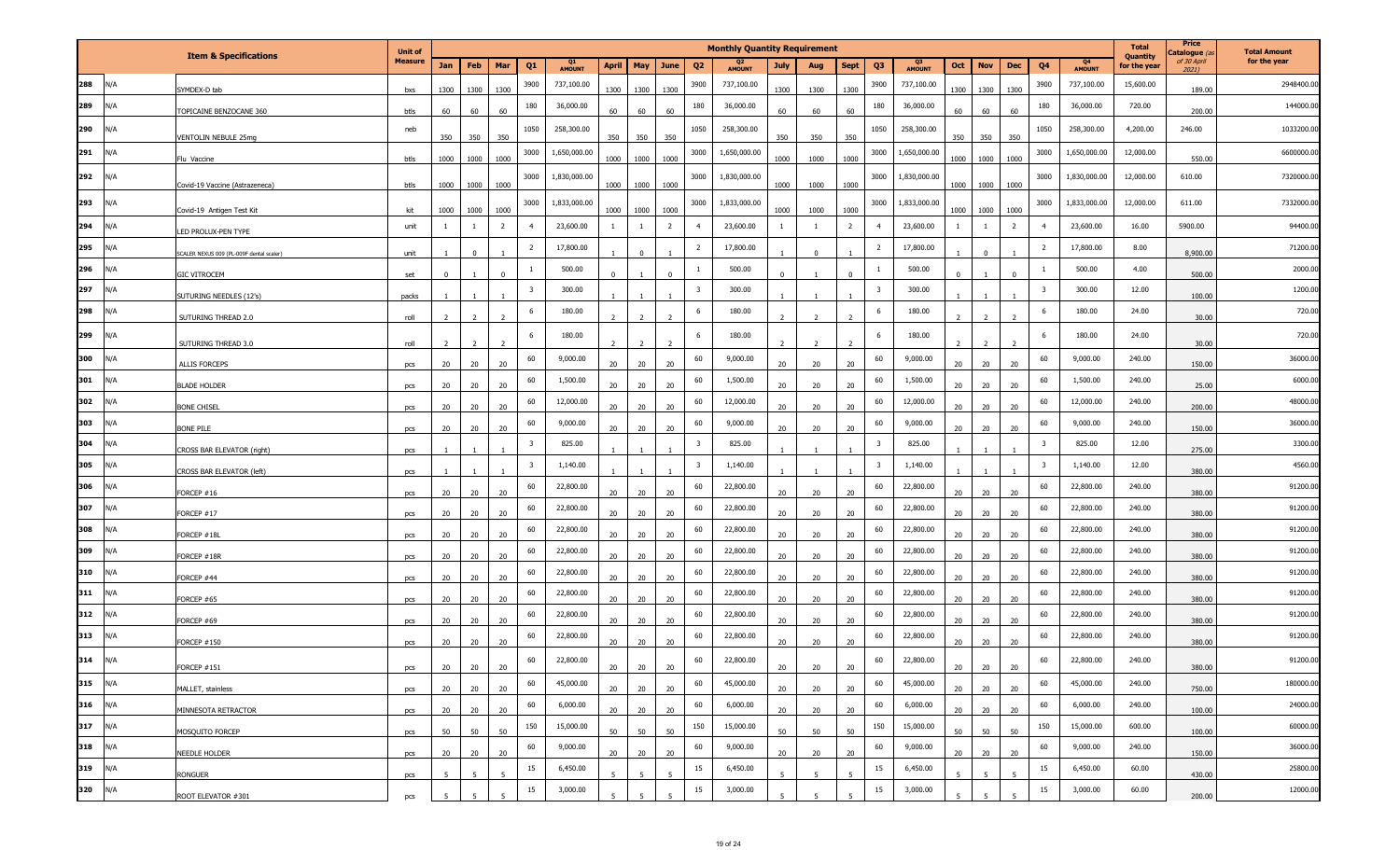| | Item & Specifications | Unit of Measure | Monthly Quantity Requirement | | | | | | | | | | | | | | | | | | | | | | Total Quantity for the year | Price Catalogue (as of 30 April 2021) | Total Amount for the year |
|---|---|---|---|---|---|---|---|---|---|---|---|---|---|---|---|---|---|---|---|---|---|---|---|---|---|---|---|
| | | | Jan | Feb | Mar | Q1 | Q1 AMOUNT | April | May | June | Q2 | Q2 AMOUNT | July | Aug | Sept | Q3 | Q3 AMOUNT | Oct | Nov | Dec | Q4 | Q4 AMOUNT | | | |
| 288 | N/A SYMDEX-D tab | bxs | 1300 | 1300 | 1300 | 3900 | 737,100.00 | 1300 | 1300 | 1300 | 3900 | 737,100.00 | 1300 | 1300 | 1300 | 3900 | 737,100.00 | 1300 | 1300 | 1300 | 3900 | 737,100.00 | 15,600.00 | 189.00 | 2948400.00 |
| 289 | N/A TOPICAINE BENZOCANE 360 | btls | 60 | 60 | 60 | 180 | 36,000.00 | 60 | 60 | 60 | 180 | 36,000.00 | 60 | 60 | 60 | 180 | 36,000.00 | 60 | 60 | 60 | 180 | 36,000.00 | 720.00 | 200.00 | 144000.00 |
| 290 | N/A VENTOLIN NEBULE 25mg | neb | 350 | 350 | 350 | 1050 | 258,300.00 | 350 | 350 | 350 | 1050 | 258,300.00 | 350 | 350 | 350 | 1050 | 258,300.00 | 350 | 350 | 350 | 1050 | 258,300.00 | 4,200.00 | 246.00 | 1033200.00 |
| 291 | N/A Flu Vaccine | btls | 1000 | 1000 | 1000 | 3000 | 1,650,000.00 | 1000 | 1000 | 1000 | 3000 | 1,650,000.00 | 1000 | 1000 | 1000 | 3000 | 1,650,000.00 | 1000 | 1000 | 1000 | 3000 | 1,650,000.00 | 12,000.00 | 550.00 | 6600000.00 |
| 292 | N/A Covid-19 Vaccine (Astrazeneca) | btls | 1000 | 1000 | 1000 | 3000 | 1,830,000.00 | 1000 | 1000 | 1000 | 3000 | 1,830,000.00 | 1000 | 1000 | 1000 | 3000 | 1,830,000.00 | 1000 | 1000 | 1000 | 3000 | 1,830,000.00 | 12,000.00 | 610.00 | 7320000.00 |
| 293 | N/A Covid-19 Antigen Test Kit | kit | 1000 | 1000 | 1000 | 3000 | 1,833,000.00 | 1000 | 1000 | 1000 | 3000 | 1,833,000.00 | 1000 | 1000 | 1000 | 3000 | 1,833,000.00 | 1000 | 1000 | 1000 | 3000 | 1,833,000.00 | 12,000.00 | 611.00 | 7332000.00 |
| 294 | N/A LED PROLUX-PEN TYPE | unit | 1 | 1 | 2 | 4 | 23,600.00 | 1 | 1 | 2 | 4 | 23,600.00 | 1 | 1 | 2 | 4 | 23,600.00 | 1 | 1 | 2 | 4 | 23,600.00 | 16.00 | 5900.00 | 94400.00 |
| 295 | N/A SCALER NEXUS 009 (PL-009F dental scaler) | unit | 1 | 0 | 1 | 2 | 17,800.00 | 1 | 0 | 1 | 2 | 17,800.00 | 1 | 0 | 1 | 2 | 17,800.00 | 1 | 0 | 1 | 2 | 17,800.00 | 8.00 | 8,900.00 | 71200.00 |
| 296 | N/A GIC VITROCEM | set | 0 | 1 | 0 | 1 | 500.00 | 0 | 1 | 0 | 1 | 500.00 | 0 | 1 | 0 | 1 | 500.00 | 0 | 1 | 0 | 1 | 500.00 | 4.00 | 500.00 | 2000.00 |
| 297 | N/A SUTURING NEEDLES (12's) | packs | 1 | 1 | 1 | 3 | 300.00 | 1 | 1 | 1 | 3 | 300.00 | 1 | 1 | 1 | 3 | 300.00 | 1 | 1 | 1 | 3 | 300.00 | 12.00 | 100.00 | 1200.00 |
| 298 | N/A SUTURING THREAD 2.0 | roll | 2 | 2 | 2 | 6 | 180.00 | 2 | 2 | 2 | 6 | 180.00 | 2 | 2 | 2 | 6 | 180.00 | 2 | 2 | 2 | 6 | 180.00 | 24.00 | 30.00 | 720.00 |
| 299 | N/A SUTURING THREAD 3.0 | roll | 2 | 2 | 2 | 6 | 180.00 | 2 | 2 | 2 | 6 | 180.00 | 2 | 2 | 2 | 6 | 180.00 | 2 | 2 | 2 | 6 | 180.00 | 24.00 | 30.00 | 720.00 |
| 300 | N/A ALLIS FORCEPS | pcs | 20 | 20 | 20 | 60 | 9,000.00 | 20 | 20 | 20 | 60 | 9,000.00 | 20 | 20 | 20 | 60 | 9,000.00 | 20 | 20 | 20 | 60 | 9,000.00 | 240.00 | 150.00 | 36000.00 |
| 301 | N/A BLADE HOLDER | pcs | 20 | 20 | 20 | 60 | 1,500.00 | 20 | 20 | 20 | 60 | 1,500.00 | 20 | 20 | 20 | 60 | 1,500.00 | 20 | 20 | 20 | 60 | 1,500.00 | 240.00 | 25.00 | 6000.00 |
| 302 | N/A BONE CHISEL | pcs | 20 | 20 | 20 | 60 | 12,000.00 | 20 | 20 | 20 | 60 | 12,000.00 | 20 | 20 | 20 | 60 | 12,000.00 | 20 | 20 | 20 | 60 | 12,000.00 | 240.00 | 200.00 | 48000.00 |
| 303 | N/A BONE FILE | pcs | 20 | 20 | 20 | 60 | 9,000.00 | 20 | 20 | 20 | 60 | 9,000.00 | 20 | 20 | 20 | 60 | 9,000.00 | 20 | 20 | 20 | 60 | 9,000.00 | 240.00 | 150.00 | 36000.00 |
| 304 | N/A CROSS BAR ELEVATOR (right) | pcs | 1 | 1 | 1 | 3 | 825.00 | 1 | 1 | 1 | 3 | 825.00 | 1 | 1 | 1 | 3 | 825.00 | 1 | 1 | 1 | 3 | 825.00 | 12.00 | 275.00 | 3300.00 |
| 305 | N/A CROSS BAR ELEVATOR (left) | pcs | 1 | 1 | 1 | 3 | 1,140.00 | 1 | 1 | 1 | 3 | 1,140.00 | 1 | 1 | 1 | 3 | 1,140.00 | 1 | 1 | 1 | 3 | 1,140.00 | 12.00 | 380.00 | 4560.00 |
| 306 | N/A FORCEP #16 | pcs | 20 | 20 | 20 | 60 | 22,800.00 | 20 | 20 | 20 | 60 | 22,800.00 | 20 | 20 | 20 | 60 | 22,800.00 | 20 | 20 | 20 | 60 | 22,800.00 | 240.00 | 380.00 | 91200.00 |
| 307 | N/A FORCEP #17 | pcs | 20 | 20 | 20 | 60 | 22,800.00 | 20 | 20 | 20 | 60 | 22,800.00 | 20 | 20 | 20 | 60 | 22,800.00 | 20 | 20 | 20 | 60 | 22,800.00 | 240.00 | 380.00 | 91200.00 |
| 308 | N/A FORCEP #18L | pcs | 20 | 20 | 20 | 60 | 22,800.00 | 20 | 20 | 20 | 60 | 22,800.00 | 20 | 20 | 20 | 60 | 22,800.00 | 20 | 20 | 20 | 60 | 22,800.00 | 240.00 | 380.00 | 91200.00 |
| 309 | N/A FORCEP #18R | pcs | 20 | 20 | 20 | 60 | 22,800.00 | 20 | 20 | 20 | 60 | 22,800.00 | 20 | 20 | 20 | 60 | 22,800.00 | 20 | 20 | 20 | 60 | 22,800.00 | 240.00 | 380.00 | 91200.00 |
| 310 | N/A FORCEP #44 | pcs | 20 | 20 | 20 | 60 | 22,800.00 | 20 | 20 | 20 | 60 | 22,800.00 | 20 | 20 | 20 | 60 | 22,800.00 | 20 | 20 | 20 | 60 | 22,800.00 | 240.00 | 380.00 | 91200.00 |
| 311 | N/A FORCEP #65 | pcs | 20 | 20 | 20 | 60 | 22,800.00 | 20 | 20 | 20 | 60 | 22,800.00 | 20 | 20 | 20 | 60 | 22,800.00 | 20 | 20 | 20 | 60 | 22,800.00 | 240.00 | 380.00 | 91200.00 |
| 312 | N/A FORCEP #69 | pcs | 20 | 20 | 20 | 60 | 22,800.00 | 20 | 20 | 20 | 60 | 22,800.00 | 20 | 20 | 20 | 60 | 22,800.00 | 20 | 20 | 20 | 60 | 22,800.00 | 240.00 | 380.00 | 91200.00 |
| 313 | N/A FORCEP #150 | pcs | 20 | 20 | 20 | 60 | 22,800.00 | 20 | 20 | 20 | 60 | 22,800.00 | 20 | 20 | 20 | 60 | 22,800.00 | 20 | 20 | 20 | 60 | 22,800.00 | 240.00 | 380.00 | 91200.00 |
| 314 | N/A FORCEP #151 | pcs | 20 | 20 | 20 | 60 | 22,800.00 | 20 | 20 | 20 | 60 | 22,800.00 | 20 | 20 | 20 | 60 | 22,800.00 | 20 | 20 | 20 | 60 | 22,800.00 | 240.00 | 380.00 | 91200.00 |
| 315 | N/A MALLET, stainless | pcs | 20 | 20 | 20 | 60 | 45,000.00 | 20 | 20 | 20 | 60 | 45,000.00 | 20 | 20 | 20 | 60 | 45,000.00 | 20 | 20 | 20 | 60 | 45,000.00 | 240.00 | 750.00 | 180000.00 |
| 316 | N/A MINNESOTA RETRACTOR | pcs | 20 | 20 | 20 | 60 | 6,000.00 | 20 | 20 | 20 | 60 | 6,000.00 | 20 | 20 | 20 | 60 | 6,000.00 | 20 | 20 | 20 | 60 | 6,000.00 | 240.00 | 100.00 | 24000.00 |
| 317 | N/A MOSQUITO FORCEP | pcs | 50 | 50 | 50 | 150 | 15,000.00 | 50 | 50 | 50 | 150 | 15,000.00 | 50 | 50 | 50 | 150 | 15,000.00 | 50 | 50 | 50 | 150 | 15,000.00 | 600.00 | 100.00 | 60000.00 |
| 318 | N/A NEEDLE HOLDER | pcs | 20 | 20 | 20 | 60 | 9,000.00 | 20 | 20 | 20 | 60 | 9,000.00 | 20 | 20 | 20 | 60 | 9,000.00 | 20 | 20 | 20 | 60 | 9,000.00 | 240.00 | 150.00 | 36000.00 |
| 319 | N/A RONGUER | pcs | 5 | 5 | 5 | 15 | 6,450.00 | 5 | 5 | 5 | 15 | 6,450.00 | 5 | 5 | 5 | 15 | 6,450.00 | 5 | 5 | 5 | 15 | 6,450.00 | 60.00 | 430.00 | 25800.00 |
| 320 | N/A ROOT ELEVATOR #301 | pcs | 5 | 5 | 5 | 15 | 3,000.00 | 5 | 5 | 5 | 15 | 3,000.00 | 5 | 5 | 5 | 15 | 3,000.00 | 5 | 5 | 5 | 15 | 3,000.00 | 60.00 | 200.00 | 12000.00 |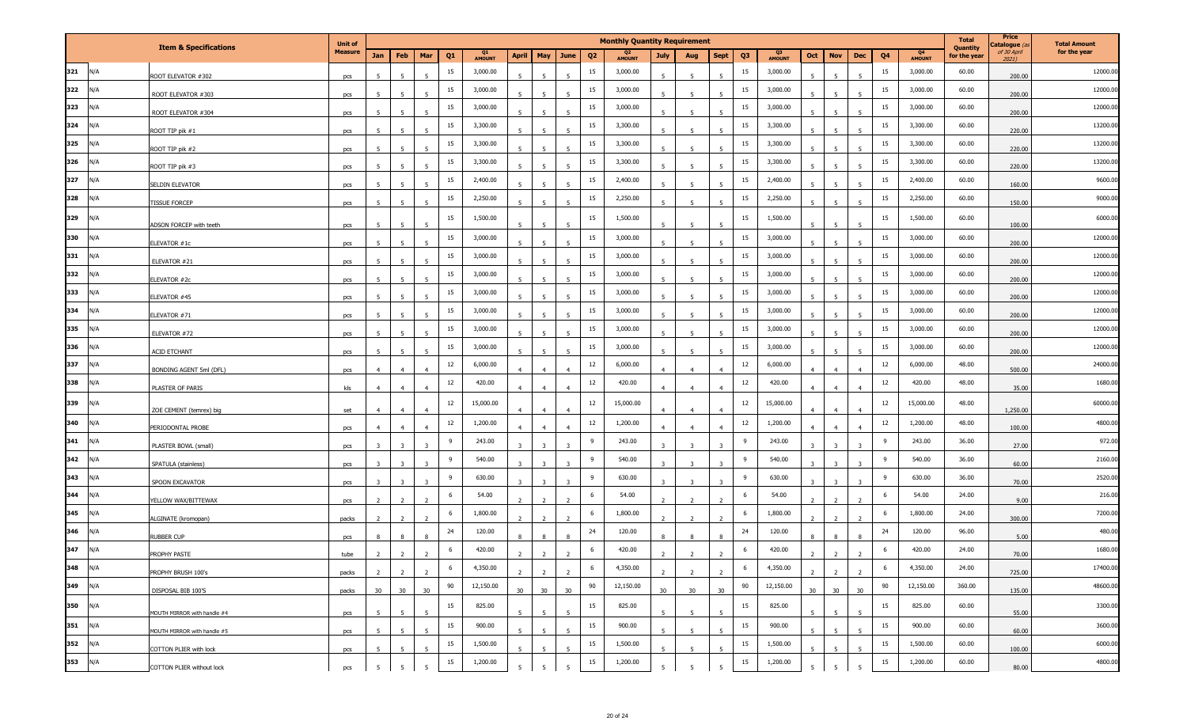| | Item & Specifications | | Unit of Measure | Monthly Quantity Requirement | | | | | | | | | | | | | | | | | | | | Total Quantity for the year | Price Catalogue (as of 30 April 2021) | Total Amount for the year |
|---|---|---|---|---|---|---|---|---|---|---|---|---|---|---|---|---|---|---|---|---|---|---|---|---|---|---|
| | | | | Jan | Feb | Mar | Q1 | Q1 AMOUNT | April | May | June | Q2 | Q2 AMOUNT | July | Aug | Sept | Q3 | Q3 AMOUNT | Oct | Nov | Dec | Q4 | Q4 AMOUNT | | | |
| 321 | N/A | ROOT ELEVATOR #302 | pcs | 5 | 5 | 5 | 15 | 3,000.00 | 5 | 5 | 5 | 15 | 3,000.00 | 5 | 5 | 5 | 15 | 3,000.00 | 5 | 5 | 5 | 15 | 3,000.00 | 60.00 | 200.00 | 12000.00 |
| 322 | N/A | ROOT ELEVATOR #303 | pcs | 5 | 5 | 5 | 15 | 3,000.00 | 5 | 5 | 5 | 15 | 3,000.00 | 5 | 5 | 5 | 15 | 3,000.00 | 5 | 5 | 5 | 15 | 3,000.00 | 60.00 | 200.00 | 12000.00 |
| 323 | N/A | ROOT ELEVATOR #304 | pcs | 5 | 5 | 5 | 15 | 3,000.00 | 5 | 5 | 5 | 15 | 3,000.00 | 5 | 5 | 5 | 15 | 3,000.00 | 5 | 5 | 5 | 15 | 3,000.00 | 60.00 | 200.00 | 12000.00 |
| 324 | N/A | ROOT TIP pik #1 | pcs | 5 | 5 | 5 | 15 | 3,300.00 | 5 | 5 | 5 | 15 | 3,300.00 | 5 | 5 | 5 | 15 | 3,300.00 | 5 | 5 | 5 | 15 | 3,300.00 | 60.00 | 220.00 | 13200.00 |
| 325 | N/A | ROOT TIP pik #2 | pcs | 5 | 5 | 5 | 15 | 3,300.00 | 5 | 5 | 5 | 15 | 3,300.00 | 5 | 5 | 5 | 15 | 3,300.00 | 5 | 5 | 5 | 15 | 3,300.00 | 60.00 | 220.00 | 13200.00 |
| 326 | N/A | ROOT TIP pik #3 | pcs | 5 | 5 | 5 | 15 | 3,300.00 | 5 | 5 | 5 | 15 | 3,300.00 | 5 | 5 | 5 | 15 | 3,300.00 | 5 | 5 | 5 | 15 | 3,300.00 | 60.00 | 220.00 | 13200.00 |
| 327 | N/A | SELDIN ELEVATOR | pcs | 5 | 5 | 5 | 15 | 2,400.00 | 5 | 5 | 5 | 15 | 2,400.00 | 5 | 5 | 5 | 15 | 2,400.00 | 5 | 5 | 5 | 15 | 2,400.00 | 60.00 | 160.00 | 9600.00 |
| 328 | N/A | TISSUE FORCEP | pcs | 5 | 5 | 5 | 15 | 2,250.00 | 5 | 5 | 5 | 15 | 2,250.00 | 5 | 5 | 5 | 15 | 2,250.00 | 5 | 5 | 5 | 15 | 2,250.00 | 60.00 | 150.00 | 9000.00 |
| 329 | N/A | ADSON FORCEP with teeth | pcs | 5 | 5 | 5 | 15 | 1,500.00 | 5 | 5 | 5 | 15 | 1,500.00 | 5 | 5 | 5 | 15 | 1,500.00 | 5 | 5 | 5 | 15 | 1,500.00 | 60.00 | 100.00 | 6000.00 |
| 330 | N/A | ELEVATOR #1c | pcs | 5 | 5 | 5 | 15 | 3,000.00 | 5 | 5 | 5 | 15 | 3,000.00 | 5 | 5 | 5 | 15 | 3,000.00 | 5 | 5 | 5 | 15 | 3,000.00 | 60.00 | 200.00 | 12000.00 |
| 331 | N/A | ELEVATOR #21 | pcs | 5 | 5 | 5 | 15 | 3,000.00 | 5 | 5 | 5 | 15 | 3,000.00 | 5 | 5 | 5 | 15 | 3,000.00 | 5 | 5 | 5 | 15 | 3,000.00 | 60.00 | 200.00 | 12000.00 |
| 332 | N/A | ELEVATOR #2c | pcs | 5 | 5 | 5 | 15 | 3,000.00 | 5 | 5 | 5 | 15 | 3,000.00 | 5 | 5 | 5 | 15 | 3,000.00 | 5 | 5 | 5 | 15 | 3,000.00 | 60.00 | 200.00 | 12000.00 |
| 333 | N/A | ELEVATOR #45 | pcs | 5 | 5 | 5 | 15 | 3,000.00 | 5 | 5 | 5 | 15 | 3,000.00 | 5 | 5 | 5 | 15 | 3,000.00 | 5 | 5 | 5 | 15 | 3,000.00 | 60.00 | 200.00 | 12000.00 |
| 334 | N/A | ELEVATOR #71 | pcs | 5 | 5 | 5 | 15 | 3,000.00 | 5 | 5 | 5 | 15 | 3,000.00 | 5 | 5 | 5 | 15 | 3,000.00 | 5 | 5 | 5 | 15 | 3,000.00 | 60.00 | 200.00 | 12000.00 |
| 335 | N/A | ELEVATOR #72 | pcs | 5 | 5 | 5 | 15 | 3,000.00 | 5 | 5 | 5 | 15 | 3,000.00 | 5 | 5 | 5 | 15 | 3,000.00 | 5 | 5 | 5 | 15 | 3,000.00 | 60.00 | 200.00 | 12000.00 |
| 336 | N/A | ACID ETCHANT | pcs | 5 | 5 | 5 | 15 | 3,000.00 | 5 | 5 | 5 | 15 | 3,000.00 | 5 | 5 | 5 | 15 | 3,000.00 | 5 | 5 | 5 | 15 | 3,000.00 | 60.00 | 200.00 | 12000.00 |
| 337 | N/A | BONDING AGENT 5ml (DFL) | pcs | 4 | 4 | 4 | 12 | 6,000.00 | 4 | 4 | 4 | 12 | 6,000.00 | 4 | 4 | 4 | 12 | 6,000.00 | 4 | 4 | 4 | 12 | 6,000.00 | 48.00 | 500.00 | 24000.00 |
| 338 | N/A | PLASTER OF PARIS | kls | 4 | 4 | 4 | 12 | 420.00 | 4 | 4 | 4 | 12 | 420.00 | 4 | 4 | 4 | 12 | 420.00 | 4 | 4 | 4 | 12 | 420.00 | 48.00 | 35.00 | 1680.00 |
| 339 | N/A | ZOE CEMENT (temrex) big | set | 4 | 4 | 4 | 12 | 15,000.00 | 4 | 4 | 4 | 12 | 15,000.00 | 4 | 4 | 4 | 12 | 15,000.00 | 4 | 4 | 4 | 12 | 15,000.00 | 48.00 | 1,250.00 | 60000.00 |
| 340 | N/A | PERIODONTAL PROBE | pcs | 4 | 4 | 4 | 12 | 1,200.00 | 4 | 4 | 4 | 12 | 1,200.00 | 4 | 4 | 4 | 12 | 1,200.00 | 4 | 4 | 4 | 12 | 1,200.00 | 48.00 | 100.00 | 4800.00 |
| 341 | N/A | PLASTER BOWL (small) | pcs | 3 | 3 | 3 | 9 | 243.00 | 3 | 3 | 3 | 9 | 243.00 | 3 | 3 | 3 | 9 | 243.00 | 3 | 3 | 3 | 9 | 243.00 | 36.00 | 27.00 | 972.00 |
| 342 | N/A | SPATULA (stainless) | pcs | 3 | 3 | 3 | 9 | 540.00 | 3 | 3 | 3 | 9 | 540.00 | 3 | 3 | 3 | 9 | 540.00 | 3 | 3 | 3 | 9 | 540.00 | 36.00 | 60.00 | 2160.00 |
| 343 | N/A | SPOON EXCAVATOR | pcs | 3 | 3 | 3 | 9 | 630.00 | 3 | 3 | 3 | 9 | 630.00 | 3 | 3 | 3 | 9 | 630.00 | 3 | 3 | 3 | 9 | 630.00 | 36.00 | 70.00 | 2520.00 |
| 344 | N/A | YELLOW WAX/BITTEWAX | pcs | 2 | 2 | 2 | 6 | 54.00 | 2 | 2 | 2 | 6 | 54.00 | 2 | 2 | 2 | 6 | 54.00 | 2 | 2 | 2 | 6 | 54.00 | 24.00 | 9.00 | 216.00 |
| 345 | N/A | ALGINATE (kromopan) | packs | 2 | 2 | 2 | 6 | 1,800.00 | 2 | 2 | 2 | 6 | 1,800.00 | 2 | 2 | 2 | 6 | 1,800.00 | 2 | 2 | 2 | 6 | 1,800.00 | 24.00 | 300.00 | 7200.00 |
| 346 | N/A | RUBBER CUP | pcs | 8 | 8 | 8 | 24 | 120.00 | 8 | 8 | 8 | 24 | 120.00 | 8 | 8 | 8 | 24 | 120.00 | 8 | 8 | 8 | 24 | 120.00 | 96.00 | 5.00 | 480.00 |
| 347 | N/A | PROPHY PASTE | tube | 2 | 2 | 2 | 6 | 420.00 | 2 | 2 | 2 | 6 | 420.00 | 2 | 2 | 2 | 6 | 420.00 | 2 | 2 | 2 | 6 | 420.00 | 24.00 | 70.00 | 1680.00 |
| 348 | N/A | PROPHY BRUSH 100's | packs | 2 | 2 | 2 | 6 | 4,350.00 | 2 | 2 | 2 | 6 | 4,350.00 | 2 | 2 | 2 | 6 | 4,350.00 | 2 | 2 | 2 | 6 | 4,350.00 | 24.00 | 725.00 | 17400.00 |
| 349 | N/A | DISPOSAL BIB 100'S | packs | 30 | 30 | 30 | 90 | 12,150.00 | 30 | 30 | 30 | 90 | 12,150.00 | 30 | 30 | 30 | 90 | 12,150.00 | 30 | 30 | 30 | 90 | 12,150.00 | 360.00 | 135.00 | 48600.00 |
| 350 | N/A | MOUTH MIRROR with handle #4 | pcs | 5 | 5 | 5 | 15 | 825.00 | 5 | 5 | 5 | 15 | 825.00 | 5 | 5 | 5 | 15 | 825.00 | 5 | 5 | 5 | 15 | 825.00 | 60.00 | 55.00 | 3300.00 |
| 351 | N/A | MOUTH MIRROR with handle #5 | pcs | 5 | 5 | 5 | 15 | 900.00 | 5 | 5 | 5 | 15 | 900.00 | 5 | 5 | 5 | 15 | 900.00 | 5 | 5 | 5 | 15 | 900.00 | 60.00 | 60.00 | 3600.00 |
| 352 | N/A | COTTON PLIER with lock | pcs | 5 | 5 | 5 | 15 | 1,500.00 | 5 | 5 | 5 | 15 | 1,500.00 | 5 | 5 | 5 | 15 | 1,500.00 | 5 | 5 | 5 | 15 | 1,500.00 | 60.00 | 100.00 | 6000.00 |
| 353 | N/A | COTTON PLIER without lock | pcs | 5 | 5 | 5 | 15 | 1,200.00 | 5 | 5 | 5 | 15 | 1,200.00 | 5 | 5 | 5 | 15 | 1,200.00 | 5 | 5 | 5 | 15 | 1,200.00 | 60.00 | 80.00 | 4800.00 |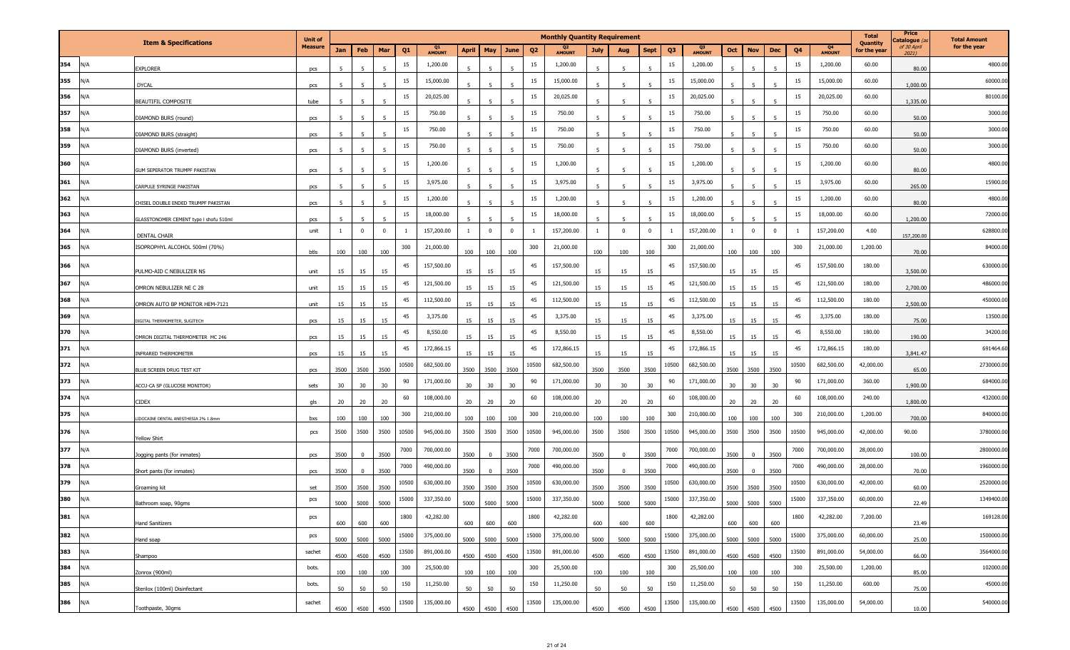| | | Item & Specifications | Unit of Measure | Monthly Quantity Requirement | | | | | | | | | | | | | | | | | | | | Total Quantity for the year | Price Catalogue (as of 30 April 2021) | Total Amount for the year |
|---|---|---|---|---|---|---|---|---|---|---|---|---|---|---|---|---|---|---|---|---|---|---|---|---|---|---|
| | | | | Jan | Feb | Mar | Q1 | Q1 AMOUNT | April | May | June | Q2 | Q2 AMOUNT | July | Aug | Sept | Q3 | Q3 AMOUNT | Oct | Nov | Dec | Q4 | Q4 AMOUNT | | | |
| 354 | N/A | EXPLORER | pcs | 5 | 5 | 5 | 15 | 1,200.00 | 5 | 5 | 5 | 15 | 1,200.00 | 5 | 5 | 5 | 15 | 1,200.00 | 5 | 5 | 5 | 15 | 1,200.00 | 60.00 | 80.00 | 4800.00 |
| 355 | N/A | DYCAL | pcs | 5 | 5 | 5 | 15 | 15,000.00 | 5 | 5 | 5 | 15 | 15,000.00 | 5 | 5 | 5 | 15 | 15,000.00 | 5 | 5 | 5 | 15 | 15,000.00 | 60.00 | 1,000.00 | 60000.00 |
| 356 | N/A | BEAUTIFIL COMPOSITE | tube | 5 | 5 | 5 | 15 | 20,025.00 | 5 | 5 | 5 | 15 | 20,025.00 | 5 | 5 | 5 | 15 | 20,025.00 | 5 | 5 | 5 | 15 | 20,025.00 | 60.00 | 1,335.00 | 80100.00 |
| 357 | N/A | DIAMOND BURS (round) | pcs | 5 | 5 | 5 | 15 | 750.00 | 5 | 5 | 5 | 15 | 750.00 | 5 | 5 | 5 | 15 | 750.00 | 5 | 5 | 5 | 15 | 750.00 | 60.00 | 50.00 | 3000.00 |
| 358 | N/A | DIAMOND BURS (straight) | pcs | 5 | 5 | 5 | 15 | 750.00 | 5 | 5 | 5 | 15 | 750.00 | 5 | 5 | 5 | 15 | 750.00 | 5 | 5 | 5 | 15 | 750.00 | 60.00 | 50.00 | 3000.00 |
| 359 | N/A | DIAMOND BURS (inverted) | pcs | 5 | 5 | 5 | 15 | 750.00 | 5 | 5 | 5 | 15 | 750.00 | 5 | 5 | 5 | 15 | 750.00 | 5 | 5 | 5 | 15 | 750.00 | 60.00 | 50.00 | 3000.00 |
| 360 | N/A | GUM SEPERATOR TRUMPF PAKISTAN | pcs | 5 | 5 | 5 | 15 | 1,200.00 | 5 | 5 | 5 | 15 | 1,200.00 | 5 | 5 | 5 | 15 | 1,200.00 | 5 | 5 | 5 | 15 | 1,200.00 | 60.00 | 80.00 | 4800.00 |
| 361 | N/A | CARPULE SYRINGE PAKISTAN | pcs | 5 | 5 | 5 | 15 | 3,975.00 | 5 | 5 | 5 | 15 | 3,975.00 | 5 | 5 | 5 | 15 | 3,975.00 | 5 | 5 | 5 | 15 | 3,975.00 | 60.00 | 265.00 | 15900.00 |
| 362 | N/A | CHISEL DOUBLE ENDED TRUMPF PAKISTAN | pcs | 5 | 5 | 5 | 15 | 1,200.00 | 5 | 5 | 5 | 15 | 1,200.00 | 5 | 5 | 5 | 15 | 1,200.00 | 5 | 5 | 5 | 15 | 1,200.00 | 60.00 | 80.00 | 4800.00 |
| 363 | N/A | GLASSTONOMER CEMENT type I shofu 510ml | pcs | 5 | 5 | 5 | 15 | 18,000.00 | 5 | 5 | 5 | 15 | 18,000.00 | 5 | 5 | 5 | 15 | 18,000.00 | 5 | 5 | 5 | 15 | 18,000.00 | 60.00 | 1,200.00 | 72000.00 |
| 364 | N/A | DENTAL CHAIR | unit | 1 | 0 | 0 | 1 | 157,200.00 | 1 | 0 | 0 | 1 | 157,200.00 | 1 | 0 | 0 | 1 | 157,200.00 | 1 | 0 | 0 | 1 | 157,200.00 | 4.00 | 157,200.00 | 628800.00 |
| 365 | N/A | ISOPROPHYL ALCOHOL 500ml (70%) | btls | 100 | 100 | 100 | 300 | 21,000.00 | 100 | 100 | 100 | 300 | 21,000.00 | 100 | 100 | 100 | 300 | 21,000.00 | 100 | 100 | 100 | 300 | 21,000.00 | 1,200.00 | 70.00 | 84000.00 |
| 366 | N/A | PULMO-AID C NEBULIZER NS | unit | 15 | 15 | 15 | 45 | 157,500.00 | 15 | 15 | 15 | 45 | 157,500.00 | 15 | 15 | 15 | 45 | 157,500.00 | 15 | 15 | 15 | 45 | 157,500.00 | 180.00 | 3,500.00 | 630000.00 |
| 367 | N/A | OMRON NEBULIZER NE C 28 | unit | 15 | 15 | 15 | 45 | 121,500.00 | 15 | 15 | 15 | 45 | 121,500.00 | 15 | 15 | 15 | 45 | 121,500.00 | 15 | 15 | 15 | 45 | 121,500.00 | 180.00 | 2,700.00 | 486000.00 |
| 368 | N/A | OMRON AUTO BP MONITOR HEM-7121 | unit | 15 | 15 | 15 | 45 | 112,500.00 | 15 | 15 | 15 | 45 | 112,500.00 | 15 | 15 | 15 | 45 | 112,500.00 | 15 | 15 | 15 | 45 | 112,500.00 | 180.00 | 2,500.00 | 450000.00 |
| 369 | N/A | DIGITAL THERMOMETER, SUGITECH | pcs | 15 | 15 | 15 | 45 | 3,375.00 | 15 | 15 | 15 | 45 | 3,375.00 | 15 | 15 | 15 | 45 | 3,375.00 | 15 | 15 | 15 | 45 | 3,375.00 | 180.00 | 75.00 | 13500.00 |
| 370 | N/A | OMRON DIGITAL THERMOMETER MC 246 | pcs | 15 | 15 | 15 | 45 | 8,550.00 | 15 | 15 | 15 | 45 | 8,550.00 | 15 | 15 | 15 | 45 | 8,550.00 | 15 | 15 | 15 | 45 | 8,550.00 | 180.00 | 190.00 | 34200.00 |
| 371 | N/A | INFRARED THERMOMETER | pcs | 15 | 15 | 15 | 45 | 172,866.15 | 15 | 15 | 15 | 45 | 172,866.15 | 15 | 15 | 15 | 45 | 172,866.15 | 15 | 15 | 15 | 45 | 172,866.15 | 180.00 | 3,841.47 | 691464.60 |
| 372 | N/A | BLUE SCREEN DRUG TEST KIT | pcs | 3500 | 3500 | 3500 | 10500 | 682,500.00 | 3500 | 3500 | 3500 | 10500 | 682,500.00 | 3500 | 3500 | 3500 | 10500 | 682,500.00 | 3500 | 3500 | 3500 | 10500 | 682,500.00 | 42,000.00 | 65.00 | 2730000.00 |
| 373 | N/A | ACCU-CA SP (GLUCOSE MONITOR) | sets | 30 | 30 | 30 | 90 | 171,000.00 | 30 | 30 | 30 | 90 | 171,000.00 | 30 | 30 | 30 | 90 | 171,000.00 | 30 | 30 | 30 | 90 | 171,000.00 | 360.00 | 1,900.00 | 684000.00 |
| 374 | N/A | CIDEX | gls | 20 | 20 | 20 | 60 | 108,000.00 | 20 | 20 | 20 | 60 | 108,000.00 | 20 | 20 | 20 | 60 | 108,000.00 | 20 | 20 | 20 | 60 | 108,000.00 | 240.00 | 1,800.00 | 432000.00 |
| 375 | N/A | LIDOCAINE DENTAL ANESTHESIA 2% 1.8mm | bxs | 100 | 100 | 100 | 300 | 210,000.00 | 100 | 100 | 100 | 300 | 210,000.00 | 100 | 100 | 100 | 300 | 210,000.00 | 100 | 100 | 100 | 300 | 210,000.00 | 1,200.00 | 700.00 | 840000.00 |
| 376 | N/A | Yellow Shirt | pcs | 3500 | 3500 | 3500 | 10500 | 945,000.00 | 3500 | 3500 | 3500 | 10500 | 945,000.00 | 3500 | 3500 | 3500 | 10500 | 945,000.00 | 3500 | 3500 | 3500 | 10500 | 945,000.00 | 42,000.00 | 90.00 | 3780000.00 |
| 377 | N/A | Jogging pants (for inmates) | pcs | 3500 | 0 | 3500 | 7000 | 700,000.00 | 3500 | 0 | 3500 | 7000 | 700,000.00 | 3500 | 0 | 3500 | 7000 | 700,000.00 | 3500 | 0 | 3500 | 7000 | 700,000.00 | 28,000.00 | 100.00 | 2800000.00 |
| 378 | N/A | Short pants (for inmates) | pcs | 3500 | 0 | 3500 | 7000 | 490,000.00 | 3500 | 0 | 3500 | 7000 | 490,000.00 | 3500 | 0 | 3500 | 7000 | 490,000.00 | 3500 | 0 | 3500 | 7000 | 490,000.00 | 28,000.00 | 70.00 | 1960000.00 |
| 379 | N/A | Groaming kit | set | 3500 | 3500 | 3500 | 10500 | 630,000.00 | 3500 | 3500 | 3500 | 10500 | 630,000.00 | 3500 | 3500 | 3500 | 10500 | 630,000.00 | 3500 | 3500 | 3500 | 10500 | 630,000.00 | 42,000.00 | 60.00 | 2520000.00 |
| 380 | N/A | Bathroom soap, 90gms | pcs | 5000 | 5000 | 5000 | 15000 | 337,350.00 | 5000 | 5000 | 5000 | 15000 | 337,350.00 | 5000 | 5000 | 5000 | 15000 | 337,350.00 | 5000 | 5000 | 5000 | 15000 | 337,350.00 | 60,000.00 | 22.49 | 1349400.00 |
| 381 | N/A | Hand Sanitizers | pcs | 600 | 600 | 600 | 1800 | 42,282.00 | 600 | 600 | 600 | 1800 | 42,282.00 | 600 | 600 | 600 | 1800 | 42,282.00 | 600 | 600 | 600 | 1800 | 42,282.00 | 7,200.00 | 23.49 | 169128.00 |
| 382 | N/A | Hand soap | pcs | 5000 | 5000 | 5000 | 15000 | 375,000.00 | 5000 | 5000 | 5000 | 15000 | 375,000.00 | 5000 | 5000 | 5000 | 15000 | 375,000.00 | 5000 | 5000 | 5000 | 15000 | 375,000.00 | 60,000.00 | 25.00 | 1500000.00 |
| 383 | N/A | Shampoo | sachet | 4500 | 4500 | 4500 | 13500 | 891,000.00 | 4500 | 4500 | 4500 | 13500 | 891,000.00 | 4500 | 4500 | 4500 | 13500 | 891,000.00 | 4500 | 4500 | 4500 | 13500 | 891,000.00 | 54,000.00 | 66.00 | 3564000.00 |
| 384 | N/A | Zonrox (900ml) | bots. | 100 | 100 | 100 | 300 | 25,500.00 | 100 | 100 | 100 | 300 | 25,500.00 | 100 | 100 | 100 | 300 | 25,500.00 | 100 | 100 | 100 | 300 | 25,500.00 | 1,200.00 | 85.00 | 102000.00 |
| 385 | N/A | Sterilox (100ml) Disinfectant | bots. | 50 | 50 | 50 | 150 | 11,250.00 | 50 | 50 | 50 | 150 | 11,250.00 | 50 | 50 | 50 | 150 | 11,250.00 | 50 | 50 | 50 | 150 | 11,250.00 | 600.00 | 75.00 | 45000.00 |
| 386 | N/A | Toothpaste, 30gms | sachet | 4500 | 4500 | 4500 | 13500 | 135,000.00 | 4500 | 4500 | 4500 | 13500 | 135,000.00 | 4500 | 4500 | 4500 | 13500 | 135,000.00 | 4500 | 4500 | 4500 | 13500 | 135,000.00 | 54,000.00 | 10.00 | 540000.00 |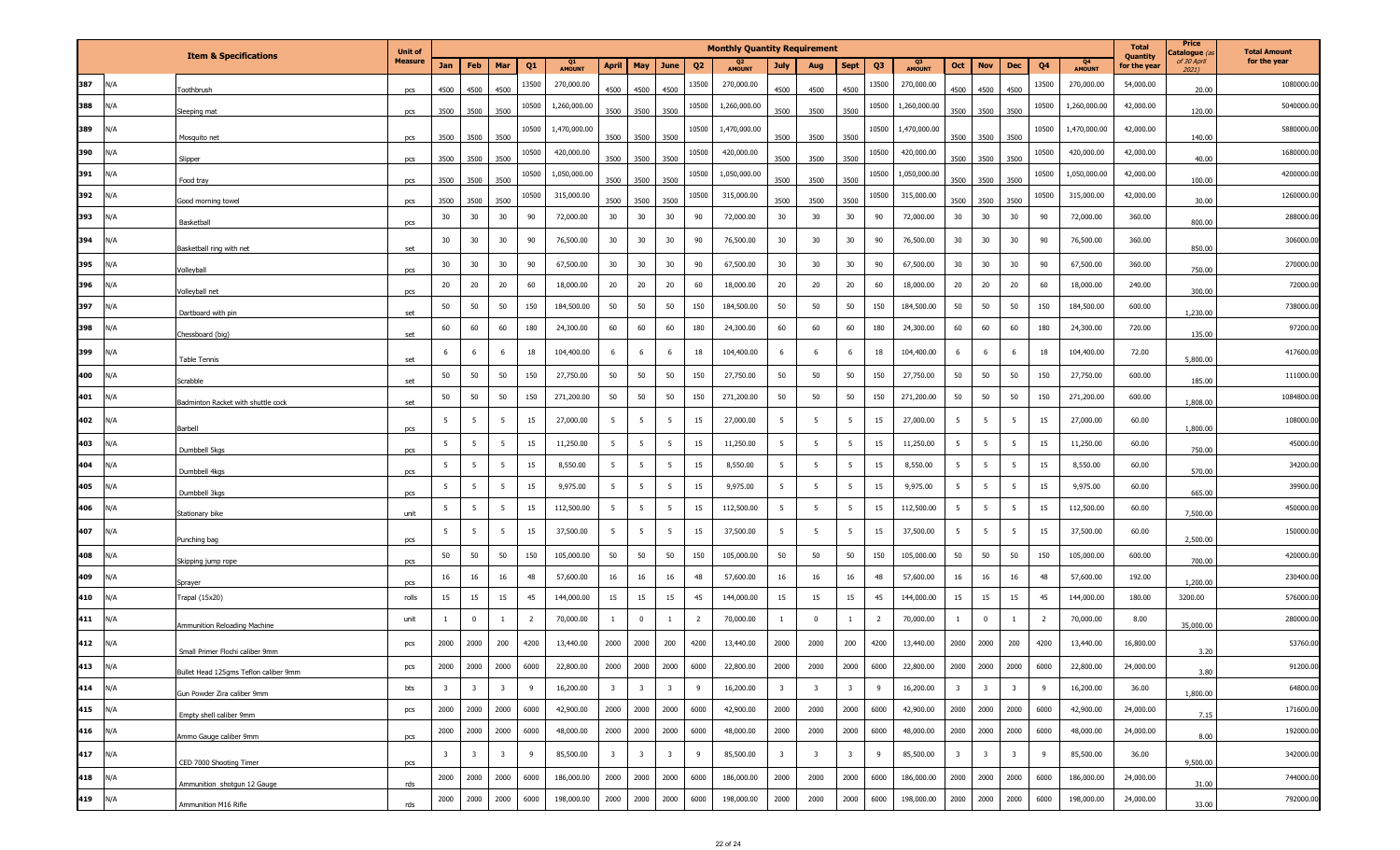| | Item & Specifications | Unit of Measure | Monthly Quantity Requirement | | | | | | | | | | | | | | | | | | | | Total Quantity for the year | Price Catalogue (as of 30 April 2021) | Total Amount for the year |
|---|---|---|---|---|---|---|---|---|---|---|---|---|---|---|---|---|---|---|---|---|---|---|---|---|---|
| | | | Jan | Feb | Mar | Q1 | Q1 AMOUNT | April | May | June | Q2 | Q2 AMOUNT | July | Aug | Sept | Q3 | Q3 AMOUNT | Oct | Nov | Dec | Q4 | Q4 AMOUNT | | | |
| 387 | N/A Toothbrush | pcs | 4500 | 4500 | 4500 | 13500 | 270,000.00 | 4500 | 4500 | 4500 | 13500 | 270,000.00 | 4500 | 4500 | 4500 | 13500 | 270,000.00 | 4500 | 4500 | 4500 | 13500 | 270,000.00 | 54,000.00 | 20.00 | 1080000.00 |
| 388 | N/A Sleeping mat | pcs | 3500 | 3500 | 3500 | 10500 | 1,260,000.00 | 3500 | 3500 | 3500 | 10500 | 1,260,000.00 | 3500 | 3500 | 3500 | 10500 | 1,260,000.00 | 3500 | 3500 | 3500 | 10500 | 1,260,000.00 | 42,000.00 | 120.00 | 5040000.00 |
| 389 | N/A Mosquito net | pcs | 3500 | 3500 | 3500 | 10500 | 1,470,000.00 | 3500 | 3500 | 3500 | 10500 | 1,470,000.00 | 3500 | 3500 | 3500 | 10500 | 1,470,000.00 | 3500 | 3500 | 3500 | 10500 | 1,470,000.00 | 42,000.00 | 140.00 | 5880000.00 |
| 390 | N/A Slipper | pcs | 3500 | 3500 | 3500 | 10500 | 420,000.00 | 3500 | 3500 | 3500 | 10500 | 420,000.00 | 3500 | 3500 | 3500 | 10500 | 420,000.00 | 3500 | 3500 | 3500 | 10500 | 420,000.00 | 42,000.00 | 40.00 | 1680000.00 |
| 391 | N/A Food tray | pcs | 3500 | 3500 | 3500 | 10500 | 1,050,000.00 | 3500 | 3500 | 3500 | 10500 | 1,050,000.00 | 3500 | 3500 | 3500 | 10500 | 1,050,000.00 | 3500 | 3500 | 3500 | 10500 | 1,050,000.00 | 42,000.00 | 100.00 | 4200000.00 |
| 392 | N/A Good morning towel | pcs | 3500 | 3500 | 3500 | 10500 | 315,000.00 | 3500 | 3500 | 3500 | 10500 | 315,000.00 | 3500 | 3500 | 3500 | 10500 | 315,000.00 | 3500 | 3500 | 3500 | 10500 | 315,000.00 | 42,000.00 | 30.00 | 1260000.00 |
| 393 | N/A Basketball | pcs | 30 | 30 | 30 | 90 | 72,000.00 | 30 | 30 | 30 | 90 | 72,000.00 | 30 | 30 | 30 | 90 | 72,000.00 | 30 | 30 | 30 | 90 | 72,000.00 | 360.00 | 800.00 | 288000.00 |
| 394 | N/A Basketball ring with net | set | 30 | 30 | 30 | 90 | 76,500.00 | 30 | 30 | 30 | 90 | 76,500.00 | 30 | 30 | 30 | 90 | 76,500.00 | 30 | 30 | 30 | 90 | 76,500.00 | 360.00 | 850.00 | 306000.00 |
| 395 | N/A Volleyball | pcs | 30 | 30 | 30 | 90 | 67,500.00 | 30 | 30 | 30 | 90 | 67,500.00 | 30 | 30 | 30 | 90 | 67,500.00 | 30 | 30 | 30 | 90 | 67,500.00 | 360.00 | 750.00 | 270000.00 |
| 396 | N/A Volleyball net | pcs | 20 | 20 | 20 | 60 | 18,000.00 | 20 | 20 | 20 | 60 | 18,000.00 | 20 | 20 | 20 | 60 | 18,000.00 | 20 | 20 | 20 | 60 | 18,000.00 | 240.00 | 300.00 | 72000.00 |
| 397 | N/A Dartboard with pin | set | 50 | 50 | 50 | 150 | 184,500.00 | 50 | 50 | 50 | 150 | 184,500.00 | 50 | 50 | 50 | 150 | 184,500.00 | 50 | 50 | 50 | 150 | 184,500.00 | 600.00 | 1,230.00 | 738000.00 |
| 398 | N/A Chessboard (big) | set | 60 | 60 | 60 | 180 | 24,300.00 | 60 | 60 | 60 | 180 | 24,300.00 | 60 | 60 | 60 | 180 | 24,300.00 | 60 | 60 | 60 | 180 | 24,300.00 | 720.00 | 135.00 | 97200.00 |
| 399 | N/A Table Tennis | set | 6 | 6 | 6 | 18 | 104,400.00 | 6 | 6 | 6 | 18 | 104,400.00 | 6 | 6 | 6 | 18 | 104,400.00 | 6 | 6 | 6 | 18 | 104,400.00 | 72.00 | 5,800.00 | 417600.00 |
| 400 | N/A Scrabble | set | 50 | 50 | 50 | 150 | 27,750.00 | 50 | 50 | 50 | 150 | 27,750.00 | 50 | 50 | 50 | 150 | 27,750.00 | 50 | 50 | 50 | 150 | 27,750.00 | 600.00 | 185.00 | 111000.00 |
| 401 | N/A Badminton Racket with shuttle cock | set | 50 | 50 | 50 | 150 | 271,200.00 | 50 | 50 | 50 | 150 | 271,200.00 | 50 | 50 | 50 | 150 | 271,200.00 | 50 | 50 | 50 | 150 | 271,200.00 | 600.00 | 1,808.00 | 1084800.00 |
| 402 | N/A Barbell | pcs | 5 | 5 | 5 | 15 | 27,000.00 | 5 | 5 | 5 | 15 | 27,000.00 | 5 | 5 | 5 | 15 | 27,000.00 | 5 | 5 | 5 | 15 | 27,000.00 | 60.00 | 1,800.00 | 108000.00 |
| 403 | N/A Dumbbell 5kgs | pcs | 5 | 5 | 5 | 15 | 11,250.00 | 5 | 5 | 5 | 15 | 11,250.00 | 5 | 5 | 5 | 15 | 11,250.00 | 5 | 5 | 5 | 15 | 11,250.00 | 60.00 | 750.00 | 45000.00 |
| 404 | N/A Dumbbell 4kgs | pcs | 5 | 5 | 5 | 15 | 8,550.00 | 5 | 5 | 5 | 15 | 8,550.00 | 5 | 5 | 5 | 15 | 8,550.00 | 5 | 5 | 5 | 15 | 8,550.00 | 60.00 | 570.00 | 34200.00 |
| 405 | N/A Dumbbell 3kgs | pcs | 5 | 5 | 5 | 15 | 9,975.00 | 5 | 5 | 5 | 15 | 9,975.00 | 5 | 5 | 5 | 15 | 9,975.00 | 5 | 5 | 5 | 15 | 9,975.00 | 60.00 | 665.00 | 39900.00 |
| 406 | N/A Stationary bike | unit | 5 | 5 | 5 | 15 | 112,500.00 | 5 | 5 | 5 | 15 | 112,500.00 | 5 | 5 | 5 | 15 | 112,500.00 | 5 | 5 | 5 | 15 | 112,500.00 | 60.00 | 7,500.00 | 450000.00 |
| 407 | N/A Punching bag | pcs | 5 | 5 | 5 | 15 | 37,500.00 | 5 | 5 | 5 | 15 | 37,500.00 | 5 | 5 | 5 | 15 | 37,500.00 | 5 | 5 | 5 | 15 | 37,500.00 | 60.00 | 2,500.00 | 150000.00 |
| 408 | N/A Skipping jump rope | pcs | 50 | 50 | 50 | 150 | 105,000.00 | 50 | 50 | 50 | 150 | 105,000.00 | 50 | 50 | 50 | 150 | 105,000.00 | 50 | 50 | 50 | 150 | 105,000.00 | 600.00 | 700.00 | 420000.00 |
| 409 | N/A Sprayer | pcs | 16 | 16 | 16 | 48 | 57,600.00 | 16 | 16 | 16 | 48 | 57,600.00 | 16 | 16 | 16 | 48 | 57,600.00 | 16 | 16 | 16 | 48 | 57,600.00 | 192.00 | 1,200.00 | 230400.00 |
| 410 | N/A Trapal (15x20) | rolls | 15 | 15 | 15 | 45 | 144,000.00 | 15 | 15 | 15 | 45 | 144,000.00 | 15 | 15 | 15 | 45 | 144,000.00 | 15 | 15 | 15 | 45 | 144,000.00 | 180.00 | 3200.00 | 576000.00 |
| 411 | N/A Ammunition Reloading Machine | unit | 1 | 0 | 1 | 2 | 70,000.00 | 1 | 0 | 1 | 2 | 70,000.00 | 1 | 0 | 1 | 2 | 70,000.00 | 1 | 0 | 1 | 2 | 70,000.00 | 8.00 | 35,000.00 | 280000.00 |
| 412 | N/A Small Primer Flochi caliber 9mm | pcs | 2000 | 2000 | 200 | 4200 | 13,440.00 | 2000 | 2000 | 200 | 4200 | 13,440.00 | 2000 | 2000 | 200 | 4200 | 13,440.00 | 2000 | 2000 | 200 | 4200 | 13,440.00 | 16,800.00 | 3.20 | 53760.00 |
| 413 | N/A Bullet Head 125gms Teflon caliber 9mm | pcs | 2000 | 2000 | 2000 | 6000 | 22,800.00 | 2000 | 2000 | 2000 | 6000 | 22,800.00 | 2000 | 2000 | 2000 | 6000 | 22,800.00 | 2000 | 2000 | 2000 | 6000 | 22,800.00 | 24,000.00 | 3.80 | 91200.00 |
| 414 | N/A Gun Powder Zira caliber 9mm | bts | 3 | 3 | 3 | 9 | 16,200.00 | 3 | 3 | 3 | 9 | 16,200.00 | 3 | 3 | 3 | 9 | 16,200.00 | 3 | 3 | 3 | 9 | 16,200.00 | 36.00 | 1,800.00 | 64800.00 |
| 415 | N/A Empty shell caliber 9mm | pcs | 2000 | 2000 | 2000 | 6000 | 42,900.00 | 2000 | 2000 | 2000 | 6000 | 42,900.00 | 2000 | 2000 | 2000 | 6000 | 42,900.00 | 2000 | 2000 | 2000 | 6000 | 42,900.00 | 24,000.00 | 7.15 | 171600.00 |
| 416 | N/A Ammo Gauge caliber 9mm | pcs | 2000 | 2000 | 2000 | 6000 | 48,000.00 | 2000 | 2000 | 2000 | 6000 | 48,000.00 | 2000 | 2000 | 2000 | 6000 | 48,000.00 | 2000 | 2000 | 2000 | 6000 | 48,000.00 | 24,000.00 | 8.00 | 192000.00 |
| 417 | N/A CED 7000 Shooting Timer | pcs | 3 | 3 | 3 | 9 | 85,500.00 | 3 | 3 | 3 | 9 | 85,500.00 | 3 | 3 | 3 | 9 | 85,500.00 | 3 | 3 | 3 | 9 | 85,500.00 | 36.00 | 9,500.00 | 342000.00 |
| 418 | N/A Ammunition shotgun 12 Gauge | rds | 2000 | 2000 | 2000 | 6000 | 186,000.00 | 2000 | 2000 | 2000 | 6000 | 186,000.00 | 2000 | 2000 | 2000 | 6000 | 186,000.00 | 2000 | 2000 | 2000 | 6000 | 186,000.00 | 24,000.00 | 31.00 | 744000.00 |
| 419 | N/A Ammunition M16 Rifle | rds | 2000 | 2000 | 2000 | 6000 | 198,000.00 | 2000 | 2000 | 2000 | 6000 | 198,000.00 | 2000 | 2000 | 2000 | 6000 | 198,000.00 | 2000 | 2000 | 2000 | 6000 | 198,000.00 | 24,000.00 | 33.00 | 792000.00 |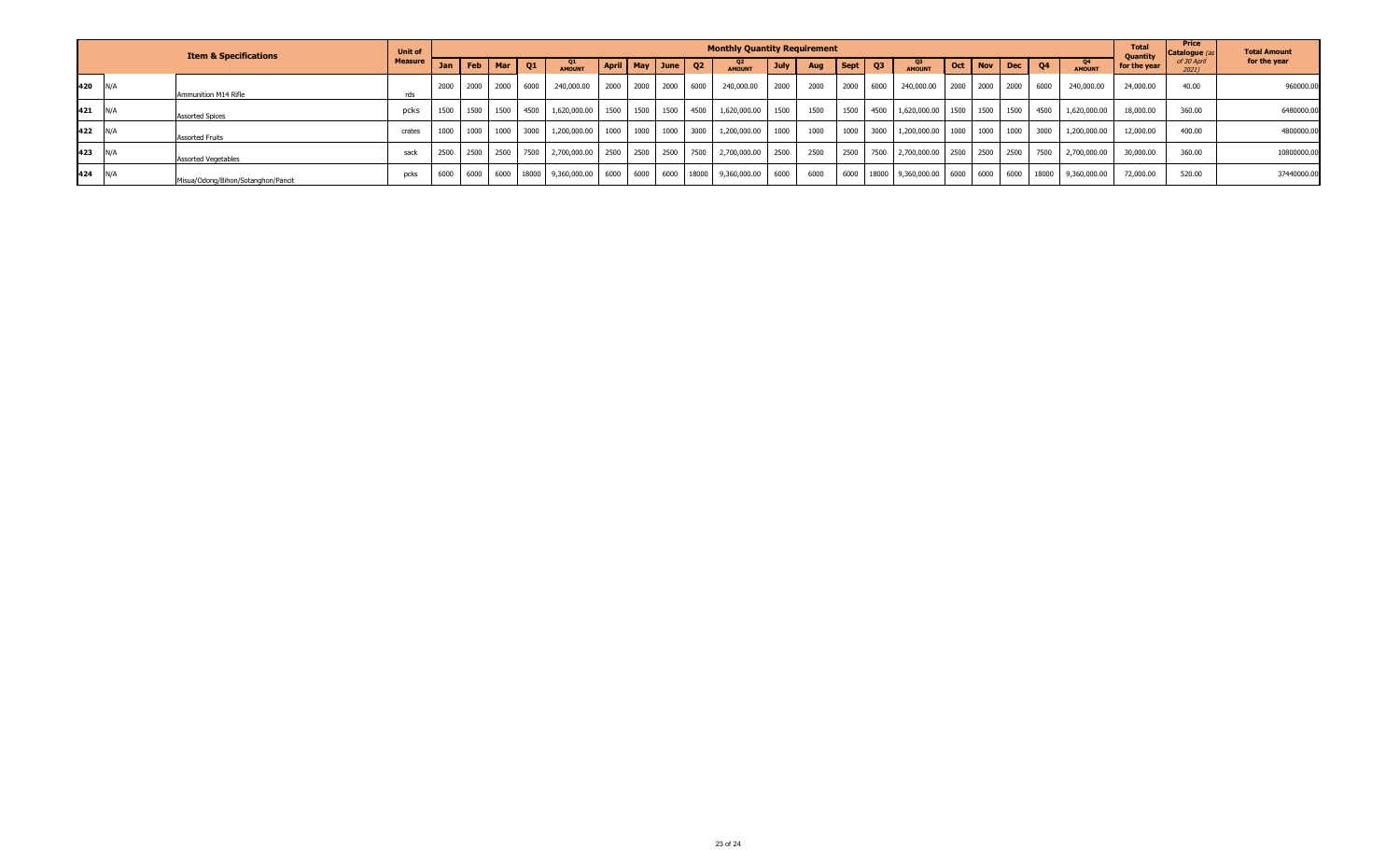| | | Item & Specifications | Unit of Measure | Monthly Quantity Requirement | | | | | | | | | | | | | | | | | | | | | | Total Quantity for the year | Price Catalogue (as of 30 April 2021) | Total Amount for the year |
|---|---|---|---|---|---|---|---|---|---|---|---|---|---|---|---|---|---|---|---|---|---|---|---|---|---|---|---|---|
| | | | | Jan | Feb | Mar | Q1 | Q1 AMOUNT | April | May | June | Q2 | Q2 AMOUNT | July | Aug | Sept | Q3 | Q3 AMOUNT | Oct | Nov | Dec | Q4 | Q4 AMOUNT | | | |
| 420 | N/A | Ammunition M14 Rifle | rds | 2000 | 2000 | 2000 | 6000 | 240,000.00 | 2000 | 2000 | 2000 | 6000 | 240,000.00 | 2000 | 2000 | 2000 | 6000 | 240,000.00 | 2000 | 2000 | 2000 | 6000 | 240,000.00 | 24,000.00 | 40.00 | 960000.00 |
| 421 | N/A | Assorted Spices | pcks | 1500 | 1500 | 1500 | 4500 | 1,620,000.00 | 1500 | 1500 | 1500 | 4500 | 1,620,000.00 | 1500 | 1500 | 1500 | 4500 | 1,620,000.00 | 1500 | 1500 | 1500 | 4500 | 1,620,000.00 | 18,000.00 | 360.00 | 6480000.00 |
| 422 | N/A | Assorted Fruits | crates | 1000 | 1000 | 1000 | 3000 | 1,200,000.00 | 1000 | 1000 | 1000 | 3000 | 1,200,000.00 | 1000 | 1000 | 1000 | 3000 | 1,200,000.00 | 1000 | 1000 | 1000 | 3000 | 1,200,000.00 | 12,000.00 | 400.00 | 4800000.00 |
| 423 | N/A | Assorted Vegetables | sack | 2500 | 2500 | 2500 | 7500 | 2,700,000.00 | 2500 | 2500 | 2500 | 7500 | 2,700,000.00 | 2500 | 2500 | 2500 | 7500 | 2,700,000.00 | 2500 | 2500 | 2500 | 7500 | 2,700,000.00 | 30,000.00 | 360.00 | 10800000.00 |
| 424 | N/A | Misua/Odong/Bihon/Sotanghon/Pancit | pcks | 6000 | 6000 | 6000 | 18000 | 9,360,000.00 | 6000 | 6000 | 6000 | 18000 | 9,360,000.00 | 6000 | 6000 | 6000 | 18000 | 9,360,000.00 | 6000 | 6000 | 6000 | 18000 | 9,360,000.00 | 72,000.00 | 520.00 | 37440000.00 |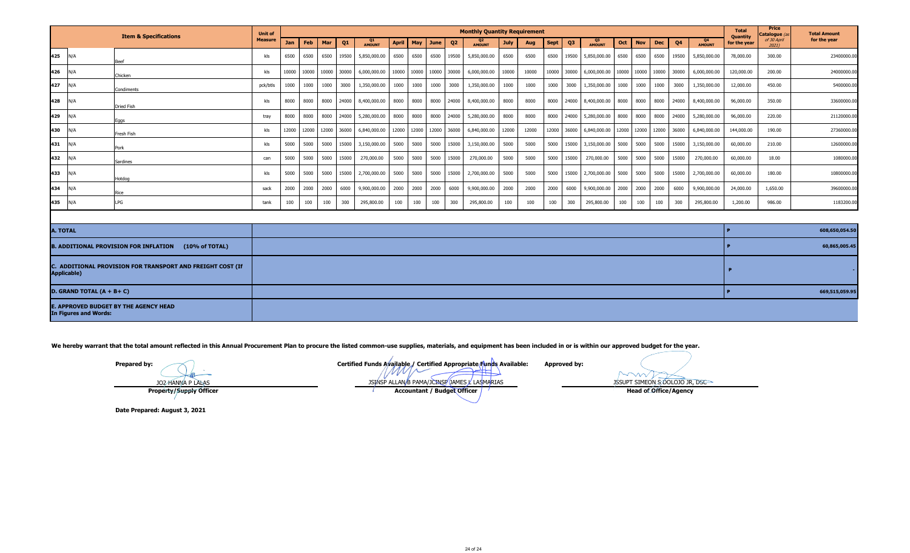| Item & Specifications | | | Unit of Measure | Monthly Quantity Requirement | | | | | | | | | | | | | | | | | | | | Total Quantity for the year | Price Catalogue (as of 30 April 2021) | Total Amount for the year |
|---|---|---|---|---|---|---|---|---|---|---|---|---|---|---|---|---|---|---|---|---|---|---|---|---|---|---|
| | | | | Jan | Feb | Mar | Q1 | Q1 AMOUNT | April | May | June | Q2 | Q2 AMOUNT | July | Aug | Sept | Q3 | Q3 AMOUNT | Oct | Nov | Dec | Q4 | Q4 AMOUNT | | | |
| 425 | N/A | Beef | kls | 6500 | 6500 | 6500 | 19500 | 5,850,000.00 | 6500 | 6500 | 6500 | 19500 | 5,850,000.00 | 6500 | 6500 | 6500 | 19500 | 5,850,000.00 | 6500 | 6500 | 6500 | 19500 | 5,850,000.00 | 78,000.00 | 300.00 | 23400000.00 |
| 426 | N/A | Chicken | kls | 10000 | 10000 | 10000 | 30000 | 6,000,000.00 | 10000 | 10000 | 10000 | 30000 | 6,000,000.00 | 10000 | 10000 | 10000 | 30000 | 6,000,000.00 | 10000 | 10000 | 10000 | 30000 | 6,000,000.00 | 120,000.00 | 200.00 | 24000000.00 |
| 427 | N/A | Condiments | pck/btls | 1000 | 1000 | 1000 | 3000 | 1,350,000.00 | 1000 | 1000 | 1000 | 3000 | 1,350,000.00 | 1000 | 1000 | 1000 | 3000 | 1,350,000.00 | 1000 | 1000 | 1000 | 3000 | 1,350,000.00 | 12,000.00 | 450.00 | 5400000.00 |
| 428 | N/A | Dried Fish | kls | 8000 | 8000 | 8000 | 24000 | 8,400,000.00 | 8000 | 8000 | 8000 | 24000 | 8,400,000.00 | 8000 | 8000 | 8000 | 24000 | 8,400,000.00 | 8000 | 8000 | 8000 | 24000 | 8,400,000.00 | 96,000.00 | 350.00 | 33600000.00 |
| 429 | N/A | Eggs | tray | 8000 | 8000 | 8000 | 24000 | 5,280,000.00 | 8000 | 8000 | 8000 | 24000 | 5,280,000.00 | 8000 | 8000 | 8000 | 24000 | 5,280,000.00 | 8000 | 8000 | 8000 | 24000 | 5,280,000.00 | 96,000.00 | 220.00 | 21120000.00 |
| 430 | N/A | Fresh Fish | kls | 12000 | 12000 | 12000 | 36000 | 6,840,000.00 | 12000 | 12000 | 12000 | 36000 | 6,840,000.00 | 12000 | 12000 | 12000 | 36000 | 6,840,000.00 | 12000 | 12000 | 12000 | 36000 | 6,840,000.00 | 144,000.00 | 190.00 | 27360000.00 |
| 431 | N/A | Pork | kls | 5000 | 5000 | 5000 | 15000 | 3,150,000.00 | 5000 | 5000 | 5000 | 15000 | 3,150,000.00 | 5000 | 5000 | 5000 | 15000 | 3,150,000.00 | 5000 | 5000 | 5000 | 15000 | 3,150,000.00 | 60,000.00 | 210.00 | 12600000.00 |
| 432 | N/A | Sardines | can | 5000 | 5000 | 5000 | 15000 | 270,000.00 | 5000 | 5000 | 5000 | 15000 | 270,000.00 | 5000 | 5000 | 5000 | 15000 | 270,000.00 | 5000 | 5000 | 5000 | 15000 | 270,000.00 | 60,000.00 | 18.00 | 1080000.00 |
| 433 | N/A | Hotdog | kls | 5000 | 5000 | 5000 | 15000 | 2,700,000.00 | 5000 | 5000 | 5000 | 15000 | 2,700,000.00 | 5000 | 5000 | 5000 | 15000 | 2,700,000.00 | 5000 | 5000 | 5000 | 15000 | 2,700,000.00 | 60,000.00 | 180.00 | 10800000.00 |
| 434 | N/A | Rice | sack | 2000 | 2000 | 2000 | 6000 | 9,900,000.00 | 2000 | 2000 | 2000 | 6000 | 9,900,000.00 | 2000 | 2000 | 2000 | 6000 | 9,900,000.00 | 2000 | 2000 | 2000 | 6000 | 9,900,000.00 | 24,000.00 | 1,650.00 | 39600000.00 |
| 435 | N/A | LPG | tank | 100 | 100 | 100 | 300 | 295,800.00 | 100 | 100 | 100 | 300 | 295,800.00 | 100 | 100 | 100 | 300 | 295,800.00 | 100 | 100 | 100 | 300 | 295,800.00 | 1,200.00 | 986.00 | 1183200.00 |

| | | |
|---|---|---|
| A. TOTAL | ₱ | 608,650,054.50 |
| B. ADDITIONAL PROVISION FOR INFLATION (10% of TOTAL) | ₱ | 60,865,005.45 |
| C. ADDITIONAL PROVISION FOR TRANSPORT AND FREIGHT COST (If Applicable) | ₱ | - |
| D. GRAND TOTAL (A + B+ C) | ₱ | 669,515,059.95 |
| E. APPROVED BUDGET BY THE AGENCY HEAD In Figures and Words: | | |

**We hereby warrant that the total amount reflected in this Annual Procurement Plan to procure the listed common-use supplies, materials, and equipment has been included in or is within our approved budget for the year.**

| Prepared by: | Certified Funds Available / Certified Appropriate Funds Available: | Approved by: |
|---|---|---|
| JO2 HANNA P LALAS | JSINSP ALLAN B PAMA/JCINSP JAMES L LASMARIAS | JSSUPT SIMEON S DOLOJO JR, DSC |
| **Property/Supply Officer** | **Accountant / Budget Officer** | **Head of Office/Agency** |

**Date Prepared: August 3, 2021**